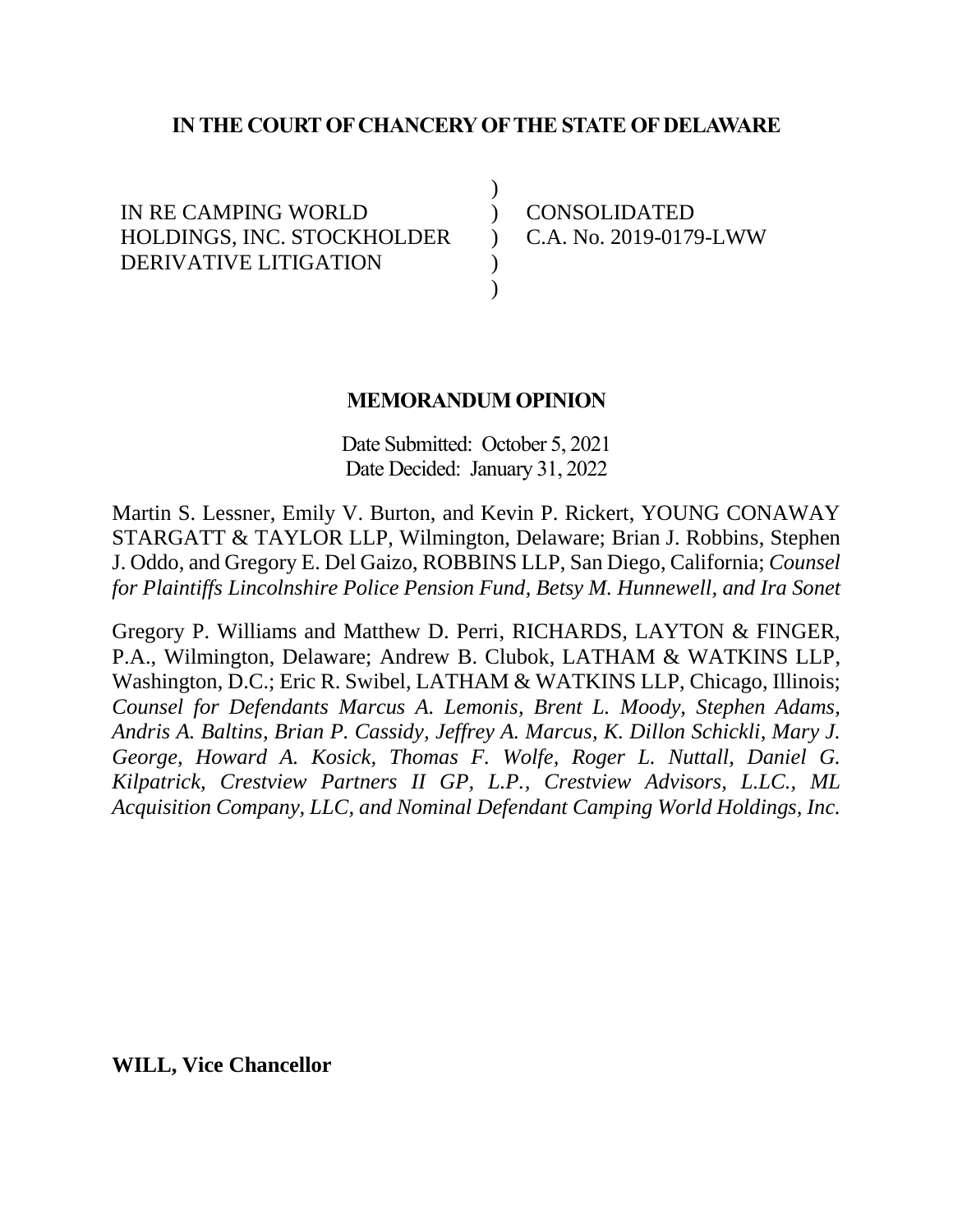**IN THE COURT OF CHANCERY OF THE STATE OF DELAWARE**

| | | |
|---|---|---|
| IN RE CAMPING WORLD HOLDINGS, INC. STOCKHOLDER DERIVATIVE LITIGATION | ) ) ) ) ) | CONSOLIDATED C.A. No. 2019-0179-LWW |

**MEMORANDUM OPINION**

Date Submitted: October 5, 2021
Date Decided: January 31, 2022

Martin S. Lessner, Emily V. Burton, and Kevin P. Rickert, YOUNG CONAWAY STARGATT & TAYLOR LLP, Wilmington, Delaware; Brian J. Robbins, Stephen J. Oddo, and Gregory E. Del Gaizo, ROBBINS LLP, San Diego, California; *Counsel for Plaintiffs Lincolnshire Police Pension Fund, Betsy M. Hunnewell, and Ira Sonet*

Gregory P. Williams and Matthew D. Perri, RICHARDS, LAYTON & FINGER, P.A., Wilmington, Delaware; Andrew B. Clubok, LATHAM & WATKINS LLP, Washington, D.C.; Eric R. Swibel, LATHAM & WATKINS LLP, Chicago, Illinois; *Counsel for Defendants Marcus A. Lemonis, Brent L. Moody, Stephen Adams, Andris A. Baltins, Brian P. Cassidy, Jeffrey A. Marcus, K. Dillon Schickli, Mary J. George, Howard A. Kosick, Thomas F. Wolfe, Roger L. Nuttall, Daniel G. Kilpatrick, Crestview Partners II GP, L.P., Crestview Advisors, L.LC., ML Acquisition Company, LLC, and Nominal Defendant Camping World Holdings, Inc.*

**WILL, Vice Chancellor**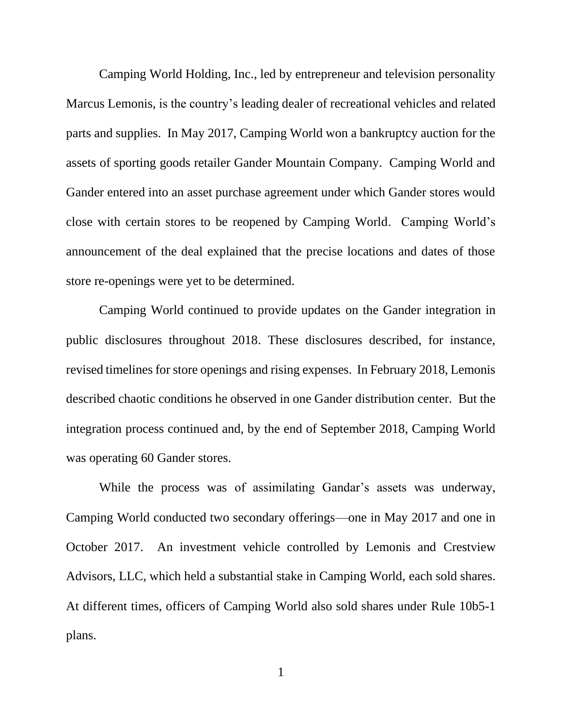Camping World Holding, Inc., led by entrepreneur and television personality Marcus Lemonis, is the country's leading dealer of recreational vehicles and related parts and supplies. In May 2017, Camping World won a bankruptcy auction for the assets of sporting goods retailer Gander Mountain Company. Camping World and Gander entered into an asset purchase agreement under which Gander stores would close with certain stores to be reopened by Camping World. Camping World's announcement of the deal explained that the precise locations and dates of those store re-openings were yet to be determined.

Camping World continued to provide updates on the Gander integration in public disclosures throughout 2018. These disclosures described, for instance, revised timelines for store openings and rising expenses. In February 2018, Lemonis described chaotic conditions he observed in one Gander distribution center. But the integration process continued and, by the end of September 2018, Camping World was operating 60 Gander stores.

While the process was of assimilating Gandar's assets was underway, Camping World conducted two secondary offerings—one in May 2017 and one in October 2017. An investment vehicle controlled by Lemonis and Crestview Advisors, LLC, which held a substantial stake in Camping World, each sold shares. At different times, officers of Camping World also sold shares under Rule 10b5-1 plans.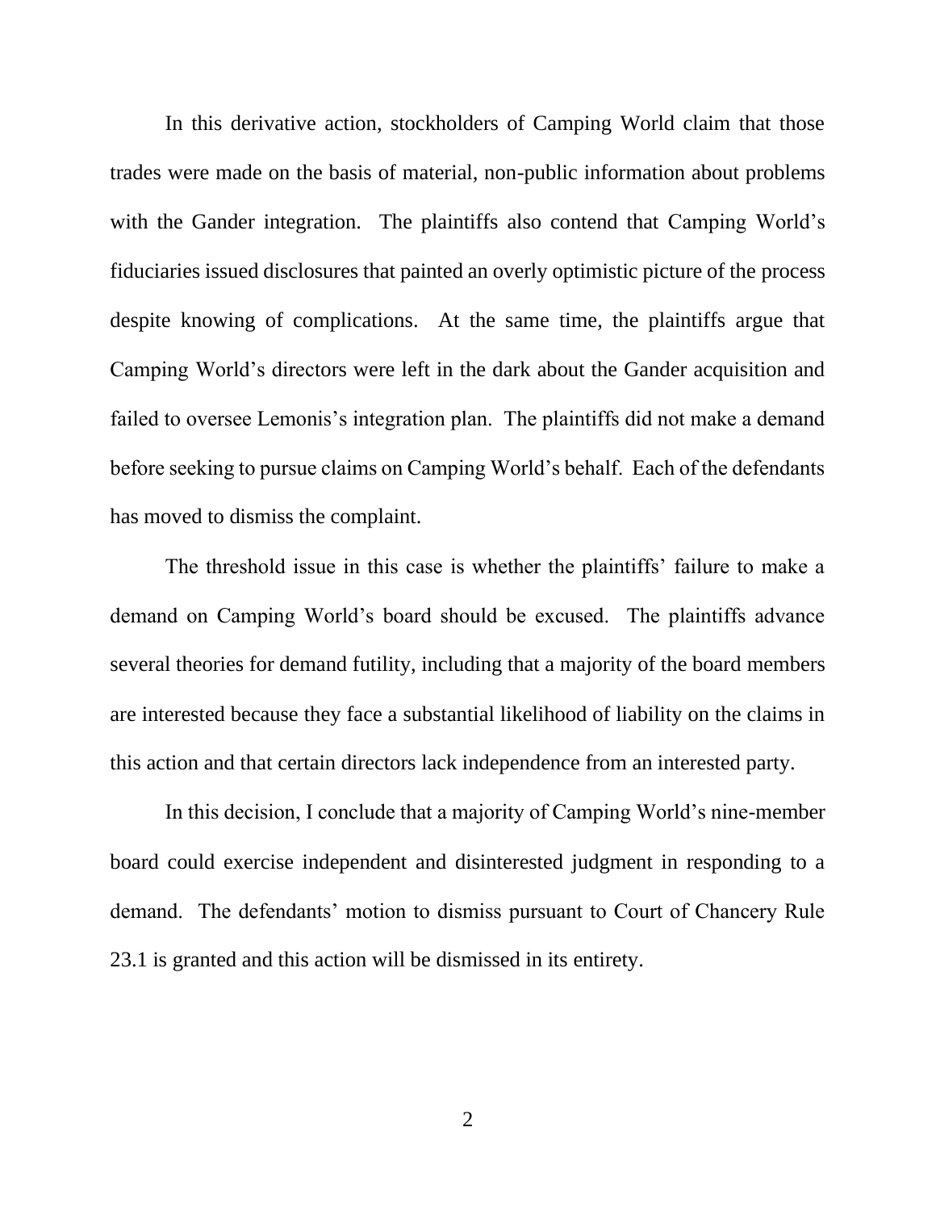In this derivative action, stockholders of Camping World claim that those trades were made on the basis of material, non-public information about problems with the Gander integration. The plaintiffs also contend that Camping World's fiduciaries issued disclosures that painted an overly optimistic picture of the process despite knowing of complications. At the same time, the plaintiffs argue that Camping World's directors were left in the dark about the Gander acquisition and failed to oversee Lemonis's integration plan. The plaintiffs did not make a demand before seeking to pursue claims on Camping World's behalf. Each of the defendants has moved to dismiss the complaint.

The threshold issue in this case is whether the plaintiffs' failure to make a demand on Camping World's board should be excused. The plaintiffs advance several theories for demand futility, including that a majority of the board members are interested because they face a substantial likelihood of liability on the claims in this action and that certain directors lack independence from an interested party.

In this decision, I conclude that a majority of Camping World's nine-member board could exercise independent and disinterested judgment in responding to a demand. The defendants' motion to dismiss pursuant to Court of Chancery Rule 23.1 is granted and this action will be dismissed in its entirety.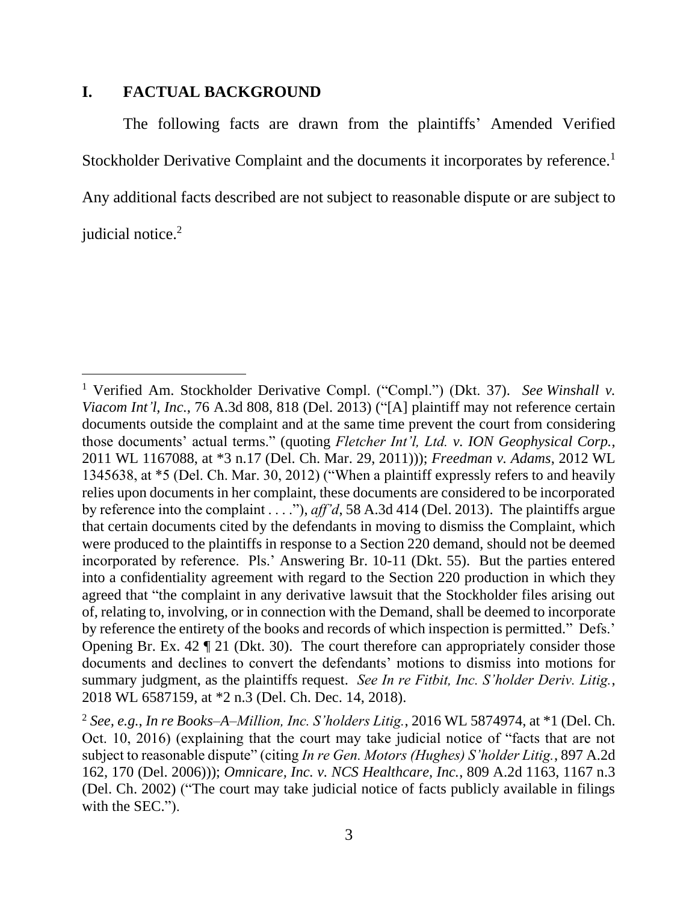## I. FACTUAL BACKGROUND

The following facts are drawn from the plaintiffs' Amended Verified Stockholder Derivative Complaint and the documents it incorporates by reference.[1] Any additional facts described are not subject to reasonable dispute or are subject to judicial notice.[2]

---

[1] Verified Am. Stockholder Derivative Compl. ("Compl.") (Dkt. 37). *See Winshall v. Viacom Int'l, Inc.*, 76 A.3d 808, 818 (Del. 2013) ("[A] plaintiff may not reference certain documents outside the complaint and at the same time prevent the court from considering those documents' actual terms." (quoting *Fletcher Int'l, Ltd. v. ION Geophysical Corp.*, 2011 WL 1167088, at *3 n.17 (Del. Ch. Mar. 29, 2011))); *Freedman v. Adams*, 2012 WL 1345638, at *5 (Del. Ch. Mar. 30, 2012) ("When a plaintiff expressly refers to and heavily relies upon documents in her complaint, these documents are considered to be incorporated by reference into the complaint . . . ."), *aff'd*, 58 A.3d 414 (Del. 2013). The plaintiffs argue that certain documents cited by the defendants in moving to dismiss the Complaint, which were produced to the plaintiffs in response to a Section 220 demand, should not be deemed incorporated by reference. Pls.' Answering Br. 10-11 (Dkt. 55). But the parties entered into a confidentiality agreement with regard to the Section 220 production in which they agreed that "the complaint in any derivative lawsuit that the Stockholder files arising out of, relating to, involving, or in connection with the Demand, shall be deemed to incorporate by reference the entirety of the books and records of which inspection is permitted." Defs.' Opening Br. Ex. 42 ¶ 21 (Dkt. 30). The court therefore can appropriately consider those documents and declines to convert the defendants' motions to dismiss into motions for summary judgment, as the plaintiffs request. *See In re Fitbit, Inc. S'holder Deriv. Litig.*, 2018 WL 6587159, at *2 n.3 (Del. Ch. Dec. 14, 2018).

[2] *See, e.g.*, *In re Books–A–Million, Inc. S'holders Litig.*, 2016 WL 5874974, at *1 (Del. Ch. Oct. 10, 2016) (explaining that the court may take judicial notice of "facts that are not subject to reasonable dispute" (citing *In re Gen. Motors (Hughes) S'holder Litig.*, 897 A.2d 162, 170 (Del. 2006))); *Omnicare, Inc. v. NCS Healthcare, Inc.*, 809 A.2d 1163, 1167 n.3 (Del. Ch. 2002) ("The court may take judicial notice of facts publicly available in filings with the SEC.").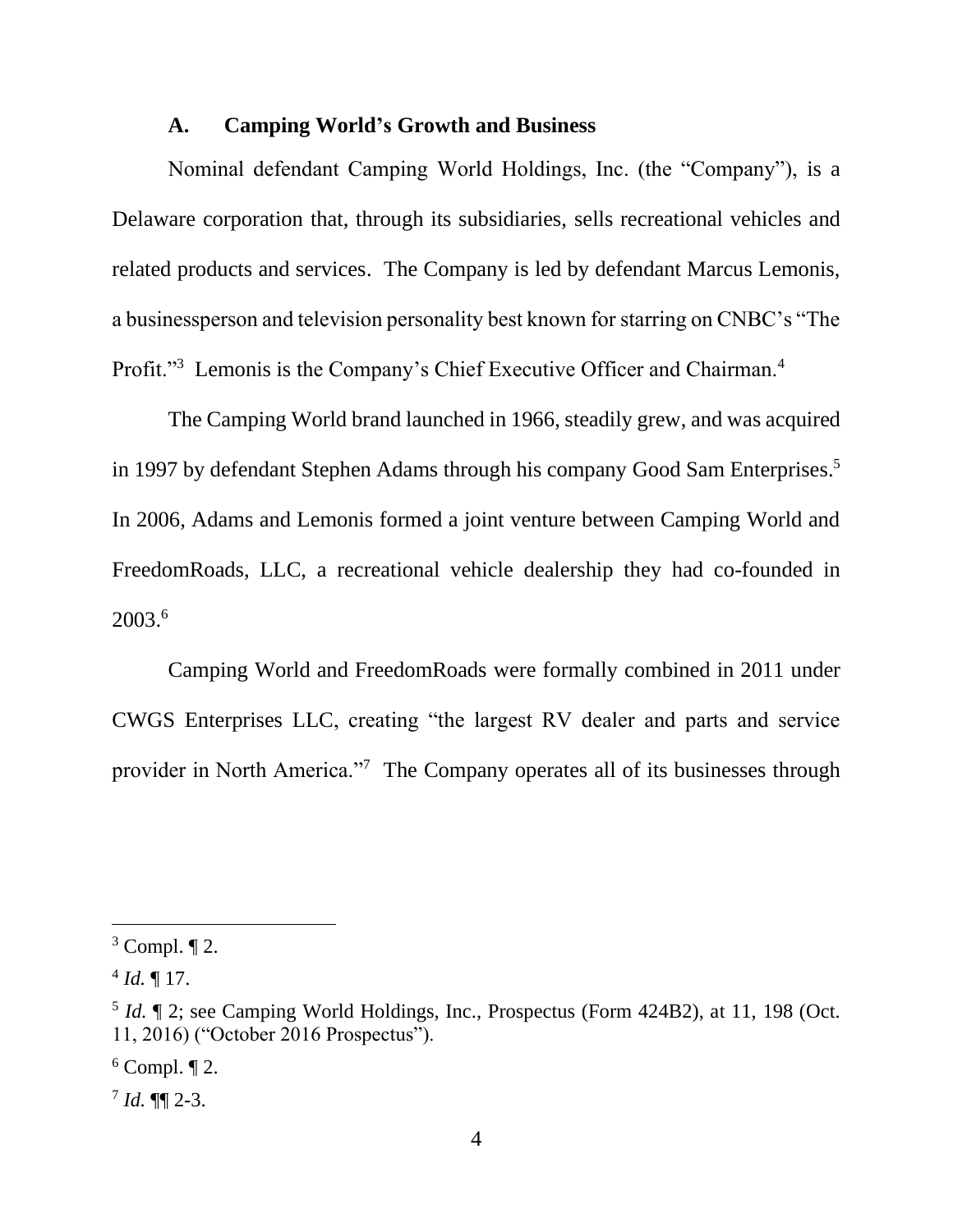### A. Camping World's Growth and Business

Nominal defendant Camping World Holdings, Inc. (the "Company"), is a Delaware corporation that, through its subsidiaries, sells recreational vehicles and related products and services. The Company is led by defendant Marcus Lemonis, a businessperson and television personality best known for starring on CNBC's "The Profit."[3] Lemonis is the Company's Chief Executive Officer and Chairman.[4]

The Camping World brand launched in 1966, steadily grew, and was acquired in 1997 by defendant Stephen Adams through his company Good Sam Enterprises.[5] In 2006, Adams and Lemonis formed a joint venture between Camping World and FreedomRoads, LLC, a recreational vehicle dealership they had co-founded in 2003.[6]

Camping World and FreedomRoads were formally combined in 2011 under CWGS Enterprises LLC, creating "the largest RV dealer and parts and service provider in North America."[7] The Company operates all of its businesses through

---

[3] Compl. ¶ 2.

[4] *Id.* ¶ 17.

[5] *Id.* ¶ 2; see Camping World Holdings, Inc., Prospectus (Form 424B2), at 11, 198 (Oct. 11, 2016) ("October 2016 Prospectus").

[6] Compl. ¶ 2.

[7] *Id.* ¶¶ 2-3.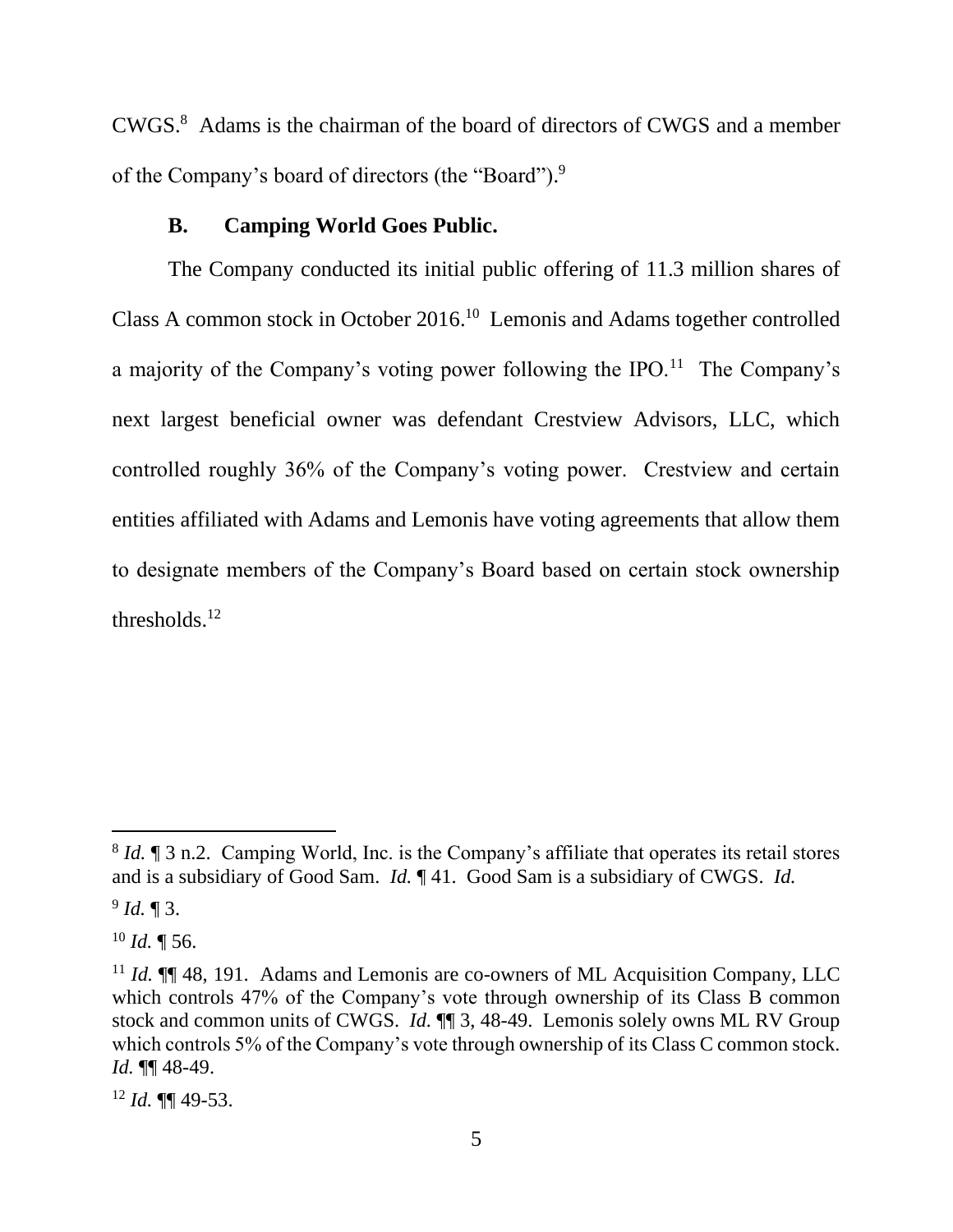CWGS.[8] Adams is the chairman of the board of directors of CWGS and a member of the Company's board of directors (the "Board").[9]

### B. Camping World Goes Public.

The Company conducted its initial public offering of 11.3 million shares of Class A common stock in October 2016.[10] Lemonis and Adams together controlled a majority of the Company's voting power following the IPO.[11] The Company's next largest beneficial owner was defendant Crestview Advisors, LLC, which controlled roughly 36% of the Company's voting power. Crestview and certain entities affiliated with Adams and Lemonis have voting agreements that allow them to designate members of the Company's Board based on certain stock ownership thresholds.[12]

---

[8] *Id.* ¶ 3 n.2. Camping World, Inc. is the Company's affiliate that operates its retail stores and is a subsidiary of Good Sam. *Id.* ¶ 41. Good Sam is a subsidiary of CWGS. *Id.*

[9] *Id.* ¶ 3.

[10] *Id.* ¶ 56.

[11] *Id.* ¶¶ 48, 191. Adams and Lemonis are co-owners of ML Acquisition Company, LLC which controls 47% of the Company's vote through ownership of its Class B common stock and common units of CWGS. *Id.* ¶¶ 3, 48-49. Lemonis solely owns ML RV Group which controls 5% of the Company's vote through ownership of its Class C common stock. *Id.* ¶¶ 48-49.

[12] *Id.* ¶¶ 49-53.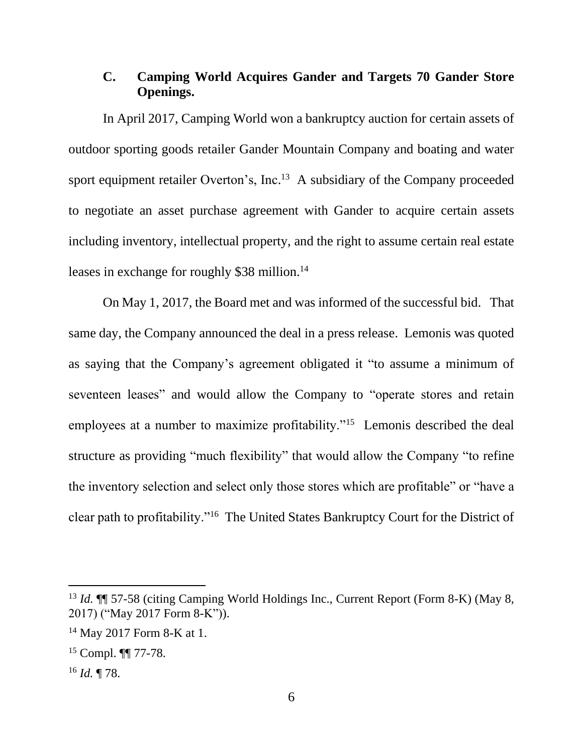### C. Camping World Acquires Gander and Targets 70 Gander Store Openings.

In April 2017, Camping World won a bankruptcy auction for certain assets of outdoor sporting goods retailer Gander Mountain Company and boating and water sport equipment retailer Overton's, Inc.[13] A subsidiary of the Company proceeded to negotiate an asset purchase agreement with Gander to acquire certain assets including inventory, intellectual property, and the right to assume certain real estate leases in exchange for roughly $38 million.[14]

On May 1, 2017, the Board met and was informed of the successful bid. That same day, the Company announced the deal in a press release. Lemonis was quoted as saying that the Company's agreement obligated it "to assume a minimum of seventeen leases" and would allow the Company to "operate stores and retain employees at a number to maximize profitability."[15] Lemonis described the deal structure as providing "much flexibility" that would allow the Company "to refine the inventory selection and select only those stores which are profitable" or "have a clear path to profitability."[16] The United States Bankruptcy Court for the District of

---

[13] *Id.* ¶¶ 57-58 (citing Camping World Holdings Inc., Current Report (Form 8-K) (May 8, 2017) ("May 2017 Form 8-K")).

[14] May 2017 Form 8-K at 1.

[15] Compl. ¶¶ 77-78.

[16] *Id.* ¶ 78.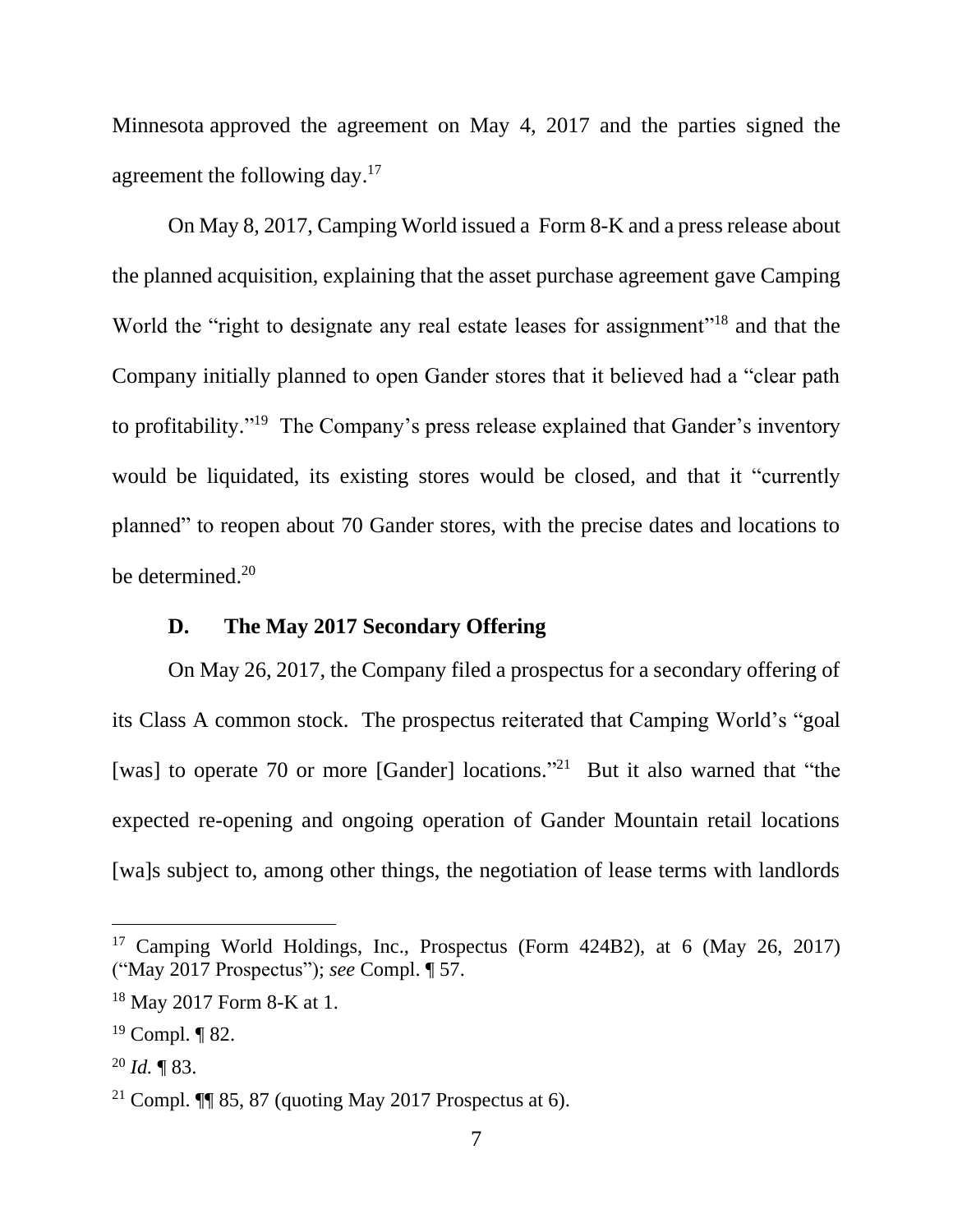Minnesota approved the agreement on May 4, 2017 and the parties signed the agreement the following day.[17]

On May 8, 2017, Camping World issued a Form 8-K and a press release about the planned acquisition, explaining that the asset purchase agreement gave Camping World the "right to designate any real estate leases for assignment"[18] and that the Company initially planned to open Gander stores that it believed had a "clear path to profitability."[19] The Company's press release explained that Gander's inventory would be liquidated, its existing stores would be closed, and that it "currently planned" to reopen about 70 Gander stores, with the precise dates and locations to be determined.[20]

### D. The May 2017 Secondary Offering

On May 26, 2017, the Company filed a prospectus for a secondary offering of its Class A common stock. The prospectus reiterated that Camping World's "goal [was] to operate 70 or more [Gander] locations."[21] But it also warned that "the expected re-opening and ongoing operation of Gander Mountain retail locations [wa]s subject to, among other things, the negotiation of lease terms with landlords

---

[17] Camping World Holdings, Inc., Prospectus (Form 424B2), at 6 (May 26, 2017) ("May 2017 Prospectus"); *see* Compl. ¶ 57.

[18] May 2017 Form 8-K at 1.

[19] Compl. ¶ 82.

[20] *Id.* ¶ 83.

[21] Compl. ¶¶ 85, 87 (quoting May 2017 Prospectus at 6).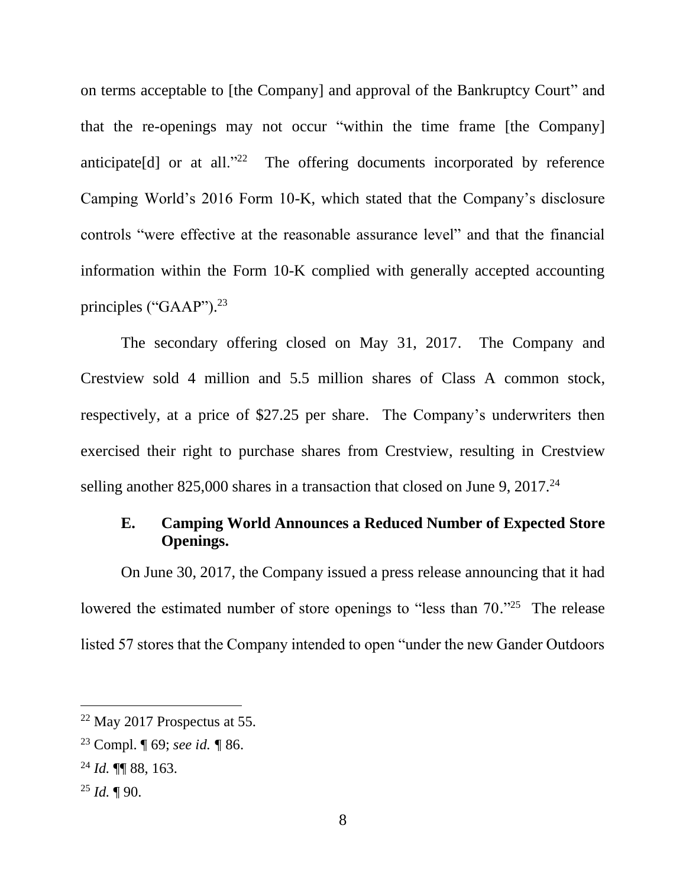on terms acceptable to [the Company] and approval of the Bankruptcy Court" and that the re-openings may not occur "within the time frame [the Company] anticipate[d] or at all."[22] The offering documents incorporated by reference Camping World's 2016 Form 10-K, which stated that the Company's disclosure controls "were effective at the reasonable assurance level" and that the financial information within the Form 10-K complied with generally accepted accounting principles ("GAAP").[23]

The secondary offering closed on May 31, 2017. The Company and Crestview sold 4 million and 5.5 million shares of Class A common stock, respectively, at a price of $27.25 per share. The Company's underwriters then exercised their right to purchase shares from Crestview, resulting in Crestview selling another 825,000 shares in a transaction that closed on June 9, 2017.[24]

### E. Camping World Announces a Reduced Number of Expected Store Openings.

On June 30, 2017, the Company issued a press release announcing that it had lowered the estimated number of store openings to "less than 70."[25] The release listed 57 stores that the Company intended to open "under the new Gander Outdoors

---

[22] May 2017 Prospectus at 55.

[23] Compl. ¶ 69; *see id.* ¶ 86.

[24] *Id.* ¶¶ 88, 163.

[25] *Id.* ¶ 90.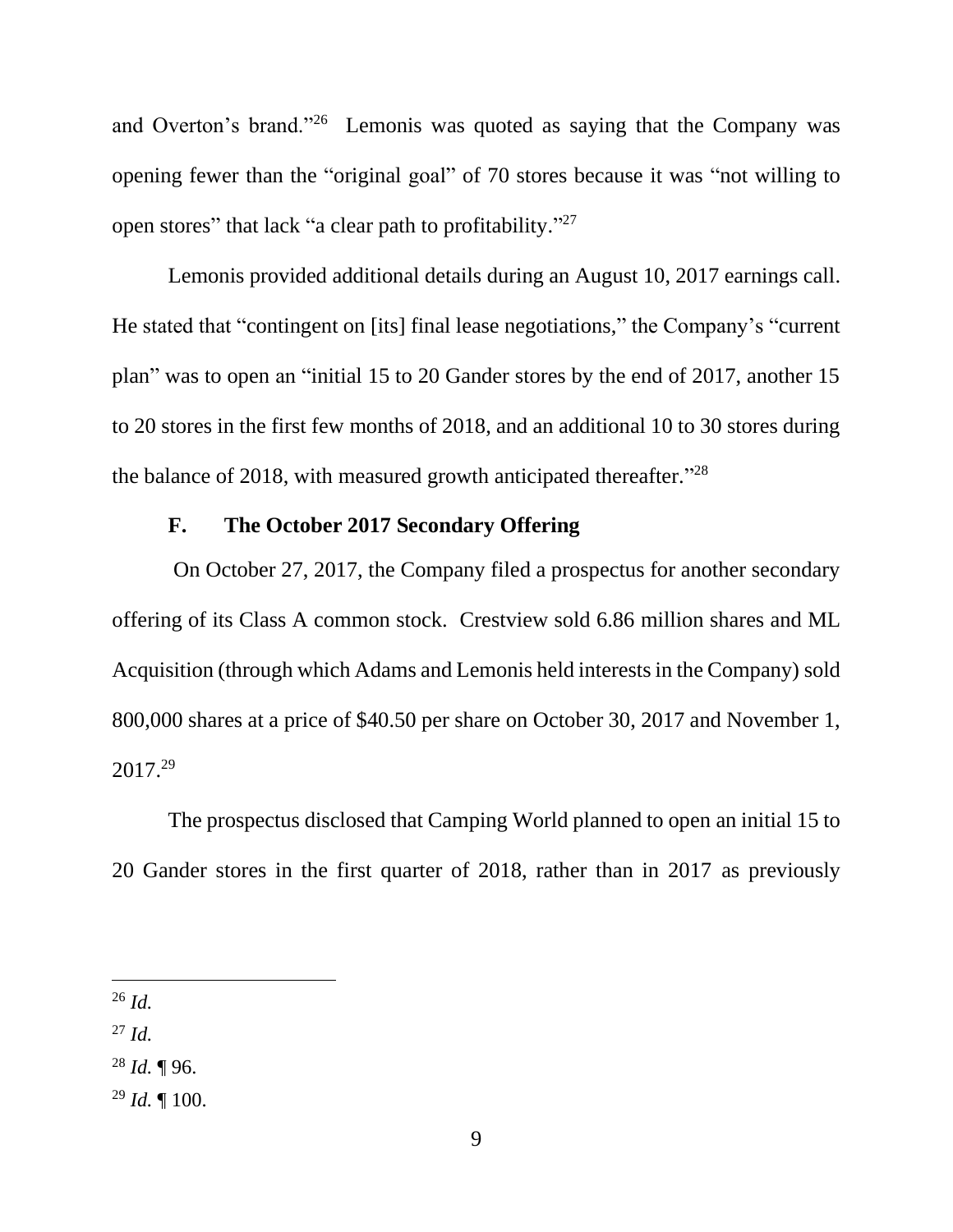and Overton's brand."[26] Lemonis was quoted as saying that the Company was opening fewer than the "original goal" of 70 stores because it was "not willing to open stores" that lack "a clear path to profitability."[27]

Lemonis provided additional details during an August 10, 2017 earnings call. He stated that "contingent on [its] final lease negotiations," the Company's "current plan" was to open an "initial 15 to 20 Gander stores by the end of 2017, another 15 to 20 stores in the first few months of 2018, and an additional 10 to 30 stores during the balance of 2018, with measured growth anticipated thereafter."[28]

### F. The October 2017 Secondary Offering

On October 27, 2017, the Company filed a prospectus for another secondary offering of its Class A common stock. Crestview sold 6.86 million shares and ML Acquisition (through which Adams and Lemonis held interests in the Company) sold 800,000 shares at a price of $40.50 per share on October 30, 2017 and November 1, 2017.[29]

The prospectus disclosed that Camping World planned to open an initial 15 to 20 Gander stores in the first quarter of 2018, rather than in 2017 as previously

---

[26] *Id.*

[27] *Id.*

[28] *Id.* ¶ 96.

[29] *Id.* ¶ 100.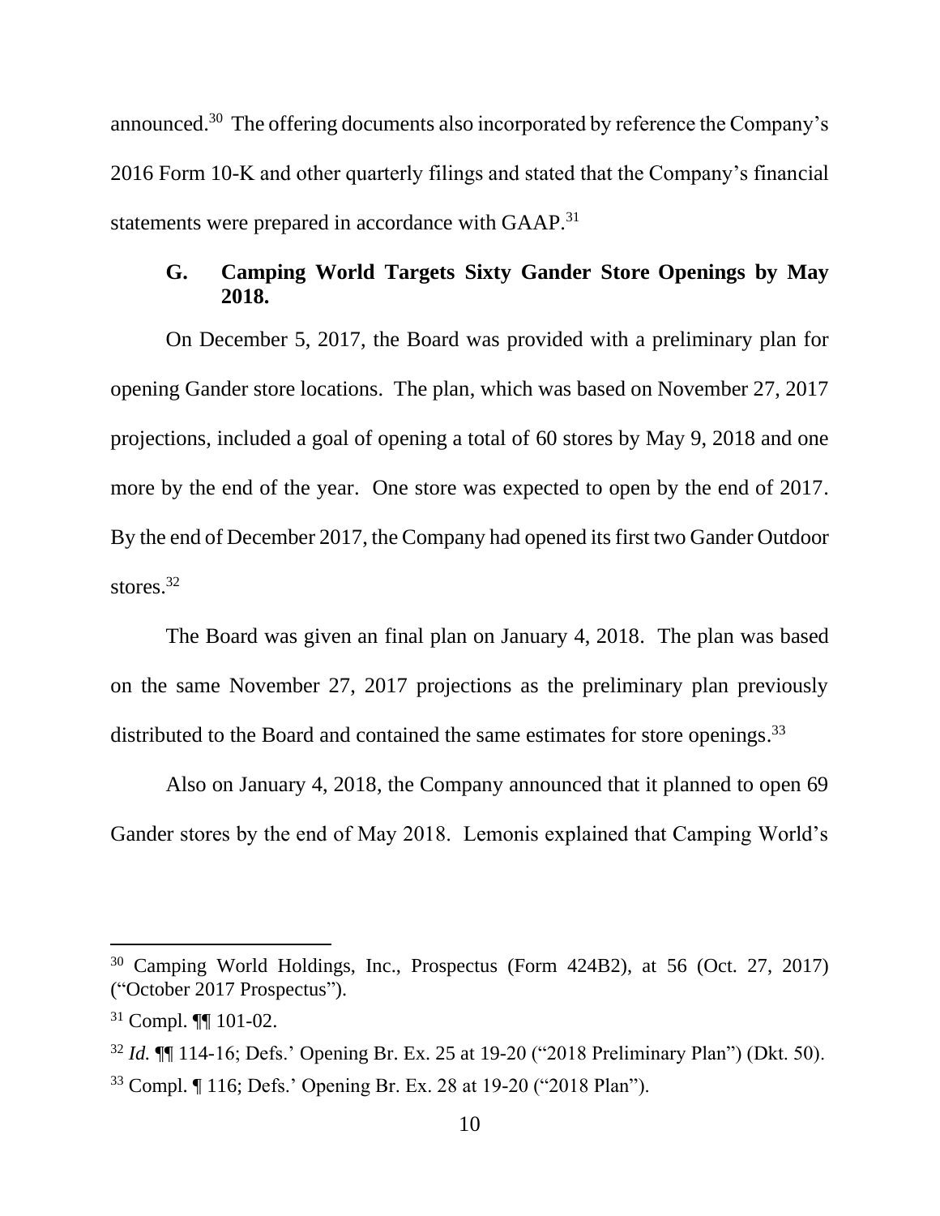announced.[30] The offering documents also incorporated by reference the Company's 2016 Form 10-K and other quarterly filings and stated that the Company's financial statements were prepared in accordance with GAAP.[31]

### G. Camping World Targets Sixty Gander Store Openings by May 2018.

On December 5, 2017, the Board was provided with a preliminary plan for opening Gander store locations. The plan, which was based on November 27, 2017 projections, included a goal of opening a total of 60 stores by May 9, 2018 and one more by the end of the year. One store was expected to open by the end of 2017. By the end of December 2017, the Company had opened its first two Gander Outdoor stores.[32]

The Board was given an final plan on January 4, 2018. The plan was based on the same November 27, 2017 projections as the preliminary plan previously distributed to the Board and contained the same estimates for store openings.[33]

Also on January 4, 2018, the Company announced that it planned to open 69 Gander stores by the end of May 2018. Lemonis explained that Camping World's

---

[30] Camping World Holdings, Inc., Prospectus (Form 424B2), at 56 (Oct. 27, 2017) ("October 2017 Prospectus").

[31] Compl. ¶¶ 101-02.

[32] *Id.* ¶¶ 114-16; Defs.' Opening Br. Ex. 25 at 19-20 ("2018 Preliminary Plan") (Dkt. 50).

[33] Compl. ¶ 116; Defs.' Opening Br. Ex. 28 at 19-20 ("2018 Plan").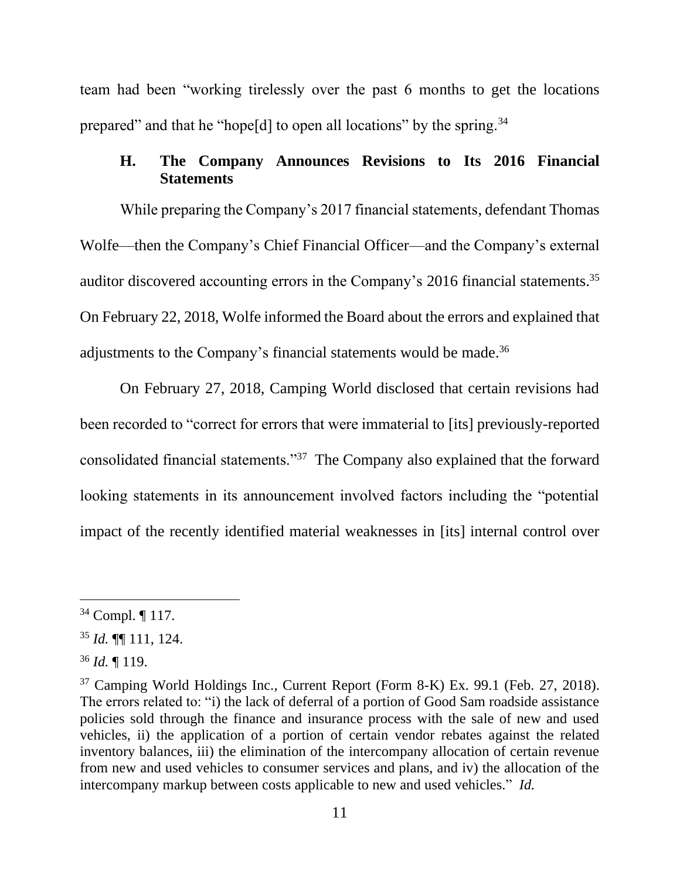team had been "working tirelessly over the past 6 months to get the locations prepared" and that he "hope[d] to open all locations" by the spring.[34]

### H. The Company Announces Revisions to Its 2016 Financial Statements

While preparing the Company's 2017 financial statements, defendant Thomas Wolfe—then the Company's Chief Financial Officer—and the Company's external auditor discovered accounting errors in the Company's 2016 financial statements.[35] On February 22, 2018, Wolfe informed the Board about the errors and explained that adjustments to the Company's financial statements would be made.[36]

On February 27, 2018, Camping World disclosed that certain revisions had been recorded to "correct for errors that were immaterial to [its] previously-reported consolidated financial statements."[37] The Company also explained that the forward looking statements in its announcement involved factors including the "potential impact of the recently identified material weaknesses in [its] internal control over

---

[34] Compl. ¶ 117.

[35] *Id.* ¶¶ 111, 124.

[36] *Id.* ¶ 119.

[37] Camping World Holdings Inc., Current Report (Form 8-K) Ex. 99.1 (Feb. 27, 2018). The errors related to: "i) the lack of deferral of a portion of Good Sam roadside assistance policies sold through the finance and insurance process with the sale of new and used vehicles, ii) the application of a portion of certain vendor rebates against the related inventory balances, iii) the elimination of the intercompany allocation of certain revenue from new and used vehicles to consumer services and plans, and iv) the allocation of the intercompany markup between costs applicable to new and used vehicles." *Id.*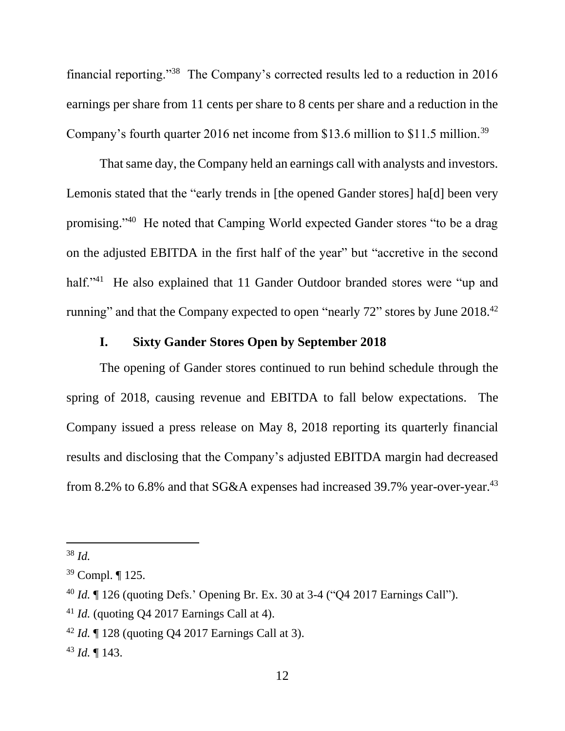financial reporting."[38] The Company's corrected results led to a reduction in 2016 earnings per share from 11 cents per share to 8 cents per share and a reduction in the Company's fourth quarter 2016 net income from $13.6 million to $11.5 million.[39]

That same day, the Company held an earnings call with analysts and investors. Lemonis stated that the "early trends in [the opened Gander stores] ha[d] been very promising."[40] He noted that Camping World expected Gander stores "to be a drag on the adjusted EBITDA in the first half of the year" but "accretive in the second half."[41] He also explained that 11 Gander Outdoor branded stores were "up and running" and that the Company expected to open "nearly 72" stores by June 2018.[42]

### I. Sixty Gander Stores Open by September 2018

The opening of Gander stores continued to run behind schedule through the spring of 2018, causing revenue and EBITDA to fall below expectations. The Company issued a press release on May 8, 2018 reporting its quarterly financial results and disclosing that the Company's adjusted EBITDA margin had decreased from 8.2% to 6.8% and that SG&A expenses had increased 39.7% year-over-year.[43]

---

[38] *Id.*

[39] Compl. ¶ 125.

[40] *Id.* ¶ 126 (quoting Defs.' Opening Br. Ex. 30 at 3-4 ("Q4 2017 Earnings Call").

[41] *Id.* (quoting Q4 2017 Earnings Call at 4).

[42] *Id.* ¶ 128 (quoting Q4 2017 Earnings Call at 3).

[43] *Id.* ¶ 143.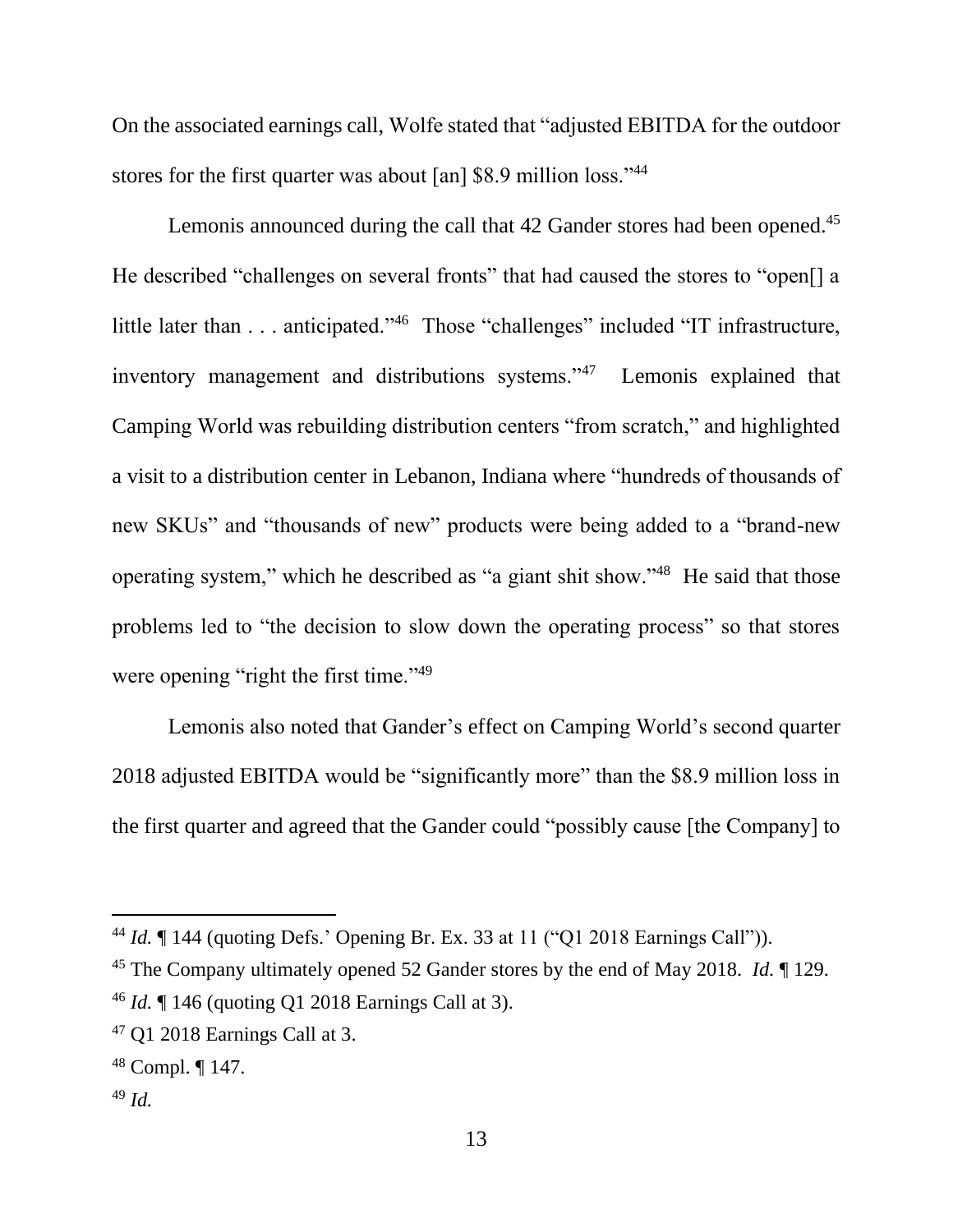On the associated earnings call, Wolfe stated that "adjusted EBITDA for the outdoor stores for the first quarter was about [an] $8.9 million loss."[44]

Lemonis announced during the call that 42 Gander stores had been opened.[45] He described "challenges on several fronts" that had caused the stores to "open[] a little later than . . . anticipated."[46] Those "challenges" included "IT infrastructure, inventory management and distributions systems."[47] Lemonis explained that Camping World was rebuilding distribution centers "from scratch," and highlighted a visit to a distribution center in Lebanon, Indiana where "hundreds of thousands of new SKUs" and "thousands of new" products were being added to a "brand-new operating system," which he described as "a giant shit show."[48] He said that those problems led to "the decision to slow down the operating process" so that stores were opening "right the first time."[49]

Lemonis also noted that Gander's effect on Camping World's second quarter 2018 adjusted EBITDA would be "significantly more" than the $8.9 million loss in the first quarter and agreed that the Gander could "possibly cause [the Company] to

---

[44] *Id.* ¶ 144 (quoting Defs.' Opening Br. Ex. 33 at 11 ("Q1 2018 Earnings Call")).

[45] The Company ultimately opened 52 Gander stores by the end of May 2018. *Id.* ¶ 129.

[46] *Id.* ¶ 146 (quoting Q1 2018 Earnings Call at 3).

[47] Q1 2018 Earnings Call at 3.

[48] Compl. ¶ 147.

[49] *Id.*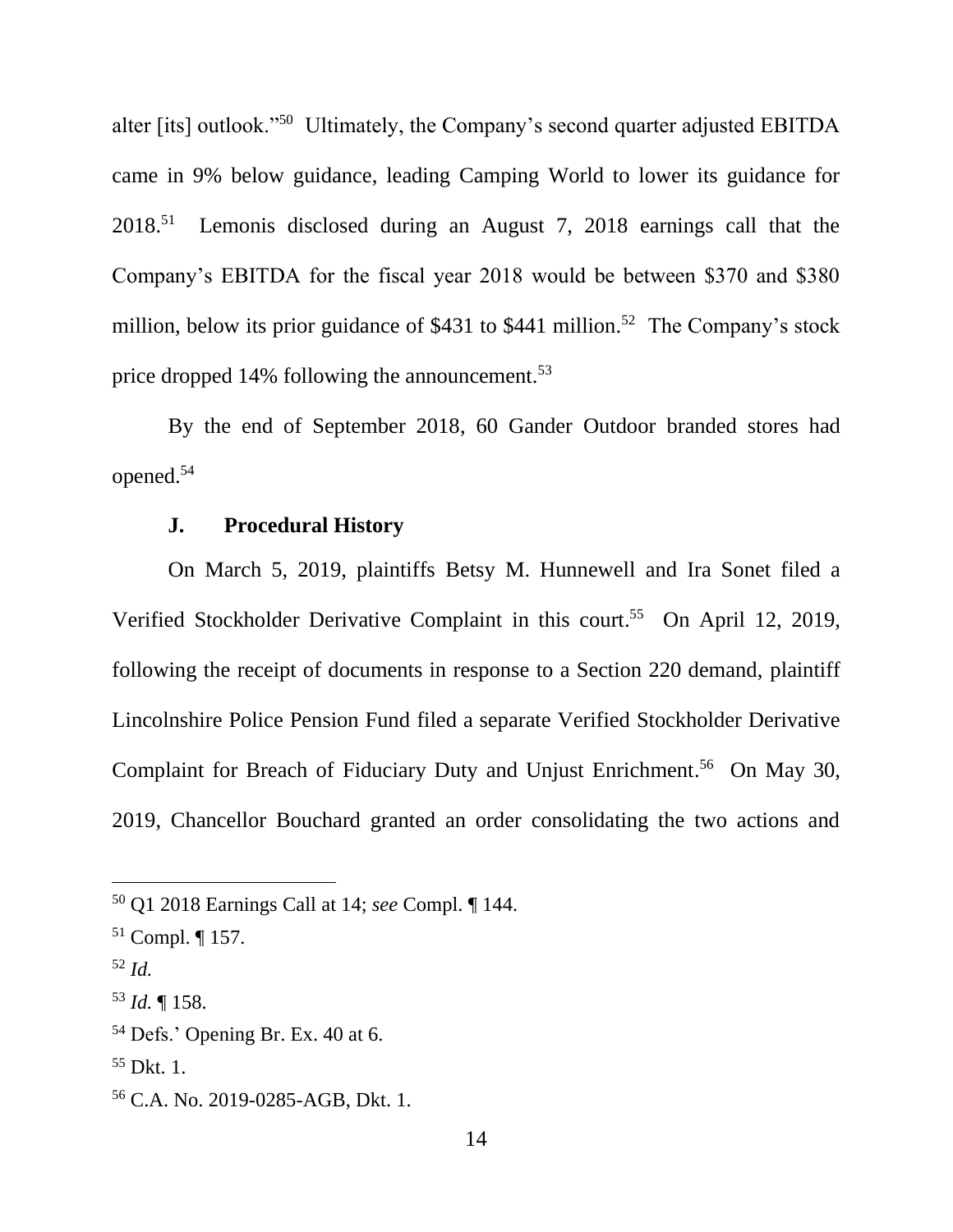alter [its] outlook."[50] Ultimately, the Company's second quarter adjusted EBITDA came in 9% below guidance, leading Camping World to lower its guidance for 2018.[51] Lemonis disclosed during an August 7, 2018 earnings call that the Company's EBITDA for the fiscal year 2018 would be between $370 and $380 million, below its prior guidance of $431 to $441 million.[52] The Company's stock price dropped 14% following the announcement.[53]

By the end of September 2018, 60 Gander Outdoor branded stores had opened.[54]

### J. Procedural History

On March 5, 2019, plaintiffs Betsy M. Hunnewell and Ira Sonet filed a Verified Stockholder Derivative Complaint in this court.[55] On April 12, 2019, following the receipt of documents in response to a Section 220 demand, plaintiff Lincolnshire Police Pension Fund filed a separate Verified Stockholder Derivative Complaint for Breach of Fiduciary Duty and Unjust Enrichment.[56] On May 30, 2019, Chancellor Bouchard granted an order consolidating the two actions and

---

[50] Q1 2018 Earnings Call at 14; *see* Compl. ¶ 144.

[51] Compl. ¶ 157.

[52] *Id.*

[53] *Id.* ¶ 158.

[54] Defs.' Opening Br. Ex. 40 at 6.

[55] Dkt. 1.

[56] C.A. No. 2019-0285-AGB, Dkt. 1.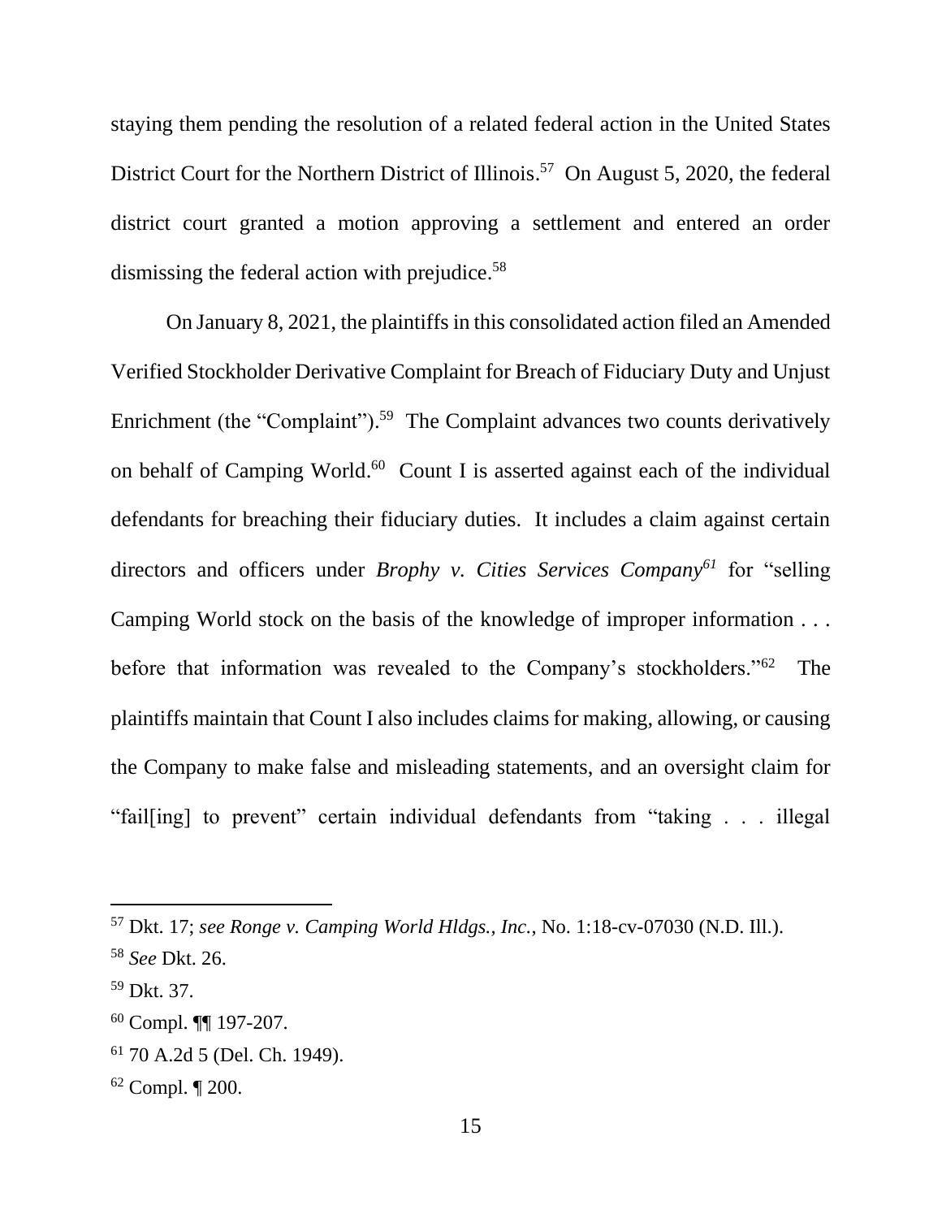staying them pending the resolution of a related federal action in the United States District Court for the Northern District of Illinois.[57] On August 5, 2020, the federal district court granted a motion approving a settlement and entered an order dismissing the federal action with prejudice.[58]

On January 8, 2021, the plaintiffs in this consolidated action filed an Amended Verified Stockholder Derivative Complaint for Breach of Fiduciary Duty and Unjust Enrichment (the "Complaint").[59] The Complaint advances two counts derivatively on behalf of Camping World.[60] Count I is asserted against each of the individual defendants for breaching their fiduciary duties. It includes a claim against certain directors and officers under *Brophy v. Cities Services Company*[61] for "selling Camping World stock on the basis of the knowledge of improper information . . . before that information was revealed to the Company's stockholders."[62] The plaintiffs maintain that Count I also includes claims for making, allowing, or causing the Company to make false and misleading statements, and an oversight claim for "fail[ing] to prevent" certain individual defendants from "taking . . . illegal

---

[57] Dkt. 17; *see Ronge v. Camping World Hldgs., Inc.*, No. 1:18-cv-07030 (N.D. Ill.).

[58] *See* Dkt. 26.

[59] Dkt. 37.

[60] Compl. ¶¶ 197-207.

[61] 70 A.2d 5 (Del. Ch. 1949).

[62] Compl. ¶ 200.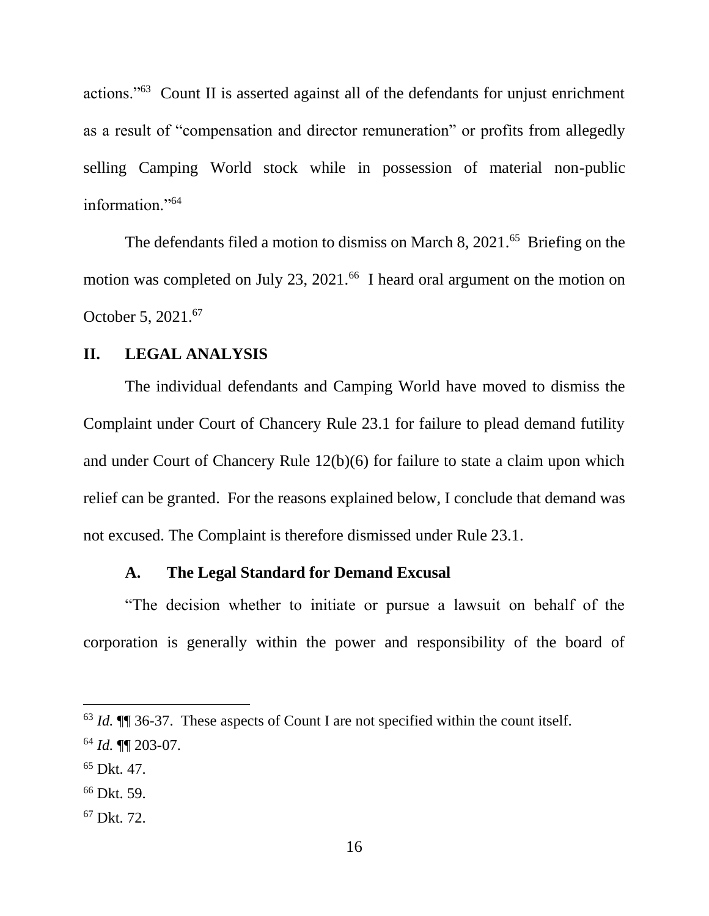actions."[63] Count II is asserted against all of the defendants for unjust enrichment as a result of "compensation and director remuneration" or profits from allegedly selling Camping World stock while in possession of material non-public information."[64]

The defendants filed a motion to dismiss on March 8, 2021.[65] Briefing on the motion was completed on July 23, 2021.[66] I heard oral argument on the motion on October 5, 2021.[67]

## II. LEGAL ANALYSIS

The individual defendants and Camping World have moved to dismiss the Complaint under Court of Chancery Rule 23.1 for failure to plead demand futility and under Court of Chancery Rule 12(b)(6) for failure to state a claim upon which relief can be granted. For the reasons explained below, I conclude that demand was not excused. The Complaint is therefore dismissed under Rule 23.1.

### A. The Legal Standard for Demand Excusal

"The decision whether to initiate or pursue a lawsuit on behalf of the corporation is generally within the power and responsibility of the board of

---

[63] *Id.* ¶¶ 36-37. These aspects of Count I are not specified within the count itself.

[64] *Id.* ¶¶ 203-07.

[65] Dkt. 47.

[66] Dkt. 59.

[67] Dkt. 72.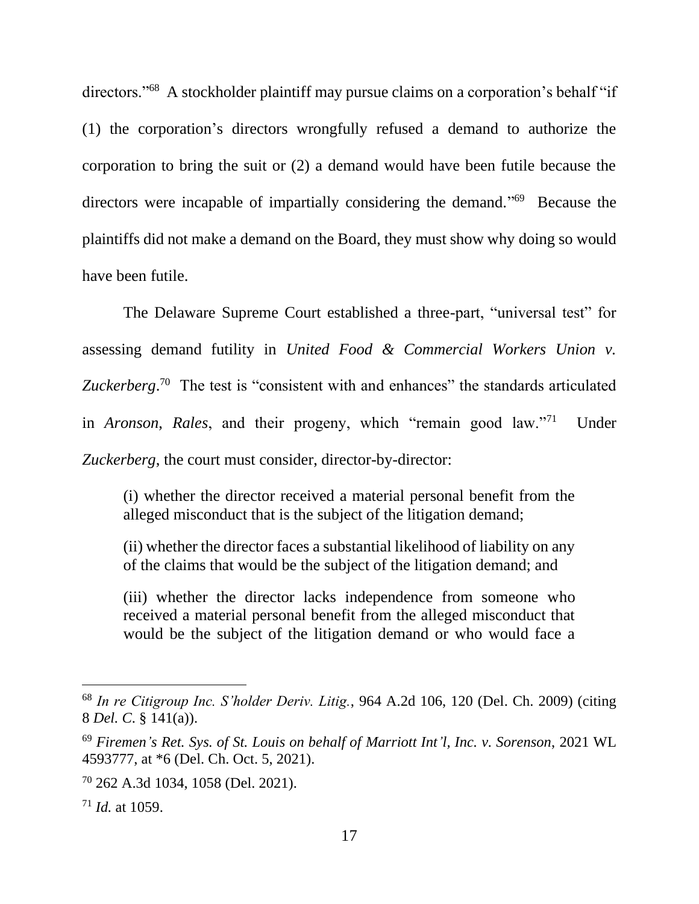directors."[68] A stockholder plaintiff may pursue claims on a corporation's behalf "if (1) the corporation's directors wrongfully refused a demand to authorize the corporation to bring the suit or (2) a demand would have been futile because the directors were incapable of impartially considering the demand."[69] Because the plaintiffs did not make a demand on the Board, they must show why doing so would have been futile.

The Delaware Supreme Court established a three-part, "universal test" for assessing demand futility in *United Food & Commercial Workers Union v. Zuckerberg*.[70] The test is "consistent with and enhances" the standards articulated in *Aronson*, *Rales*, and their progeny, which "remain good law."[71] Under *Zuckerberg*, the court must consider, director-by-director:

> (i) whether the director received a material personal benefit from the alleged misconduct that is the subject of the litigation demand;
>
> (ii) whether the director faces a substantial likelihood of liability on any of the claims that would be the subject of the litigation demand; and
>
> (iii) whether the director lacks independence from someone who received a material personal benefit from the alleged misconduct that would be the subject of the litigation demand or who would face a

---

[68] *In re Citigroup Inc. S'holder Deriv. Litig.*, 964 A.2d 106, 120 (Del. Ch. 2009) (citing 8 *Del. C.* § 141(a)).

[69] *Firemen's Ret. Sys. of St. Louis on behalf of Marriott Int'l, Inc. v. Sorenson*, 2021 WL 4593777, at *6 (Del. Ch. Oct. 5, 2021).

[70] 262 A.3d 1034, 1058 (Del. 2021).

[71] *Id.* at 1059.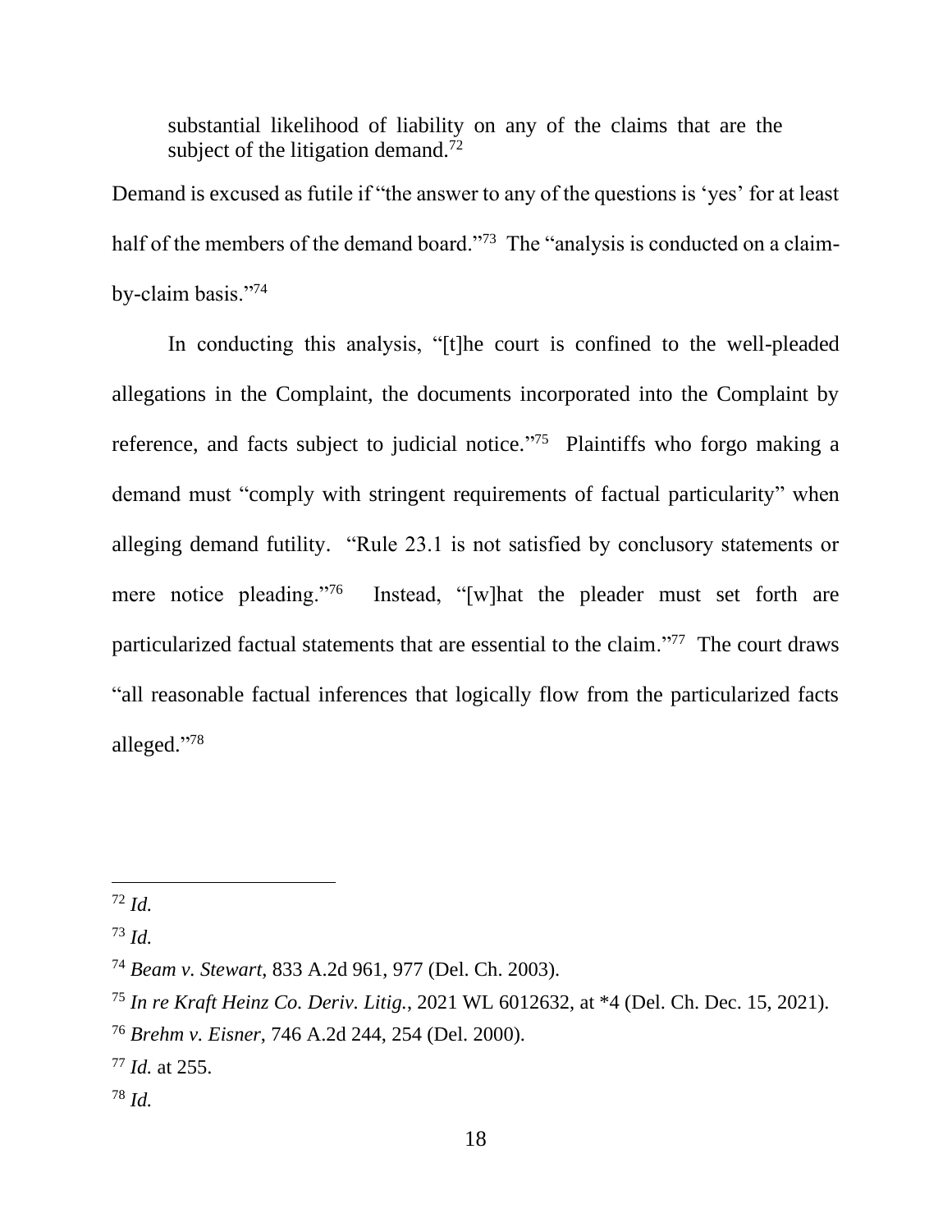> substantial likelihood of liability on any of the claims that are the subject of the litigation demand.[72]

Demand is excused as futile if "the answer to any of the questions is 'yes' for at least half of the members of the demand board."[73] The "analysis is conducted on a claim-by-claim basis."[74]

In conducting this analysis, "[t]he court is confined to the well-pleaded allegations in the Complaint, the documents incorporated into the Complaint by reference, and facts subject to judicial notice."[75] Plaintiffs who forgo making a demand must "comply with stringent requirements of factual particularity" when alleging demand futility. "Rule 23.1 is not satisfied by conclusory statements or mere notice pleading."[76] Instead, "[w]hat the pleader must set forth are particularized factual statements that are essential to the claim."[77] The court draws "all reasonable factual inferences that logically flow from the particularized facts alleged."[78]

---

[72] *Id.*

[73] *Id.*

[74] *Beam v. Stewart*, 833 A.2d 961, 977 (Del. Ch. 2003).

[75] *In re Kraft Heinz Co. Deriv. Litig.*, 2021 WL 6012632, at *4 (Del. Ch. Dec. 15, 2021).

[76] *Brehm v. Eisner*, 746 A.2d 244, 254 (Del. 2000).

[77] *Id.* at 255.

[78] *Id.*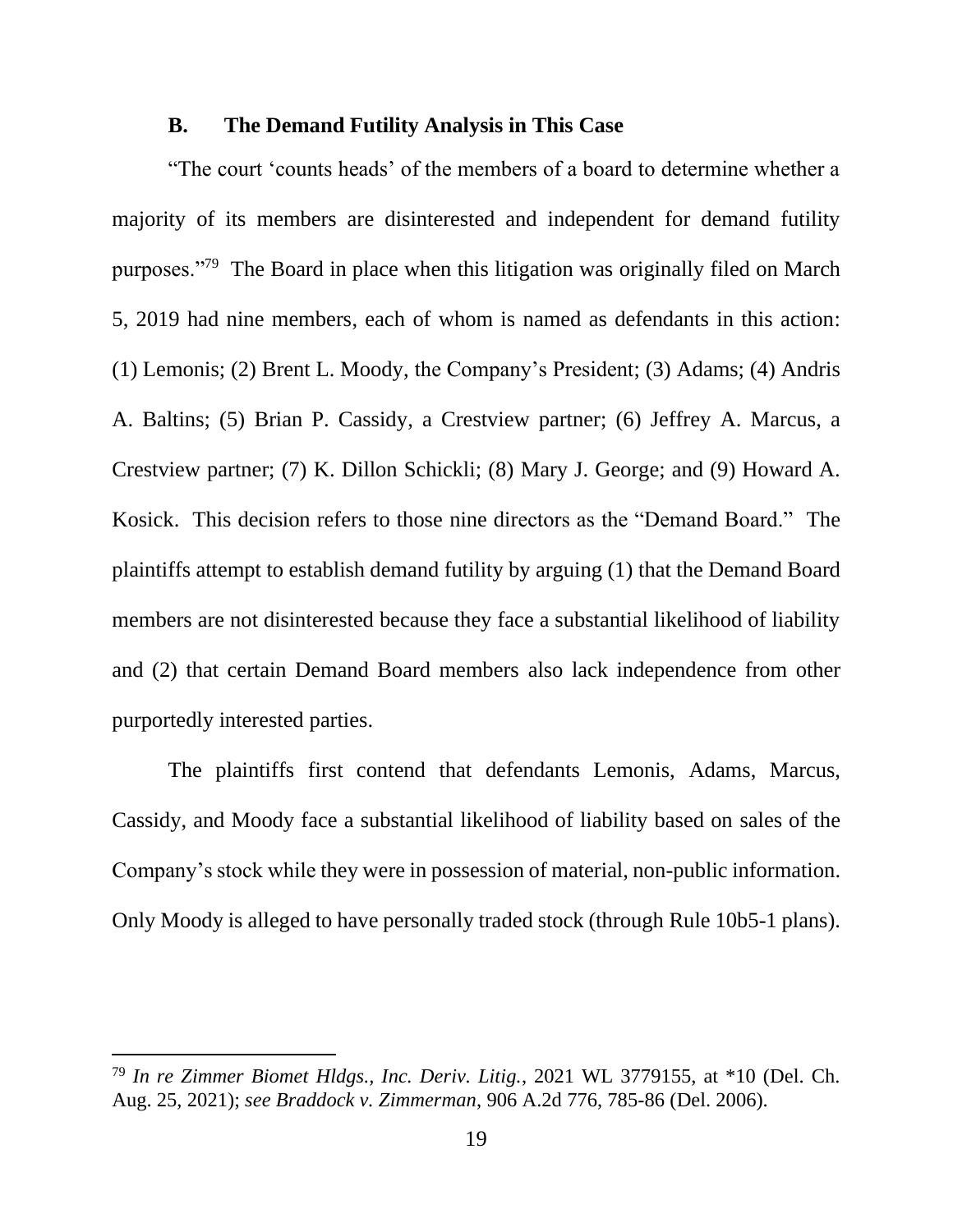### B. The Demand Futility Analysis in This Case

"The court 'counts heads' of the members of a board to determine whether a majority of its members are disinterested and independent for demand futility purposes."[79] The Board in place when this litigation was originally filed on March 5, 2019 had nine members, each of whom is named as defendants in this action: (1) Lemonis; (2) Brent L. Moody, the Company's President; (3) Adams; (4) Andris A. Baltins; (5) Brian P. Cassidy, a Crestview partner; (6) Jeffrey A. Marcus, a Crestview partner; (7) K. Dillon Schickli; (8) Mary J. George; and (9) Howard A. Kosick. This decision refers to those nine directors as the "Demand Board." The plaintiffs attempt to establish demand futility by arguing (1) that the Demand Board members are not disinterested because they face a substantial likelihood of liability and (2) that certain Demand Board members also lack independence from other purportedly interested parties.

The plaintiffs first contend that defendants Lemonis, Adams, Marcus, Cassidy, and Moody face a substantial likelihood of liability based on sales of the Company's stock while they were in possession of material, non-public information. Only Moody is alleged to have personally traded stock (through Rule 10b5-1 plans).

---

[79] *In re Zimmer Biomet Hldgs., Inc. Deriv. Litig.*, 2021 WL 3779155, at *10 (Del. Ch. Aug. 25, 2021); *see Braddock v. Zimmerman*, 906 A.2d 776, 785-86 (Del. 2006).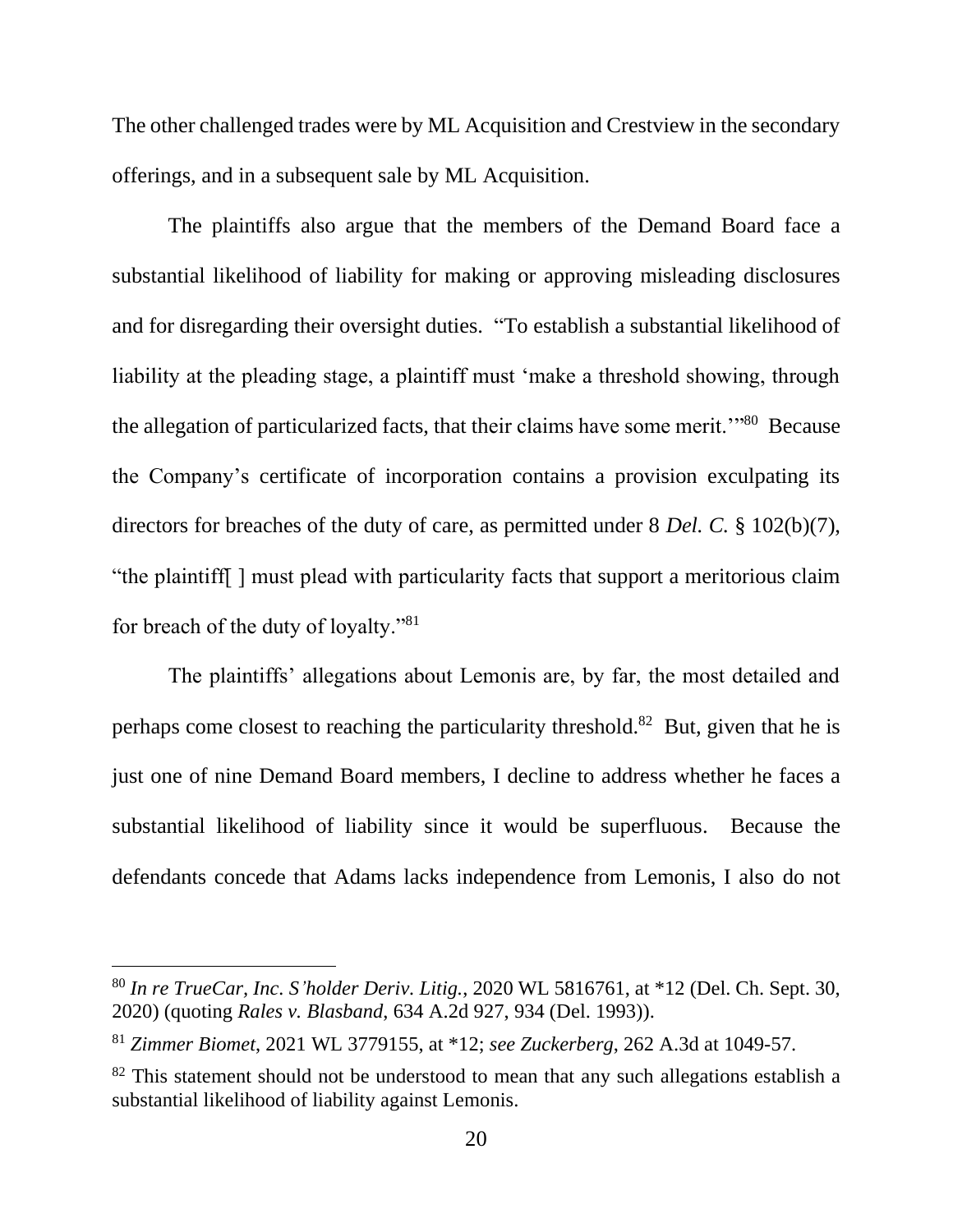The other challenged trades were by ML Acquisition and Crestview in the secondary offerings, and in a subsequent sale by ML Acquisition.

The plaintiffs also argue that the members of the Demand Board face a substantial likelihood of liability for making or approving misleading disclosures and for disregarding their oversight duties. "To establish a substantial likelihood of liability at the pleading stage, a plaintiff must 'make a threshold showing, through the allegation of particularized facts, that their claims have some merit.'"[80] Because the Company's certificate of incorporation contains a provision exculpating its directors for breaches of the duty of care, as permitted under 8 *Del. C.* § 102(b)(7), "the plaintiff[ ] must plead with particularity facts that support a meritorious claim for breach of the duty of loyalty."[81]

The plaintiffs' allegations about Lemonis are, by far, the most detailed and perhaps come closest to reaching the particularity threshold.[82] But, given that he is just one of nine Demand Board members, I decline to address whether he faces a substantial likelihood of liability since it would be superfluous. Because the defendants concede that Adams lacks independence from Lemonis, I also do not

---

[80] *In re TrueCar, Inc. S'holder Deriv. Litig.*, 2020 WL 5816761, at *12 (Del. Ch. Sept. 30, 2020) (quoting *Rales v. Blasband*, 634 A.2d 927, 934 (Del. 1993)).

[81] *Zimmer Biomet*, 2021 WL 3779155, at *12; *see Zuckerberg*, 262 A.3d at 1049-57.

[82] This statement should not be understood to mean that any such allegations establish a substantial likelihood of liability against Lemonis.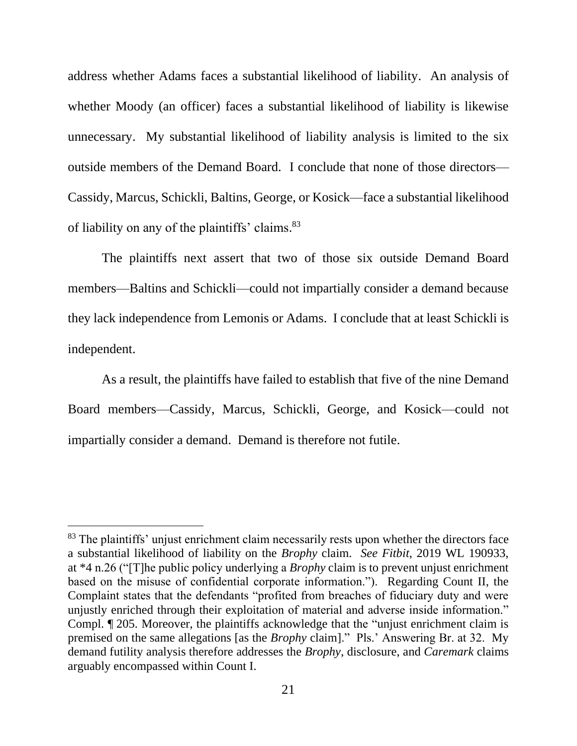address whether Adams faces a substantial likelihood of liability. An analysis of whether Moody (an officer) faces a substantial likelihood of liability is likewise unnecessary. My substantial likelihood of liability analysis is limited to the six outside members of the Demand Board. I conclude that none of those directors—Cassidy, Marcus, Schickli, Baltins, George, or Kosick—face a substantial likelihood of liability on any of the plaintiffs' claims.[83]

The plaintiffs next assert that two of those six outside Demand Board members—Baltins and Schickli—could not impartially consider a demand because they lack independence from Lemonis or Adams. I conclude that at least Schickli is independent.

As a result, the plaintiffs have failed to establish that five of the nine Demand Board members—Cassidy, Marcus, Schickli, George, and Kosick—could not impartially consider a demand. Demand is therefore not futile.

---

[83] The plaintiffs' unjust enrichment claim necessarily rests upon whether the directors face a substantial likelihood of liability on the *Brophy* claim. *See Fitbit*, 2019 WL 190933, at *4 n.26 ("[T]he public policy underlying a *Brophy* claim is to prevent unjust enrichment based on the misuse of confidential corporate information."). Regarding Count II, the Complaint states that the defendants "profited from breaches of fiduciary duty and were unjustly enriched through their exploitation of material and adverse inside information." Compl. ¶ 205. Moreover, the plaintiffs acknowledge that the "unjust enrichment claim is premised on the same allegations [as the *Brophy* claim]." Pls.' Answering Br. at 32. My demand futility analysis therefore addresses the *Brophy*, disclosure, and *Caremark* claims arguably encompassed within Count I.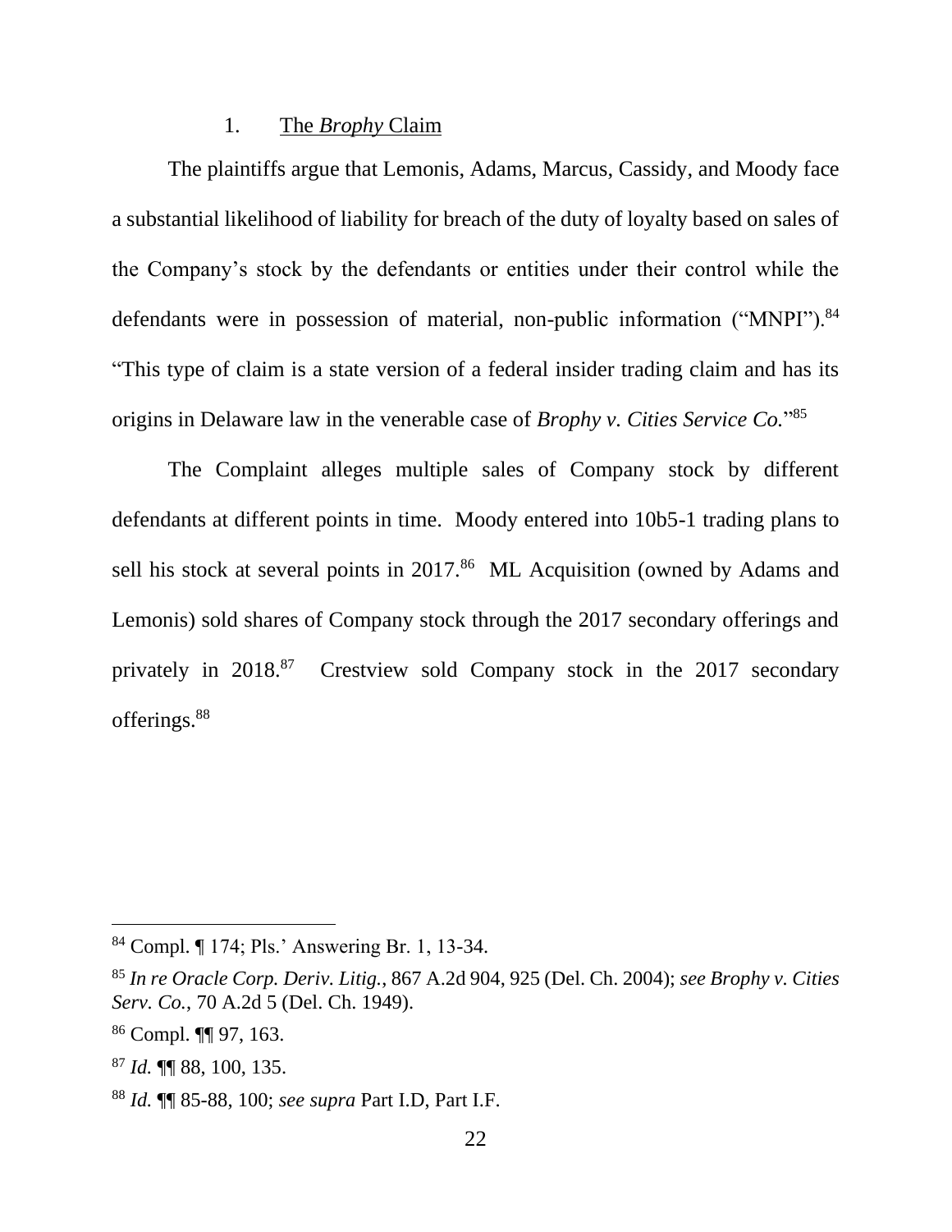### 1. The *Brophy* Claim

The plaintiffs argue that Lemonis, Adams, Marcus, Cassidy, and Moody face a substantial likelihood of liability for breach of the duty of loyalty based on sales of the Company's stock by the defendants or entities under their control while the defendants were in possession of material, non-public information ("MNPI").[84] "This type of claim is a state version of a federal insider trading claim and has its origins in Delaware law in the venerable case of *Brophy v. Cities Service Co.*"[85]

The Complaint alleges multiple sales of Company stock by different defendants at different points in time. Moody entered into 10b5-1 trading plans to sell his stock at several points in 2017.[86] ML Acquisition (owned by Adams and Lemonis) sold shares of Company stock through the 2017 secondary offerings and privately in 2018.[87] Crestview sold Company stock in the 2017 secondary offerings.[88]

---

[84] Compl. ¶ 174; Pls.' Answering Br. 1, 13-34.

[85] *In re Oracle Corp. Deriv. Litig.*, 867 A.2d 904, 925 (Del. Ch. 2004); *see Brophy v. Cities Serv. Co.*, 70 A.2d 5 (Del. Ch. 1949).

[86] Compl. ¶¶ 97, 163.

[87] *Id.* ¶¶ 88, 100, 135.

[88] *Id.* ¶¶ 85-88, 100; *see supra* Part I.D, Part I.F.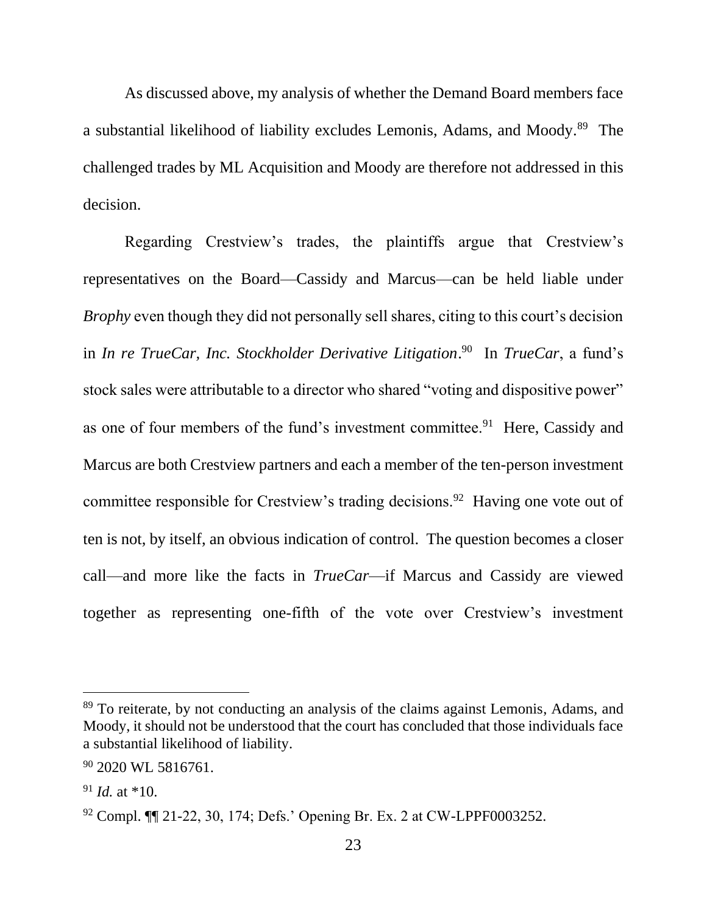As discussed above, my analysis of whether the Demand Board members face a substantial likelihood of liability excludes Lemonis, Adams, and Moody.[89] The challenged trades by ML Acquisition and Moody are therefore not addressed in this decision.

Regarding Crestview's trades, the plaintiffs argue that Crestview's representatives on the Board—Cassidy and Marcus—can be held liable under *Brophy* even though they did not personally sell shares, citing to this court's decision in *In re TrueCar, Inc. Stockholder Derivative Litigation*.[90] In *TrueCar*, a fund's stock sales were attributable to a director who shared "voting and dispositive power" as one of four members of the fund's investment committee.[91] Here, Cassidy and Marcus are both Crestview partners and each a member of the ten-person investment committee responsible for Crestview's trading decisions.[92] Having one vote out of ten is not, by itself, an obvious indication of control. The question becomes a closer call—and more like the facts in *TrueCar*—if Marcus and Cassidy are viewed together as representing one-fifth of the vote over Crestview's investment

---

[89] To reiterate, by not conducting an analysis of the claims against Lemonis, Adams, and Moody, it should not be understood that the court has concluded that those individuals face a substantial likelihood of liability.

[90] 2020 WL 5816761.

[91] *Id.* at *10.

[92] Compl. ¶¶ 21-22, 30, 174; Defs.' Opening Br. Ex. 2 at CW-LPPF0003252.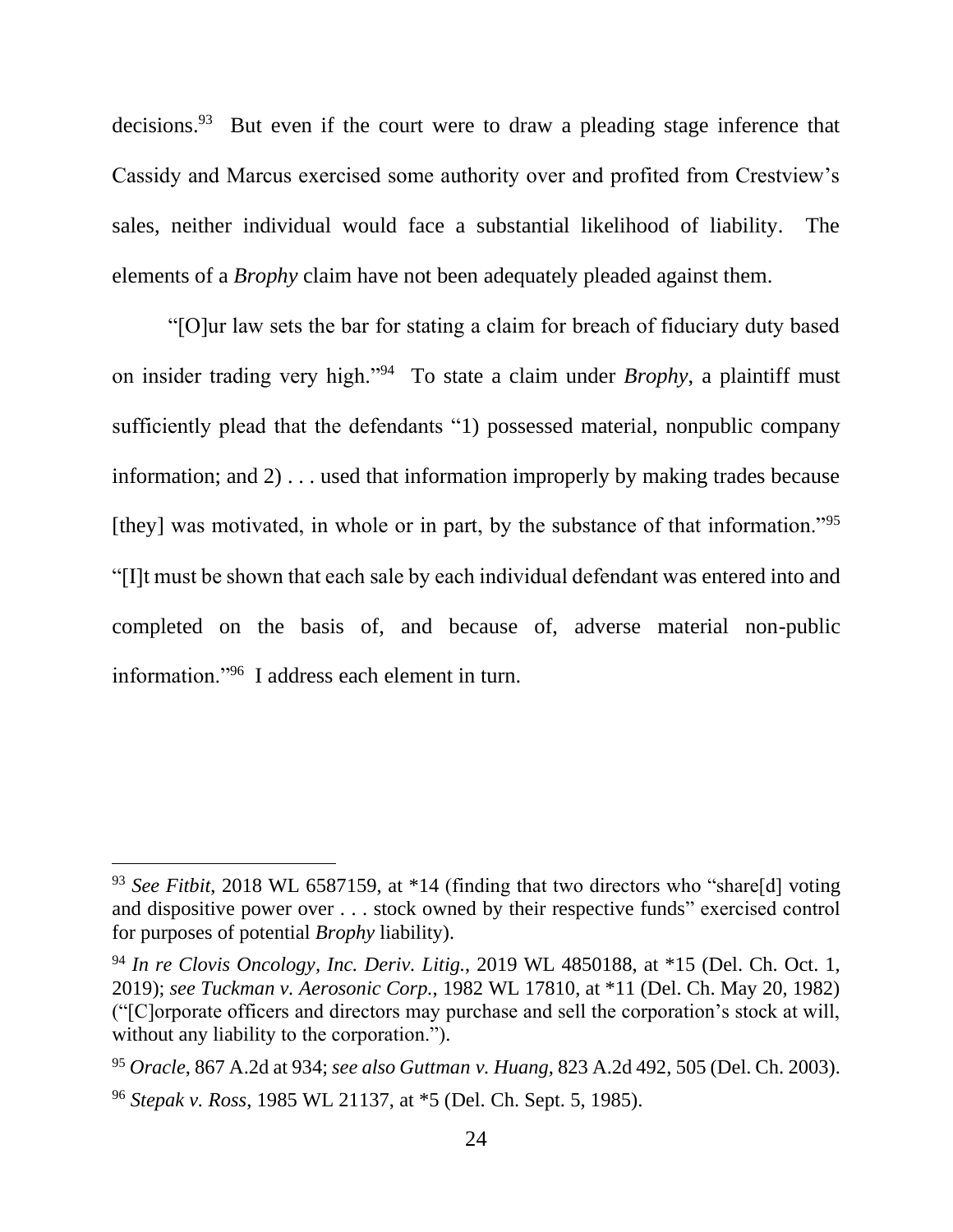decisions.[93] But even if the court were to draw a pleading stage inference that Cassidy and Marcus exercised some authority over and profited from Crestview's sales, neither individual would face a substantial likelihood of liability. The elements of a *Brophy* claim have not been adequately pleaded against them.

"[O]ur law sets the bar for stating a claim for breach of fiduciary duty based on insider trading very high."[94] To state a claim under *Brophy*, a plaintiff must sufficiently plead that the defendants "1) possessed material, nonpublic company information; and 2) . . . used that information improperly by making trades because [they] was motivated, in whole or in part, by the substance of that information."[95] "[I]t must be shown that each sale by each individual defendant was entered into and completed on the basis of, and because of, adverse material non-public information."[96] I address each element in turn.

---

[93] *See Fitbit*, 2018 WL 6587159, at *14 (finding that two directors who "share[d] voting and dispositive power over . . . stock owned by their respective funds" exercised control for purposes of potential *Brophy* liability).

[94] *In re Clovis Oncology, Inc. Deriv. Litig.*, 2019 WL 4850188, at *15 (Del. Ch. Oct. 1, 2019); *see Tuckman v. Aerosonic Corp.*, 1982 WL 17810, at *11 (Del. Ch. May 20, 1982) ("[C]orporate officers and directors may purchase and sell the corporation's stock at will, without any liability to the corporation.").

[95] *Oracle*, 867 A.2d at 934; *see also Guttman v. Huang*, 823 A.2d 492, 505 (Del. Ch. 2003).

[96] *Stepak v. Ross*, 1985 WL 21137, at *5 (Del. Ch. Sept. 5, 1985).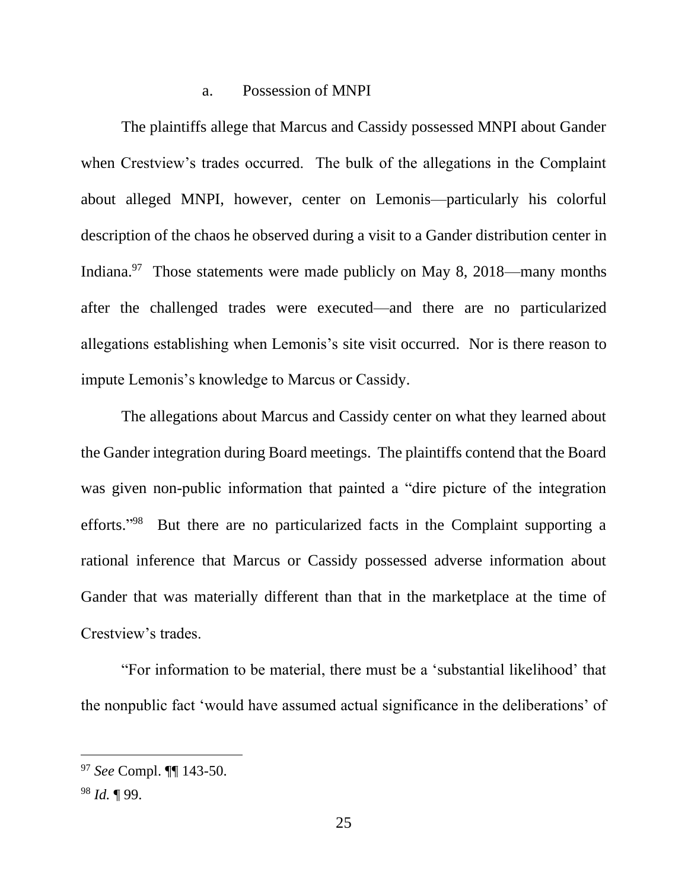### a. Possession of MNPI

The plaintiffs allege that Marcus and Cassidy possessed MNPI about Gander when Crestview's trades occurred. The bulk of the allegations in the Complaint about alleged MNPI, however, center on Lemonis—particularly his colorful description of the chaos he observed during a visit to a Gander distribution center in Indiana.[97] Those statements were made publicly on May 8, 2018—many months after the challenged trades were executed—and there are no particularized allegations establishing when Lemonis's site visit occurred. Nor is there reason to impute Lemonis's knowledge to Marcus or Cassidy.

The allegations about Marcus and Cassidy center on what they learned about the Gander integration during Board meetings. The plaintiffs contend that the Board was given non-public information that painted a "dire picture of the integration efforts."[98] But there are no particularized facts in the Complaint supporting a rational inference that Marcus or Cassidy possessed adverse information about Gander that was materially different than that in the marketplace at the time of Crestview's trades.

"For information to be material, there must be a 'substantial likelihood' that the nonpublic fact 'would have assumed actual significance in the deliberations' of

---

[97] *See* Compl. ¶¶ 143-50.

[98] *Id.* ¶ 99.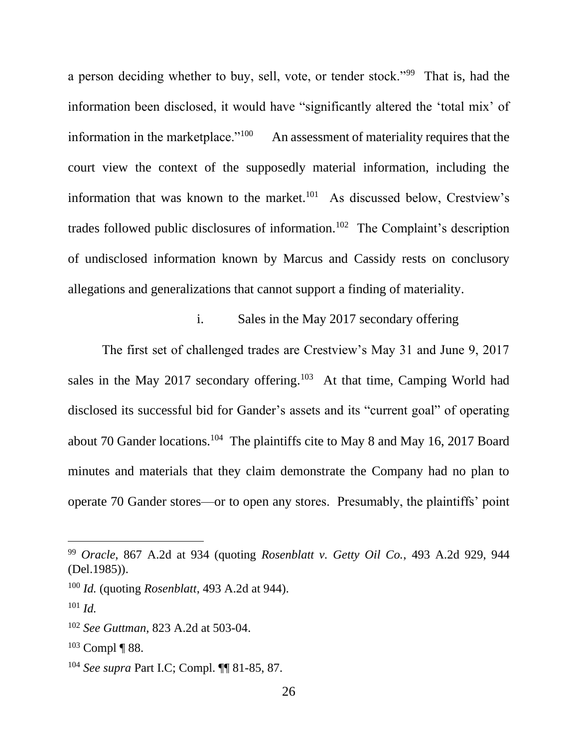a person deciding whether to buy, sell, vote, or tender stock."[99] That is, had the information been disclosed, it would have "significantly altered the 'total mix' of information in the marketplace."[100] An assessment of materiality requires that the court view the context of the supposedly material information, including the information that was known to the market.[101] As discussed below, Crestview's trades followed public disclosures of information.[102] The Complaint's description of undisclosed information known by Marcus and Cassidy rests on conclusory allegations and generalizations that cannot support a finding of materiality.

i. Sales in the May 2017 secondary offering

The first set of challenged trades are Crestview's May 31 and June 9, 2017 sales in the May 2017 secondary offering.[103] At that time, Camping World had disclosed its successful bid for Gander's assets and its "current goal" of operating about 70 Gander locations.[104] The plaintiffs cite to May 8 and May 16, 2017 Board minutes and materials that they claim demonstrate the Company had no plan to operate 70 Gander stores—or to open any stores. Presumably, the plaintiffs' point

---

[99] *Oracle*, 867 A.2d at 934 (quoting *Rosenblatt v. Getty Oil Co.*, 493 A.2d 929, 944 (Del.1985)).

[100] *Id.* (quoting *Rosenblatt*, 493 A.2d at 944).

[101] *Id.*

[102] *See Guttman*, 823 A.2d at 503-04.

[103] Compl ¶ 88.

[104] *See supra* Part I.C; Compl. ¶¶ 81-85, 87.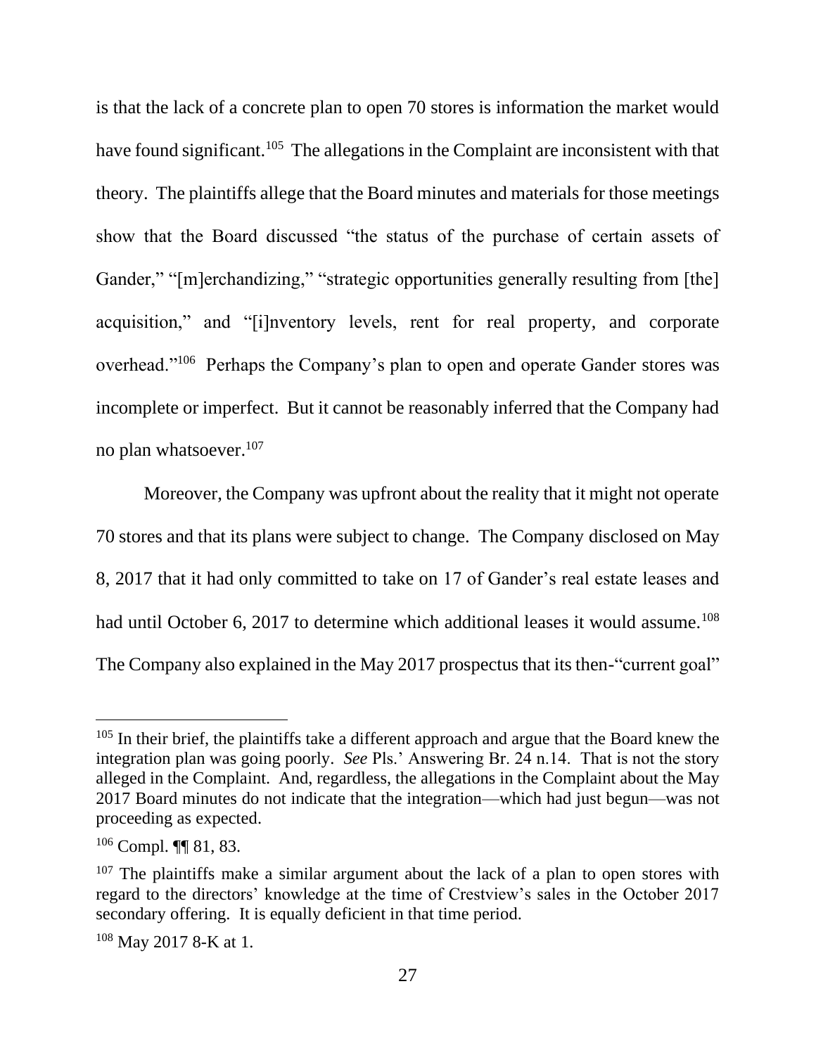is that the lack of a concrete plan to open 70 stores is information the market would have found significant.[105] The allegations in the Complaint are inconsistent with that theory. The plaintiffs allege that the Board minutes and materials for those meetings show that the Board discussed "the status of the purchase of certain assets of Gander," "[m]erchandizing," "strategic opportunities generally resulting from [the] acquisition," and "[i]nventory levels, rent for real property, and corporate overhead."[106] Perhaps the Company's plan to open and operate Gander stores was incomplete or imperfect. But it cannot be reasonably inferred that the Company had no plan whatsoever.[107]

Moreover, the Company was upfront about the reality that it might not operate 70 stores and that its plans were subject to change. The Company disclosed on May 8, 2017 that it had only committed to take on 17 of Gander's real estate leases and had until October 6, 2017 to determine which additional leases it would assume.[108] The Company also explained in the May 2017 prospectus that its then-"current goal"

---

[105] In their brief, the plaintiffs take a different approach and argue that the Board knew the integration plan was going poorly. *See* Pls.' Answering Br. 24 n.14. That is not the story alleged in the Complaint. And, regardless, the allegations in the Complaint about the May 2017 Board minutes do not indicate that the integration—which had just begun—was not proceeding as expected.

[106] Compl. ¶¶ 81, 83.

[107] The plaintiffs make a similar argument about the lack of a plan to open stores with regard to the directors' knowledge at the time of Crestview's sales in the October 2017 secondary offering. It is equally deficient in that time period.

[108] May 2017 8-K at 1.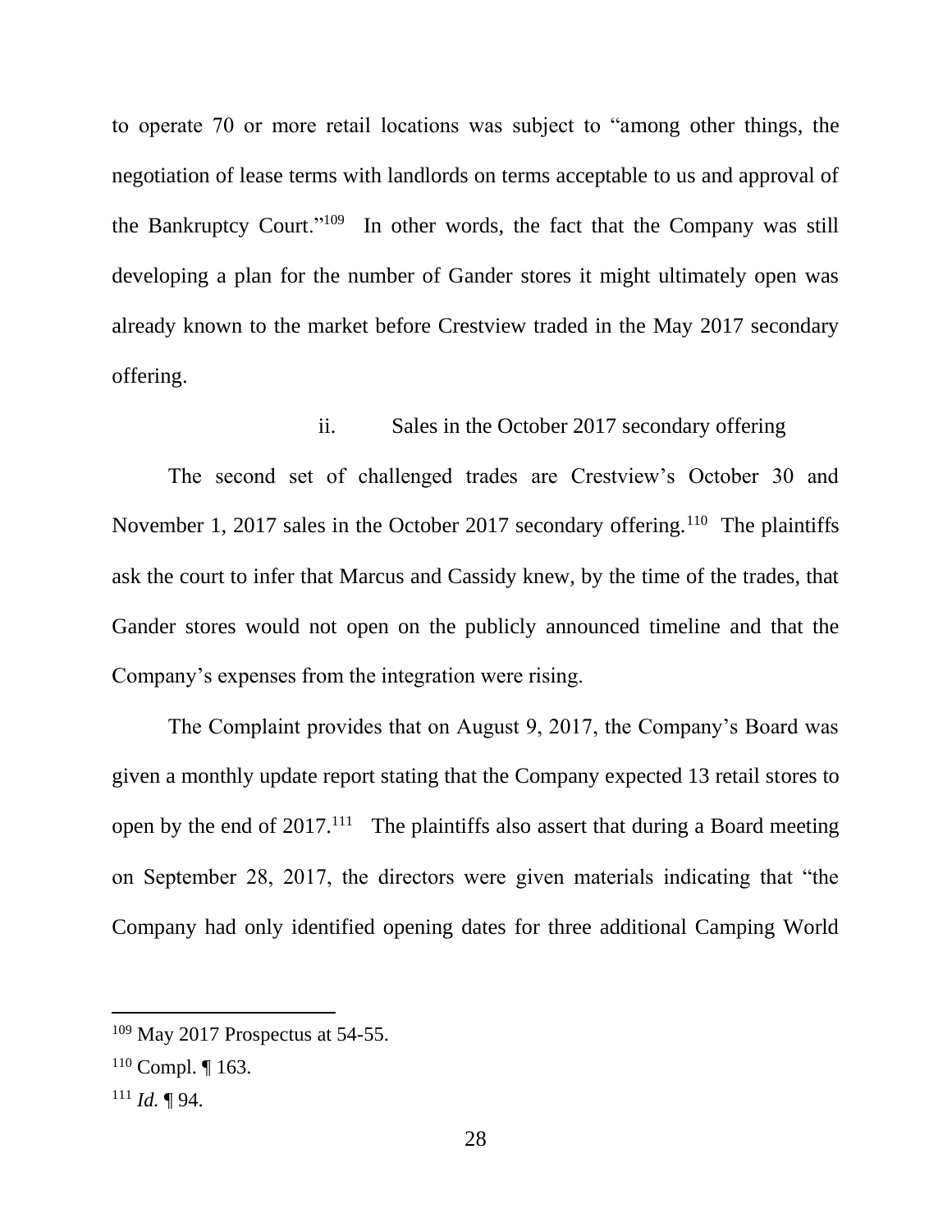to operate 70 or more retail locations was subject to "among other things, the negotiation of lease terms with landlords on terms acceptable to us and approval of the Bankruptcy Court."[109] In other words, the fact that the Company was still developing a plan for the number of Gander stores it might ultimately open was already known to the market before Crestview traded in the May 2017 secondary offering.

ii. Sales in the October 2017 secondary offering

The second set of challenged trades are Crestview's October 30 and November 1, 2017 sales in the October 2017 secondary offering.[110] The plaintiffs ask the court to infer that Marcus and Cassidy knew, by the time of the trades, that Gander stores would not open on the publicly announced timeline and that the Company's expenses from the integration were rising.

The Complaint provides that on August 9, 2017, the Company's Board was given a monthly update report stating that the Company expected 13 retail stores to open by the end of 2017.[111] The plaintiffs also assert that during a Board meeting on September 28, 2017, the directors were given materials indicating that "the Company had only identified opening dates for three additional Camping World

[109] May 2017 Prospectus at 54-55.

[110] Compl. ¶ 163.

[111] *Id.* ¶ 94.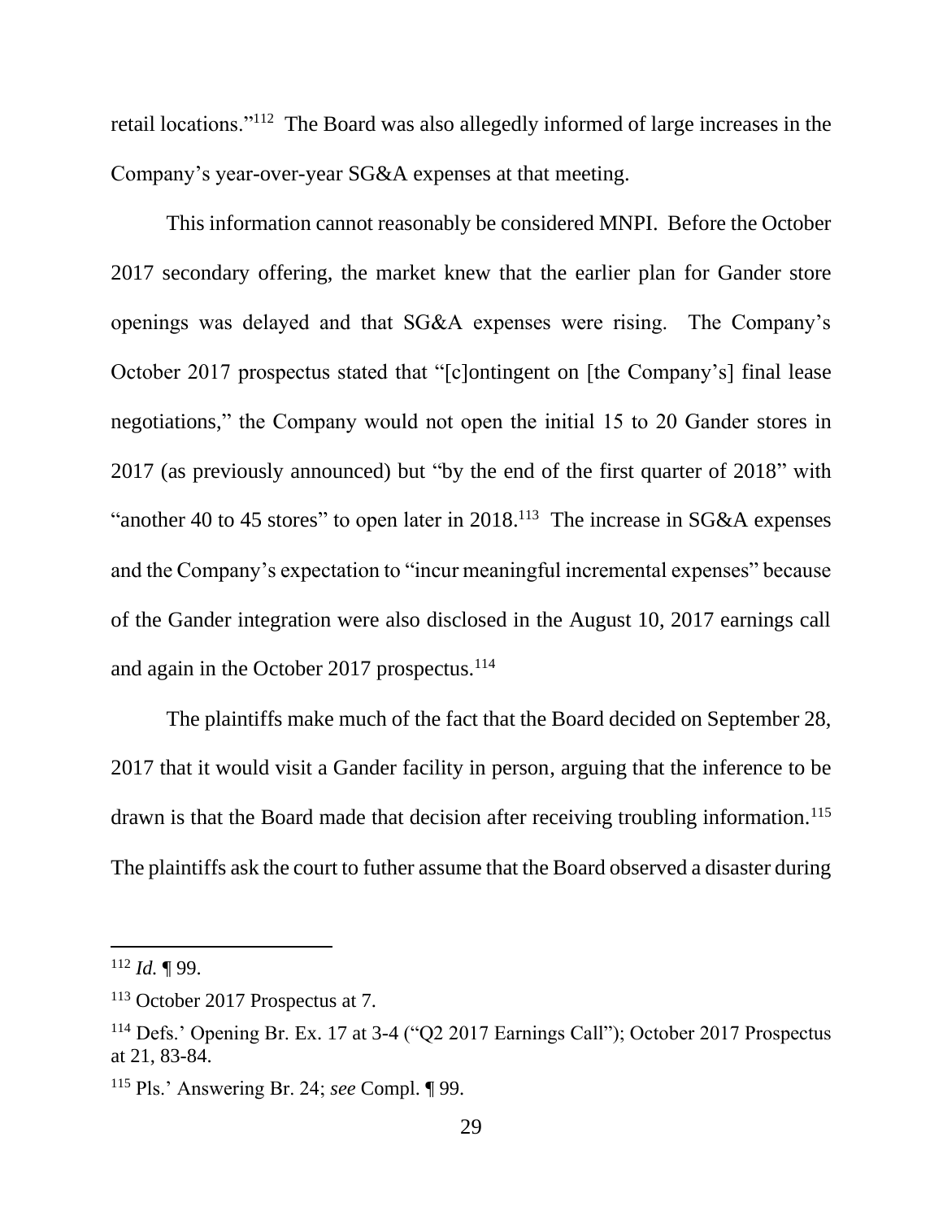retail locations."[112] The Board was also allegedly informed of large increases in the Company's year-over-year SG&A expenses at that meeting.

This information cannot reasonably be considered MNPI. Before the October 2017 secondary offering, the market knew that the earlier plan for Gander store openings was delayed and that SG&A expenses were rising. The Company's October 2017 prospectus stated that "[c]ontingent on [the Company's] final lease negotiations," the Company would not open the initial 15 to 20 Gander stores in 2017 (as previously announced) but "by the end of the first quarter of 2018" with "another 40 to 45 stores" to open later in 2018.[113] The increase in SG&A expenses and the Company's expectation to "incur meaningful incremental expenses" because of the Gander integration were also disclosed in the August 10, 2017 earnings call and again in the October 2017 prospectus.[114]

The plaintiffs make much of the fact that the Board decided on September 28, 2017 that it would visit a Gander facility in person, arguing that the inference to be drawn is that the Board made that decision after receiving troubling information.[115] The plaintiffs ask the court to futher assume that the Board observed a disaster during

---

[112] *Id.* ¶ 99.

[113] October 2017 Prospectus at 7.

[114] Defs.' Opening Br. Ex. 17 at 3-4 ("Q2 2017 Earnings Call"); October 2017 Prospectus at 21, 83-84.

[115] Pls.' Answering Br. 24; *see* Compl. ¶ 99.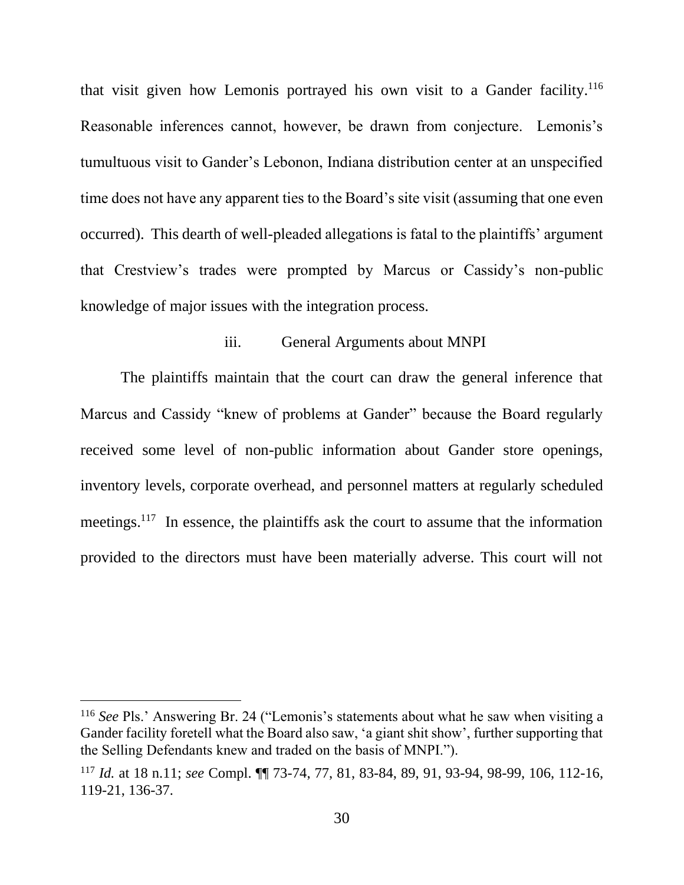that visit given how Lemonis portrayed his own visit to a Gander facility.[116] Reasonable inferences cannot, however, be drawn from conjecture. Lemonis's tumultuous visit to Gander's Lebonon, Indiana distribution center at an unspecified time does not have any apparent ties to the Board's site visit (assuming that one even occurred). This dearth of well-pleaded allegations is fatal to the plaintiffs' argument that Crestview's trades were prompted by Marcus or Cassidy's non-public knowledge of major issues with the integration process.

iii. General Arguments about MNPI

The plaintiffs maintain that the court can draw the general inference that Marcus and Cassidy "knew of problems at Gander" because the Board regularly received some level of non-public information about Gander store openings, inventory levels, corporate overhead, and personnel matters at regularly scheduled meetings.[117] In essence, the plaintiffs ask the court to assume that the information provided to the directors must have been materially adverse. This court will not

---

[116] *See* Pls.' Answering Br. 24 ("Lemonis's statements about what he saw when visiting a Gander facility foretell what the Board also saw, 'a giant shit show', further supporting that the Selling Defendants knew and traded on the basis of MNPI.").

[117] *Id.* at 18 n.11; *see* Compl. ¶¶ 73-74, 77, 81, 83-84, 89, 91, 93-94, 98-99, 106, 112-16, 119-21, 136-37.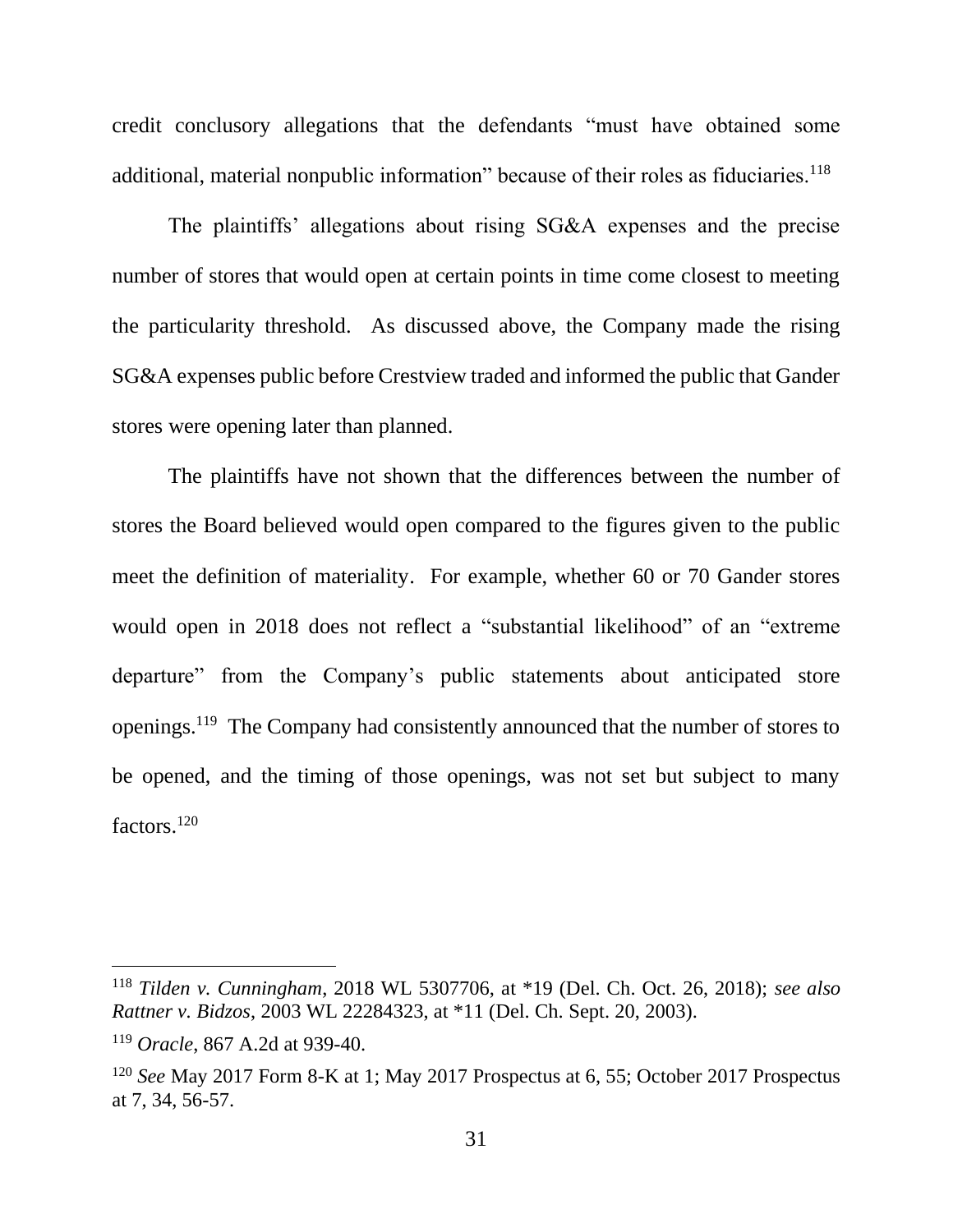credit conclusory allegations that the defendants "must have obtained some additional, material nonpublic information" because of their roles as fiduciaries.[118]

The plaintiffs' allegations about rising SG&A expenses and the precise number of stores that would open at certain points in time come closest to meeting the particularity threshold. As discussed above, the Company made the rising SG&A expenses public before Crestview traded and informed the public that Gander stores were opening later than planned.

The plaintiffs have not shown that the differences between the number of stores the Board believed would open compared to the figures given to the public meet the definition of materiality. For example, whether 60 or 70 Gander stores would open in 2018 does not reflect a "substantial likelihood" of an "extreme departure" from the Company's public statements about anticipated store openings.[119] The Company had consistently announced that the number of stores to be opened, and the timing of those openings, was not set but subject to many factors.[120]

---

[118] *Tilden v. Cunningham*, 2018 WL 5307706, at *19 (Del. Ch. Oct. 26, 2018); *see also Rattner v. Bidzos*, 2003 WL 22284323, at *11 (Del. Ch. Sept. 20, 2003).

[119] *Oracle*, 867 A.2d at 939-40.

[120] *See* May 2017 Form 8-K at 1; May 2017 Prospectus at 6, 55; October 2017 Prospectus at 7, 34, 56-57.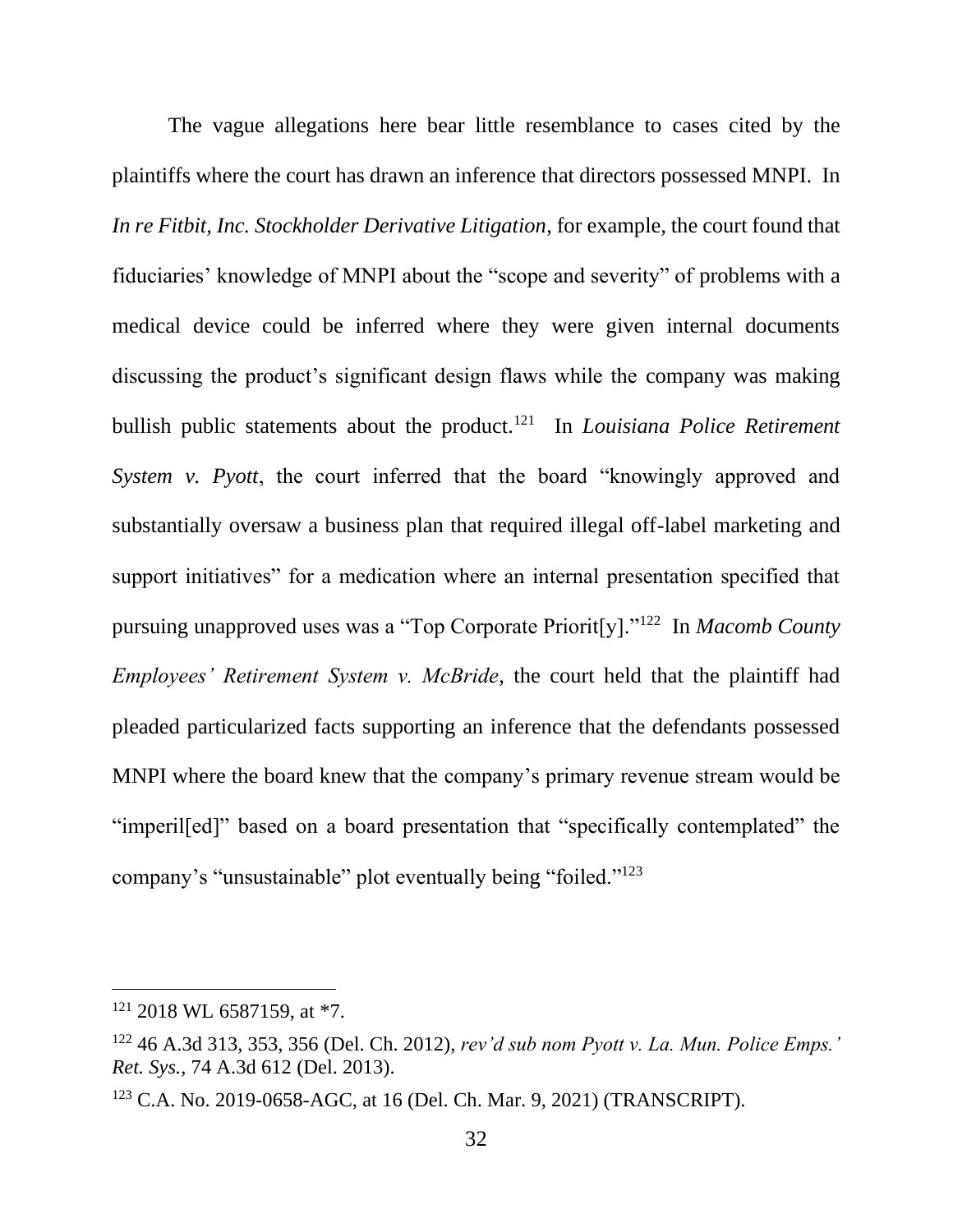The vague allegations here bear little resemblance to cases cited by the plaintiffs where the court has drawn an inference that directors possessed MNPI. In *In re Fitbit, Inc. Stockholder Derivative Litigation*, for example, the court found that fiduciaries' knowledge of MNPI about the "scope and severity" of problems with a medical device could be inferred where they were given internal documents discussing the product's significant design flaws while the company was making bullish public statements about the product.[121] In *Louisiana Police Retirement System v. Pyott*, the court inferred that the board "knowingly approved and substantially oversaw a business plan that required illegal off-label marketing and support initiatives" for a medication where an internal presentation specified that pursuing unapproved uses was a "Top Corporate Priorit[y]."[122] In *Macomb County Employees' Retirement System v. McBride*, the court held that the plaintiff had pleaded particularized facts supporting an inference that the defendants possessed MNPI where the board knew that the company's primary revenue stream would be "imperil[ed]" based on a board presentation that "specifically contemplated" the company's "unsustainable" plot eventually being "foiled."[123]

---

[121] 2018 WL 6587159, at *7.

[122] 46 A.3d 313, 353, 356 (Del. Ch. 2012), *rev'd sub nom Pyott v. La. Mun. Police Emps.' Ret. Sys.*, 74 A.3d 612 (Del. 2013).

[123] C.A. No. 2019-0658-AGC, at 16 (Del. Ch. Mar. 9, 2021) (TRANSCRIPT).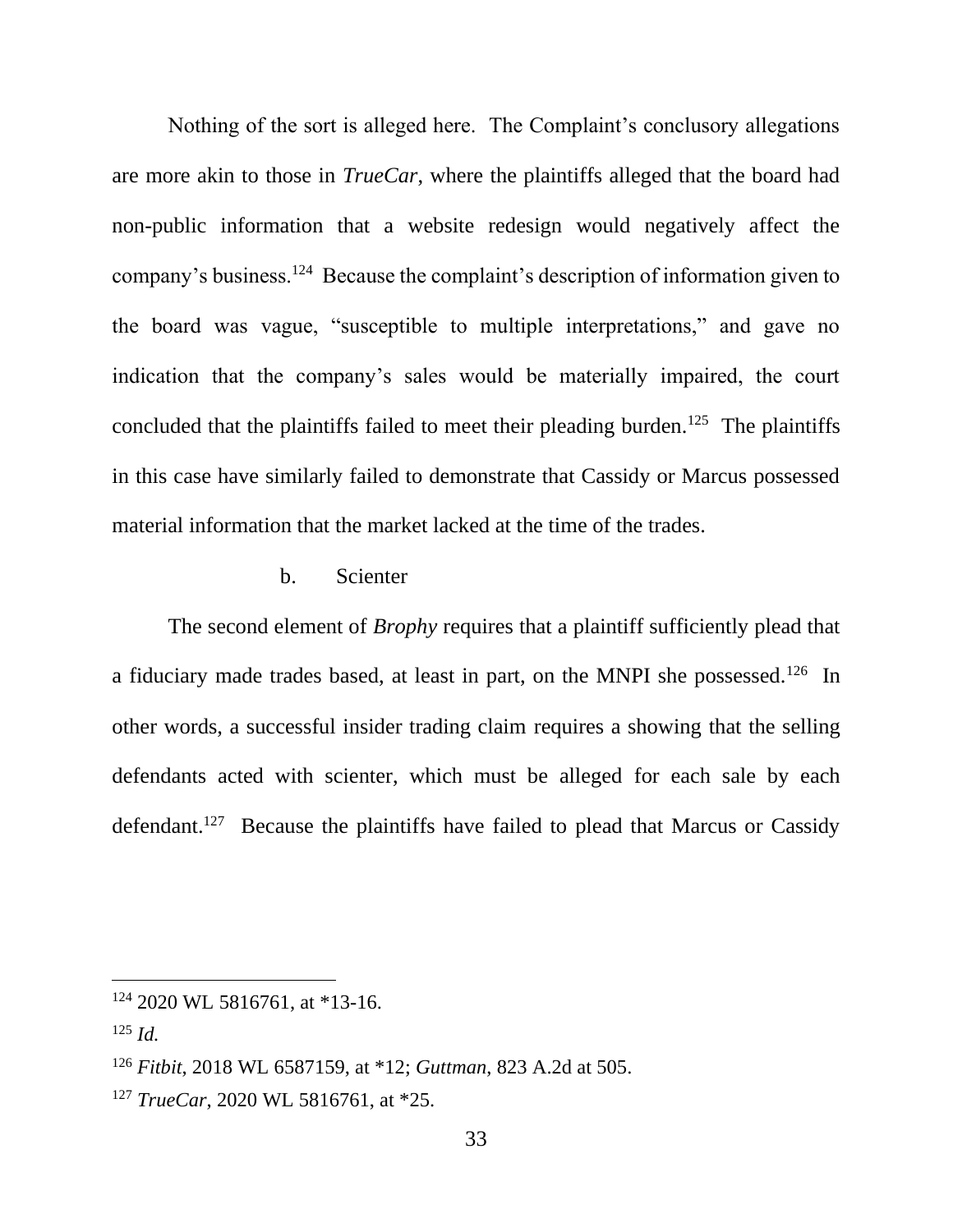Nothing of the sort is alleged here. The Complaint's conclusory allegations are more akin to those in *TrueCar*, where the plaintiffs alleged that the board had non-public information that a website redesign would negatively affect the company's business.[124] Because the complaint's description of information given to the board was vague, "susceptible to multiple interpretations," and gave no indication that the company's sales would be materially impaired, the court concluded that the plaintiffs failed to meet their pleading burden.[125] The plaintiffs in this case have similarly failed to demonstrate that Cassidy or Marcus possessed material information that the market lacked at the time of the trades.

b. Scienter

The second element of *Brophy* requires that a plaintiff sufficiently plead that a fiduciary made trades based, at least in part, on the MNPI she possessed.[126] In other words, a successful insider trading claim requires a showing that the selling defendants acted with scienter, which must be alleged for each sale by each defendant.[127] Because the plaintiffs have failed to plead that Marcus or Cassidy

---

[124] 2020 WL 5816761, at *13-16.

[125] *Id.*

[126] *Fitbit*, 2018 WL 6587159, at *12; *Guttman*, 823 A.2d at 505.

[127] *TrueCar*, 2020 WL 5816761, at *25.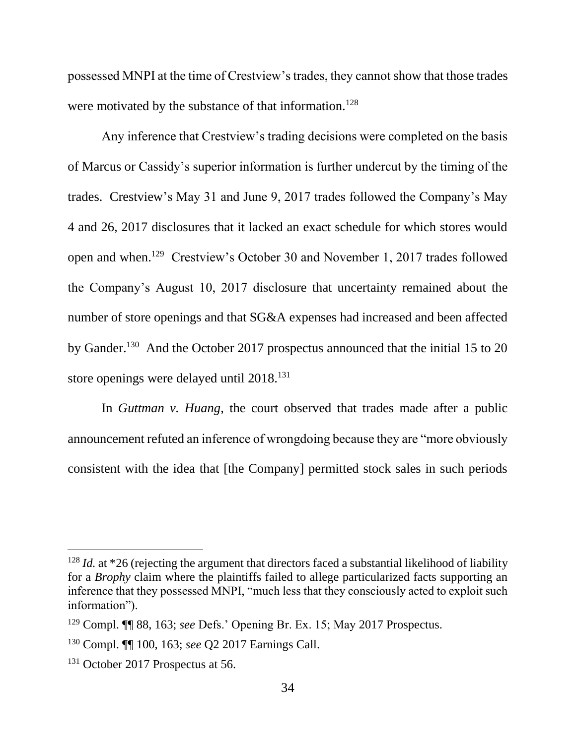possessed MNPI at the time of Crestview's trades, they cannot show that those trades were motivated by the substance of that information.[128]

Any inference that Crestview's trading decisions were completed on the basis of Marcus or Cassidy's superior information is further undercut by the timing of the trades. Crestview's May 31 and June 9, 2017 trades followed the Company's May 4 and 26, 2017 disclosures that it lacked an exact schedule for which stores would open and when.[129] Crestview's October 30 and November 1, 2017 trades followed the Company's August 10, 2017 disclosure that uncertainty remained about the number of store openings and that SG&A expenses had increased and been affected by Gander.[130] And the October 2017 prospectus announced that the initial 15 to 20 store openings were delayed until 2018.[131]

In *Guttman v. Huang*, the court observed that trades made after a public announcement refuted an inference of wrongdoing because they are "more obviously consistent with the idea that [the Company] permitted stock sales in such periods

---

[128] *Id.* at *26 (rejecting the argument that directors faced a substantial likelihood of liability for a *Brophy* claim where the plaintiffs failed to allege particularized facts supporting an inference that they possessed MNPI, "much less that they consciously acted to exploit such information").

[129] Compl. ¶¶ 88, 163; *see* Defs.' Opening Br. Ex. 15; May 2017 Prospectus.

[130] Compl. ¶¶ 100, 163; *see* Q2 2017 Earnings Call.

[131] October 2017 Prospectus at 56.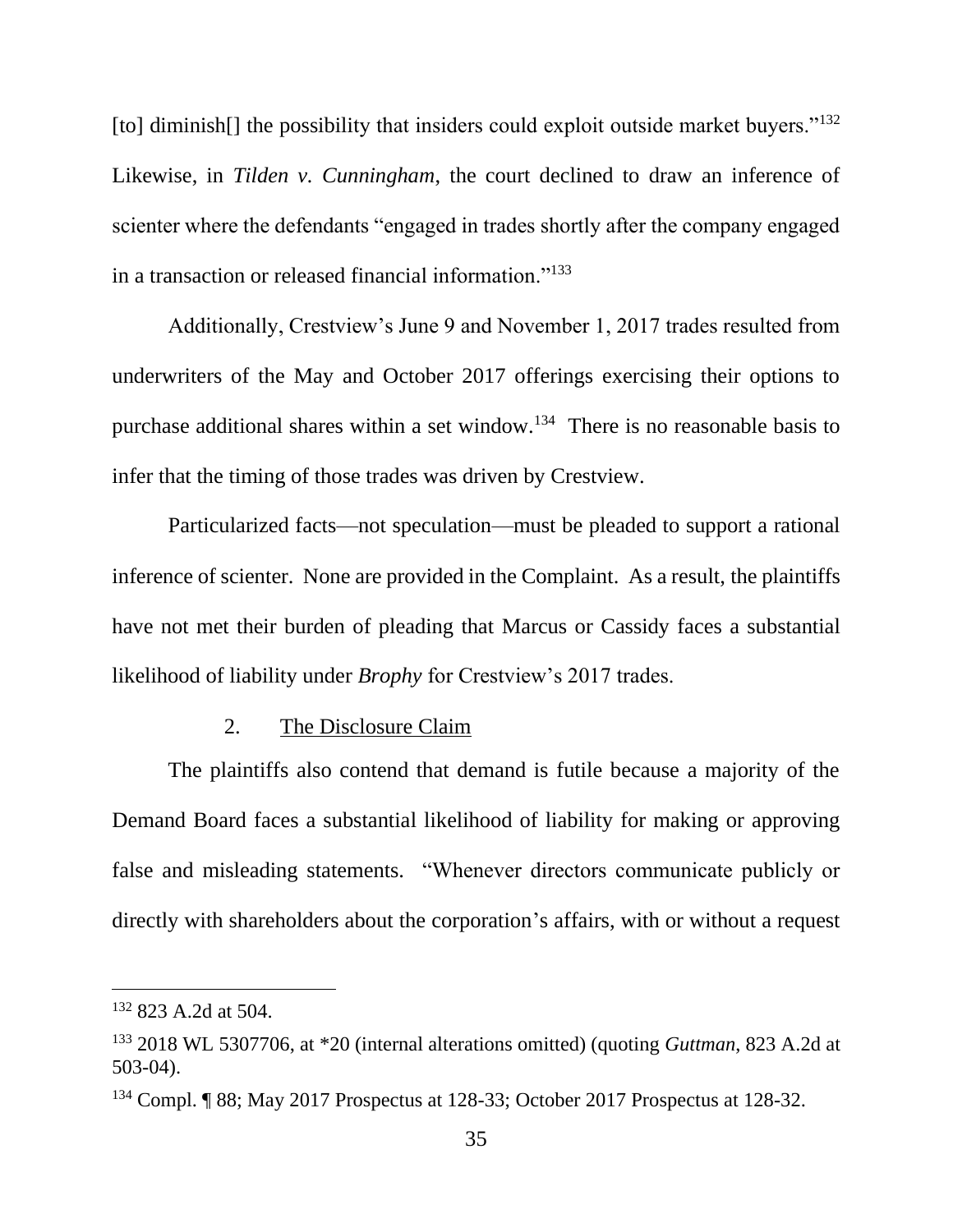[to] diminish[] the possibility that insiders could exploit outside market buyers."[132] Likewise, in *Tilden v. Cunningham*, the court declined to draw an inference of scienter where the defendants "engaged in trades shortly after the company engaged in a transaction or released financial information."[133]

Additionally, Crestview's June 9 and November 1, 2017 trades resulted from underwriters of the May and October 2017 offerings exercising their options to purchase additional shares within a set window.[134] There is no reasonable basis to infer that the timing of those trades was driven by Crestview.

Particularized facts—not speculation—must be pleaded to support a rational inference of scienter. None are provided in the Complaint. As a result, the plaintiffs have not met their burden of pleading that Marcus or Cassidy faces a substantial likelihood of liability under *Brophy* for Crestview's 2017 trades.

### 2. The Disclosure Claim

The plaintiffs also contend that demand is futile because a majority of the Demand Board faces a substantial likelihood of liability for making or approving false and misleading statements. "Whenever directors communicate publicly or directly with shareholders about the corporation's affairs, with or without a request

---

[132] 823 A.2d at 504.

[133] 2018 WL 5307706, at *20 (internal alterations omitted) (quoting *Guttman*, 823 A.2d at 503-04).

[134] Compl. ¶ 88; May 2017 Prospectus at 128-33; October 2017 Prospectus at 128-32.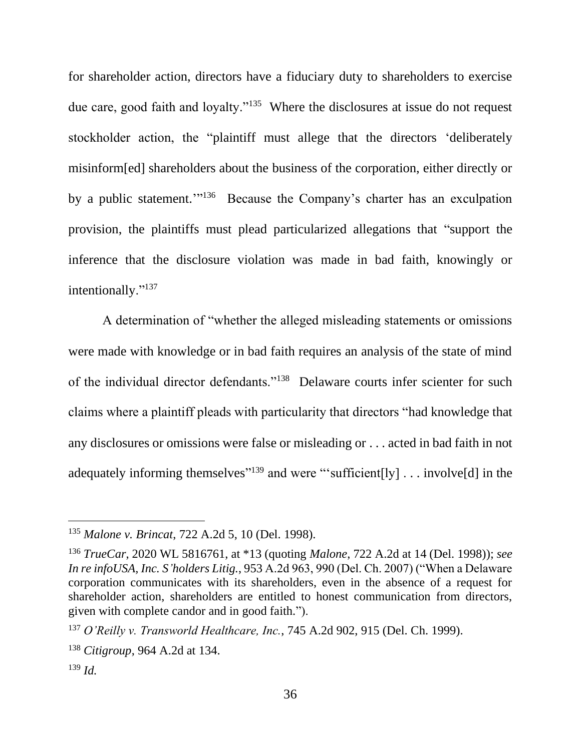for shareholder action, directors have a fiduciary duty to shareholders to exercise due care, good faith and loyalty."[135] Where the disclosures at issue do not request stockholder action, the "plaintiff must allege that the directors 'deliberately misinform[ed] shareholders about the business of the corporation, either directly or by a public statement.'"[136] Because the Company's charter has an exculpation provision, the plaintiffs must plead particularized allegations that "support the inference that the disclosure violation was made in bad faith, knowingly or intentionally."[137]

A determination of "whether the alleged misleading statements or omissions were made with knowledge or in bad faith requires an analysis of the state of mind of the individual director defendants."[138] Delaware courts infer scienter for such claims where a plaintiff pleads with particularity that directors "had knowledge that any disclosures or omissions were false or misleading or . . . acted in bad faith in not adequately informing themselves"[139] and were "'sufficient[ly] . . . involve[d] in the

---

[135] *Malone v. Brincat*, 722 A.2d 5, 10 (Del. 1998).

[136] *TrueCar*, 2020 WL 5816761, at *13 (quoting *Malone*, 722 A.2d at 14 (Del. 1998)); *see In re infoUSA, Inc. S'holders Litig.*, 953 A.2d 963, 990 (Del. Ch. 2007) ("When a Delaware corporation communicates with its shareholders, even in the absence of a request for shareholder action, shareholders are entitled to honest communication from directors, given with complete candor and in good faith.").

[137] *O'Reilly v. Transworld Healthcare, Inc.*, 745 A.2d 902, 915 (Del. Ch. 1999).

[138] *Citigroup*, 964 A.2d at 134.

[139] *Id.*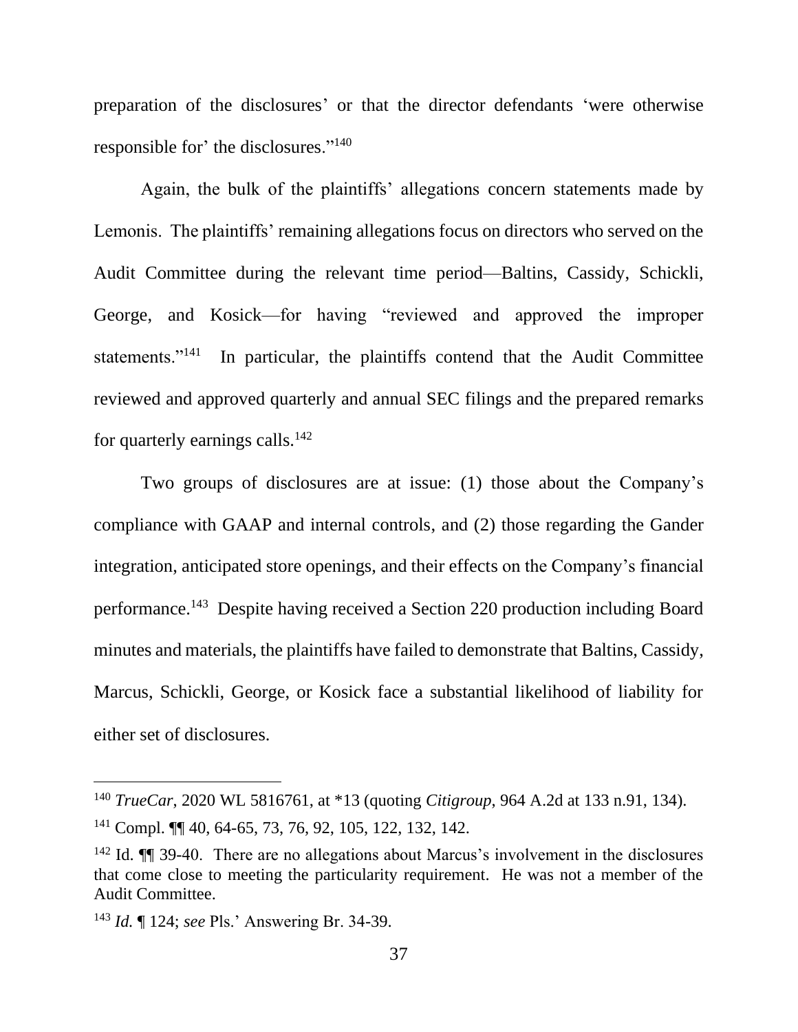preparation of the disclosures' or that the director defendants 'were otherwise responsible for' the disclosures."[140]

Again, the bulk of the plaintiffs' allegations concern statements made by Lemonis. The plaintiffs' remaining allegations focus on directors who served on the Audit Committee during the relevant time period—Baltins, Cassidy, Schickli, George, and Kosick—for having "reviewed and approved the improper statements."[141] In particular, the plaintiffs contend that the Audit Committee reviewed and approved quarterly and annual SEC filings and the prepared remarks for quarterly earnings calls.[142]

Two groups of disclosures are at issue: (1) those about the Company's compliance with GAAP and internal controls, and (2) those regarding the Gander integration, anticipated store openings, and their effects on the Company's financial performance.[143] Despite having received a Section 220 production including Board minutes and materials, the plaintiffs have failed to demonstrate that Baltins, Cassidy, Marcus, Schickli, George, or Kosick face a substantial likelihood of liability for either set of disclosures.

---

[140] *TrueCar*, 2020 WL 5816761, at *13 (quoting *Citigroup*, 964 A.2d at 133 n.91, 134).

[141] Compl. ¶¶ 40, 64-65, 73, 76, 92, 105, 122, 132, 142.

[142] Id. ¶¶ 39-40. There are no allegations about Marcus's involvement in the disclosures that come close to meeting the particularity requirement. He was not a member of the Audit Committee.

[143] *Id.* ¶ 124; *see* Pls.' Answering Br. 34-39.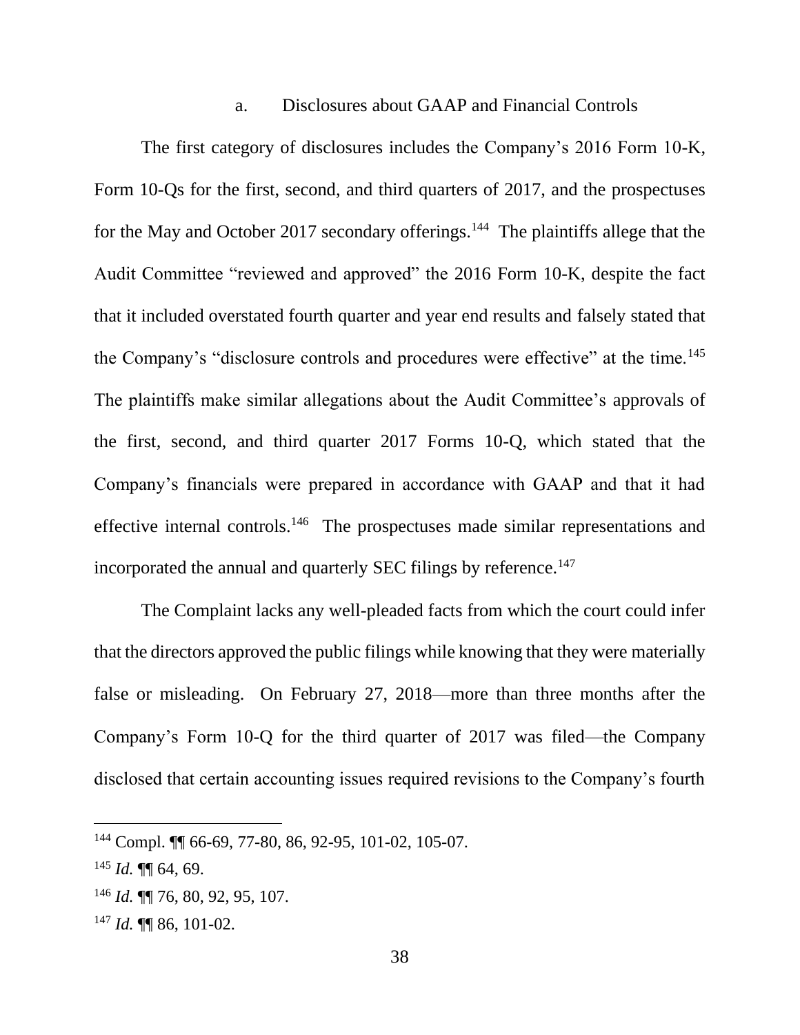a. Disclosures about GAAP and Financial Controls

The first category of disclosures includes the Company's 2016 Form 10-K, Form 10-Qs for the first, second, and third quarters of 2017, and the prospectuses for the May and October 2017 secondary offerings.[144] The plaintiffs allege that the Audit Committee "reviewed and approved" the 2016 Form 10-K, despite the fact that it included overstated fourth quarter and year end results and falsely stated that the Company's "disclosure controls and procedures were effective" at the time.[145] The plaintiffs make similar allegations about the Audit Committee's approvals of the first, second, and third quarter 2017 Forms 10-Q, which stated that the Company's financials were prepared in accordance with GAAP and that it had effective internal controls.[146] The prospectuses made similar representations and incorporated the annual and quarterly SEC filings by reference.[147]

The Complaint lacks any well-pleaded facts from which the court could infer that the directors approved the public filings while knowing that they were materially false or misleading. On February 27, 2018—more than three months after the Company's Form 10-Q for the third quarter of 2017 was filed—the Company disclosed that certain accounting issues required revisions to the Company's fourth

---

[144] Compl. ¶¶ 66-69, 77-80, 86, 92-95, 101-02, 105-07.

[145] *Id.* ¶¶ 64, 69.

[146] *Id.* ¶¶ 76, 80, 92, 95, 107.

[147] *Id.* ¶¶ 86, 101-02.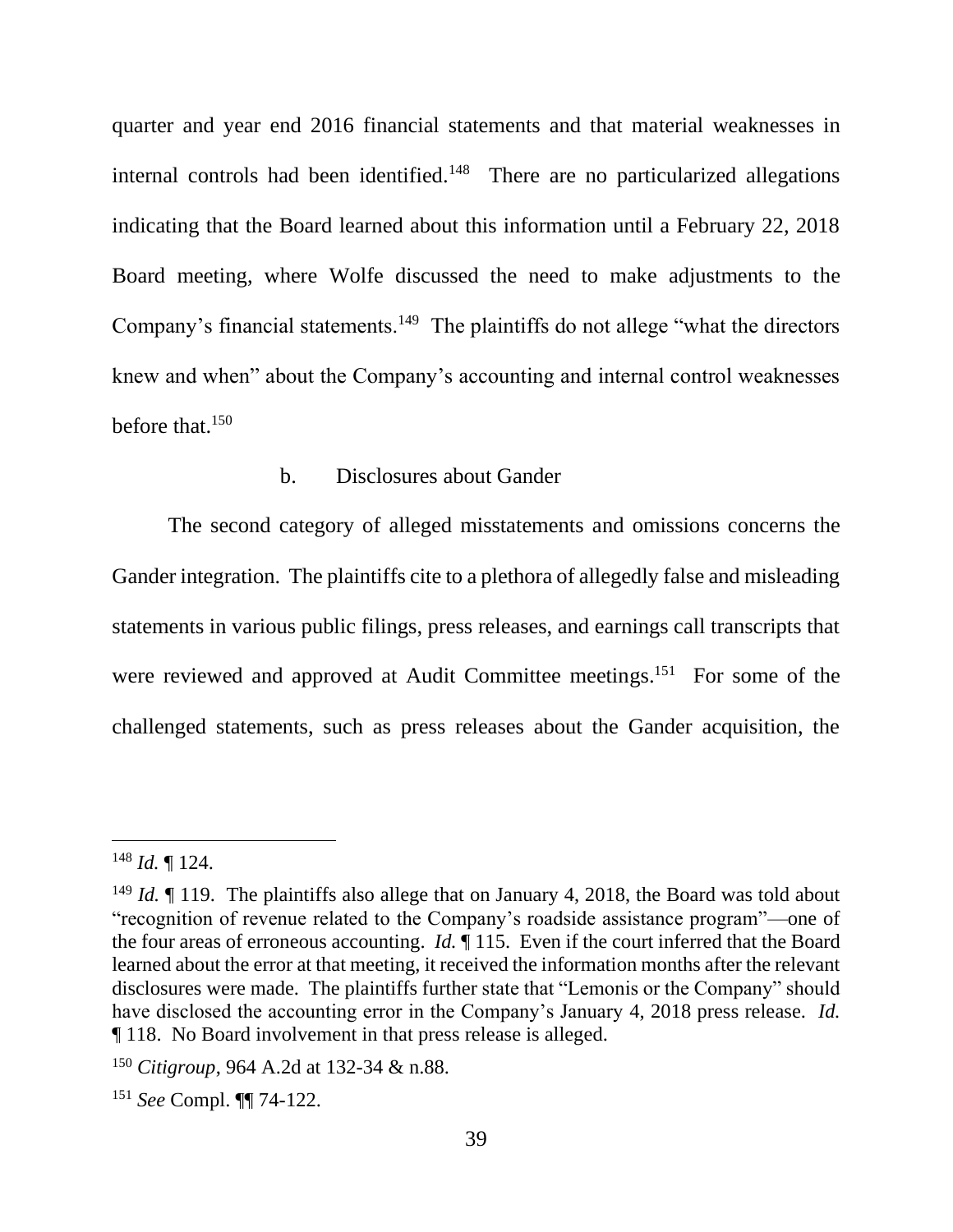quarter and year end 2016 financial statements and that material weaknesses in internal controls had been identified.[148] There are no particularized allegations indicating that the Board learned about this information until a February 22, 2018 Board meeting, where Wolfe discussed the need to make adjustments to the Company's financial statements.[149] The plaintiffs do not allege "what the directors knew and when" about the Company's accounting and internal control weaknesses before that.[150]

b. Disclosures about Gander

The second category of alleged misstatements and omissions concerns the Gander integration. The plaintiffs cite to a plethora of allegedly false and misleading statements in various public filings, press releases, and earnings call transcripts that were reviewed and approved at Audit Committee meetings.[151] For some of the challenged statements, such as press releases about the Gander acquisition, the

---

[148] *Id.* ¶ 124.

[149] *Id.* ¶ 119. The plaintiffs also allege that on January 4, 2018, the Board was told about "recognition of revenue related to the Company's roadside assistance program"—one of the four areas of erroneous accounting. *Id.* ¶ 115. Even if the court inferred that the Board learned about the error at that meeting, it received the information months after the relevant disclosures were made. The plaintiffs further state that "Lemonis or the Company" should have disclosed the accounting error in the Company's January 4, 2018 press release. *Id.* ¶ 118. No Board involvement in that press release is alleged.

[150] *Citigroup*, 964 A.2d at 132-34 & n.88.

[151] *See* Compl. ¶¶ 74-122.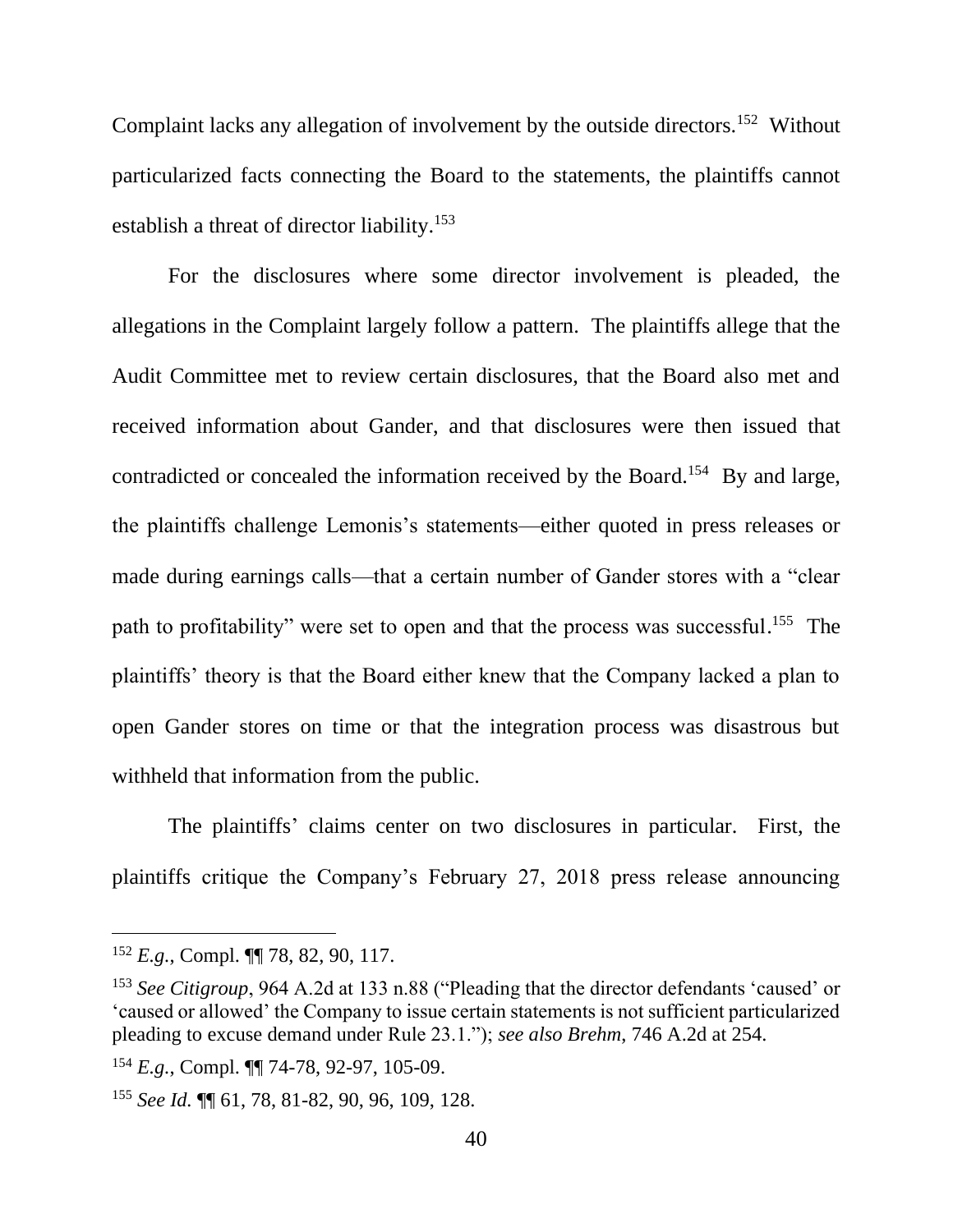Complaint lacks any allegation of involvement by the outside directors.[152] Without particularized facts connecting the Board to the statements, the plaintiffs cannot establish a threat of director liability.[153]

For the disclosures where some director involvement is pleaded, the allegations in the Complaint largely follow a pattern. The plaintiffs allege that the Audit Committee met to review certain disclosures, that the Board also met and received information about Gander, and that disclosures were then issued that contradicted or concealed the information received by the Board.[154] By and large, the plaintiffs challenge Lemonis's statements—either quoted in press releases or made during earnings calls—that a certain number of Gander stores with a "clear path to profitability" were set to open and that the process was successful.[155] The plaintiffs' theory is that the Board either knew that the Company lacked a plan to open Gander stores on time or that the integration process was disastrous but withheld that information from the public.

The plaintiffs' claims center on two disclosures in particular. First, the plaintiffs critique the Company's February 27, 2018 press release announcing

---

[152] *E.g.*, Compl. ¶¶ 78, 82, 90, 117.

[153] *See Citigroup*, 964 A.2d at 133 n.88 ("Pleading that the director defendants 'caused' or 'caused or allowed' the Company to issue certain statements is not sufficient particularized pleading to excuse demand under Rule 23.1."); *see also Brehm*, 746 A.2d at 254.

[154] *E.g.*, Compl. ¶¶ 74-78, 92-97, 105-09.

[155] *See Id.* ¶¶ 61, 78, 81-82, 90, 96, 109, 128.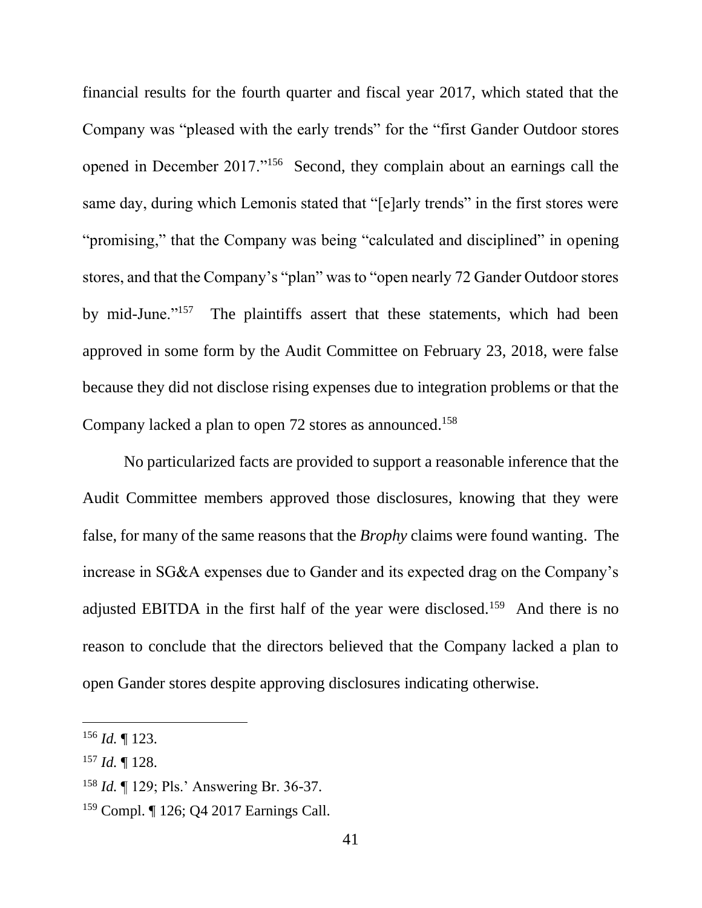financial results for the fourth quarter and fiscal year 2017, which stated that the Company was "pleased with the early trends" for the "first Gander Outdoor stores opened in December 2017."[156] Second, they complain about an earnings call the same day, during which Lemonis stated that "[e]arly trends" in the first stores were "promising," that the Company was being "calculated and disciplined" in opening stores, and that the Company's "plan" was to "open nearly 72 Gander Outdoor stores by mid-June."[157] The plaintiffs assert that these statements, which had been approved in some form by the Audit Committee on February 23, 2018, were false because they did not disclose rising expenses due to integration problems or that the Company lacked a plan to open 72 stores as announced.[158]

No particularized facts are provided to support a reasonable inference that the Audit Committee members approved those disclosures, knowing that they were false, for many of the same reasons that the *Brophy* claims were found wanting. The increase in SG&A expenses due to Gander and its expected drag on the Company's adjusted EBITDA in the first half of the year were disclosed.[159] And there is no reason to conclude that the directors believed that the Company lacked a plan to open Gander stores despite approving disclosures indicating otherwise.

---

[156] *Id.* ¶ 123.

[157] *Id.* ¶ 128.

[158] *Id.* ¶ 129; Pls.' Answering Br. 36-37.

[159] Compl. ¶ 126; Q4 2017 Earnings Call.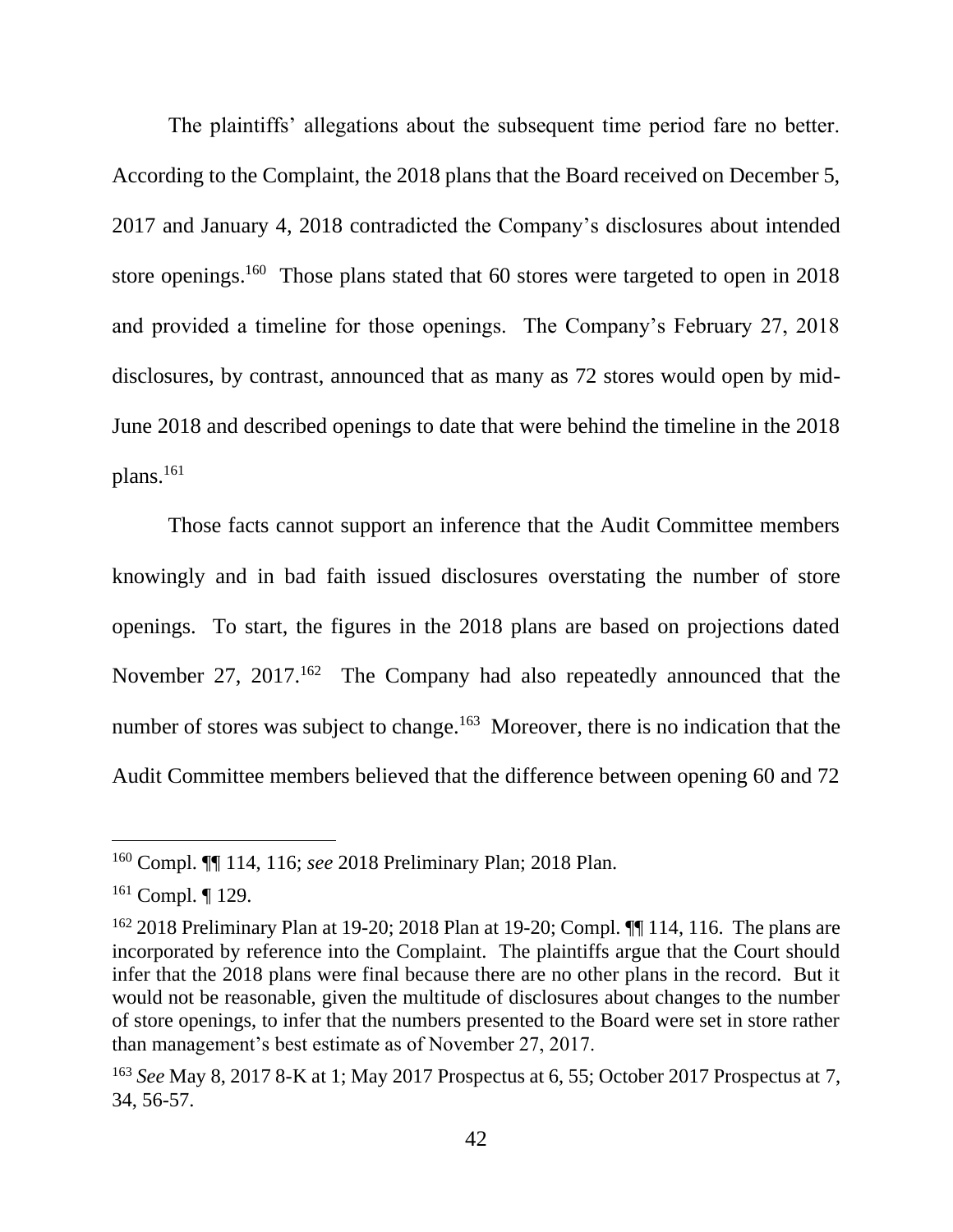The plaintiffs' allegations about the subsequent time period fare no better. According to the Complaint, the 2018 plans that the Board received on December 5, 2017 and January 4, 2018 contradicted the Company's disclosures about intended store openings.[160] Those plans stated that 60 stores were targeted to open in 2018 and provided a timeline for those openings. The Company's February 27, 2018 disclosures, by contrast, announced that as many as 72 stores would open by mid-June 2018 and described openings to date that were behind the timeline in the 2018 plans.[161]

Those facts cannot support an inference that the Audit Committee members knowingly and in bad faith issued disclosures overstating the number of store openings. To start, the figures in the 2018 plans are based on projections dated November 27, 2017.[162] The Company had also repeatedly announced that the number of stores was subject to change.[163] Moreover, there is no indication that the Audit Committee members believed that the difference between opening 60 and 72

---

[160] Compl. ¶¶ 114, 116; *see* 2018 Preliminary Plan; 2018 Plan.

[161] Compl. ¶ 129.

[162] 2018 Preliminary Plan at 19-20; 2018 Plan at 19-20; Compl. ¶¶ 114, 116. The plans are incorporated by reference into the Complaint. The plaintiffs argue that the Court should infer that the 2018 plans were final because there are no other plans in the record. But it would not be reasonable, given the multitude of disclosures about changes to the number of store openings, to infer that the numbers presented to the Board were set in store rather than management's best estimate as of November 27, 2017.

[163] *See* May 8, 2017 8-K at 1; May 2017 Prospectus at 6, 55; October 2017 Prospectus at 7, 34, 56-57.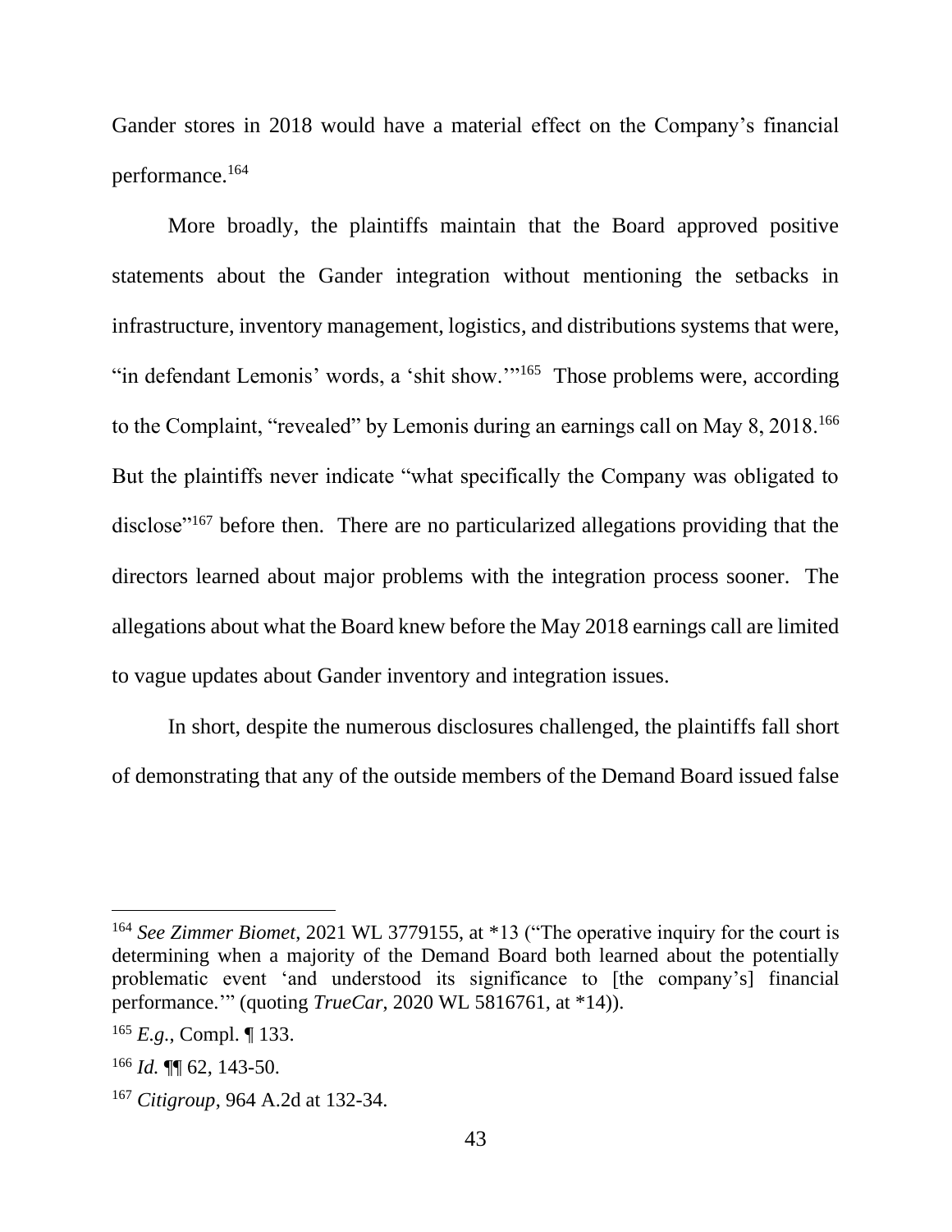Gander stores in 2018 would have a material effect on the Company's financial performance.[164]

More broadly, the plaintiffs maintain that the Board approved positive statements about the Gander integration without mentioning the setbacks in infrastructure, inventory management, logistics, and distributions systems that were, "in defendant Lemonis' words, a 'shit show.'"[165] Those problems were, according to the Complaint, "revealed" by Lemonis during an earnings call on May 8, 2018.[166] But the plaintiffs never indicate "what specifically the Company was obligated to disclose"[167] before then. There are no particularized allegations providing that the directors learned about major problems with the integration process sooner. The allegations about what the Board knew before the May 2018 earnings call are limited to vague updates about Gander inventory and integration issues.

In short, despite the numerous disclosures challenged, the plaintiffs fall short of demonstrating that any of the outside members of the Demand Board issued false

---

[164] *See Zimmer Biomet*, 2021 WL 3779155, at *13 ("The operative inquiry for the court is determining when a majority of the Demand Board both learned about the potentially problematic event 'and understood its significance to [the company's] financial performance.'" (quoting *TrueCar*, 2020 WL 5816761, at *14)).

[165] *E.g.*, Compl. ¶ 133.

[166] *Id.* ¶¶ 62, 143-50.

[167] *Citigroup*, 964 A.2d at 132-34.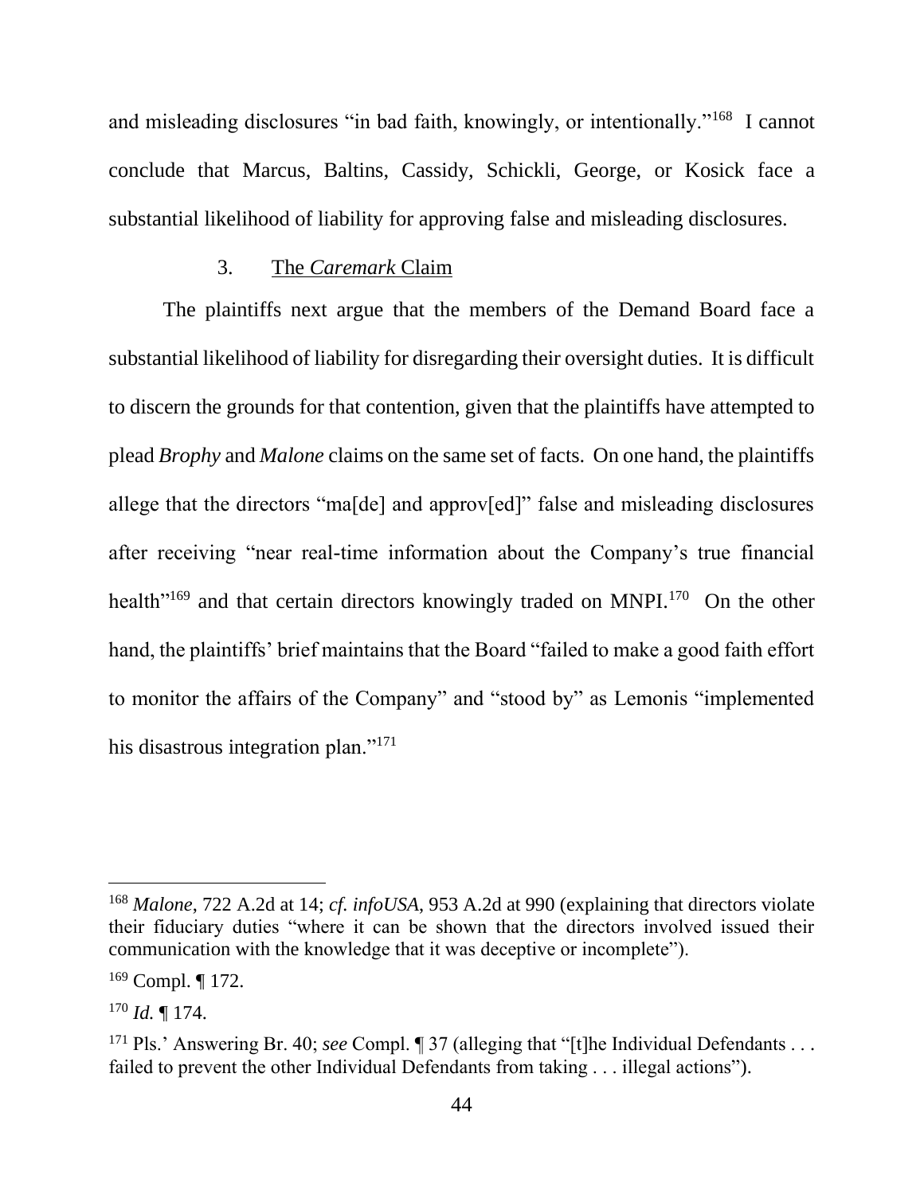and misleading disclosures "in bad faith, knowingly, or intentionally."[168] I cannot conclude that Marcus, Baltins, Cassidy, Schickli, George, or Kosick face a substantial likelihood of liability for approving false and misleading disclosures.

### 3. <u>The *Caremark* Claim</u>

The plaintiffs next argue that the members of the Demand Board face a substantial likelihood of liability for disregarding their oversight duties. It is difficult to discern the grounds for that contention, given that the plaintiffs have attempted to plead *Brophy* and *Malone* claims on the same set of facts. On one hand, the plaintiffs allege that the directors "ma[de] and approv[ed]" false and misleading disclosures after receiving "near real-time information about the Company's true financial health"[169] and that certain directors knowingly traded on MNPI.[170] On the other hand, the plaintiffs' brief maintains that the Board "failed to make a good faith effort to monitor the affairs of the Company" and "stood by" as Lemonis "implemented his disastrous integration plan."[171]

---

[168] *Malone*, 722 A.2d at 14; *cf. infoUSA*, 953 A.2d at 990 (explaining that directors violate their fiduciary duties "where it can be shown that the directors involved issued their communication with the knowledge that it was deceptive or incomplete").

[169] Compl. ¶ 172.

[170] *Id.* ¶ 174.

[171] Pls.' Answering Br. 40; *see* Compl. ¶ 37 (alleging that "[t]he Individual Defendants . . . failed to prevent the other Individual Defendants from taking . . . illegal actions").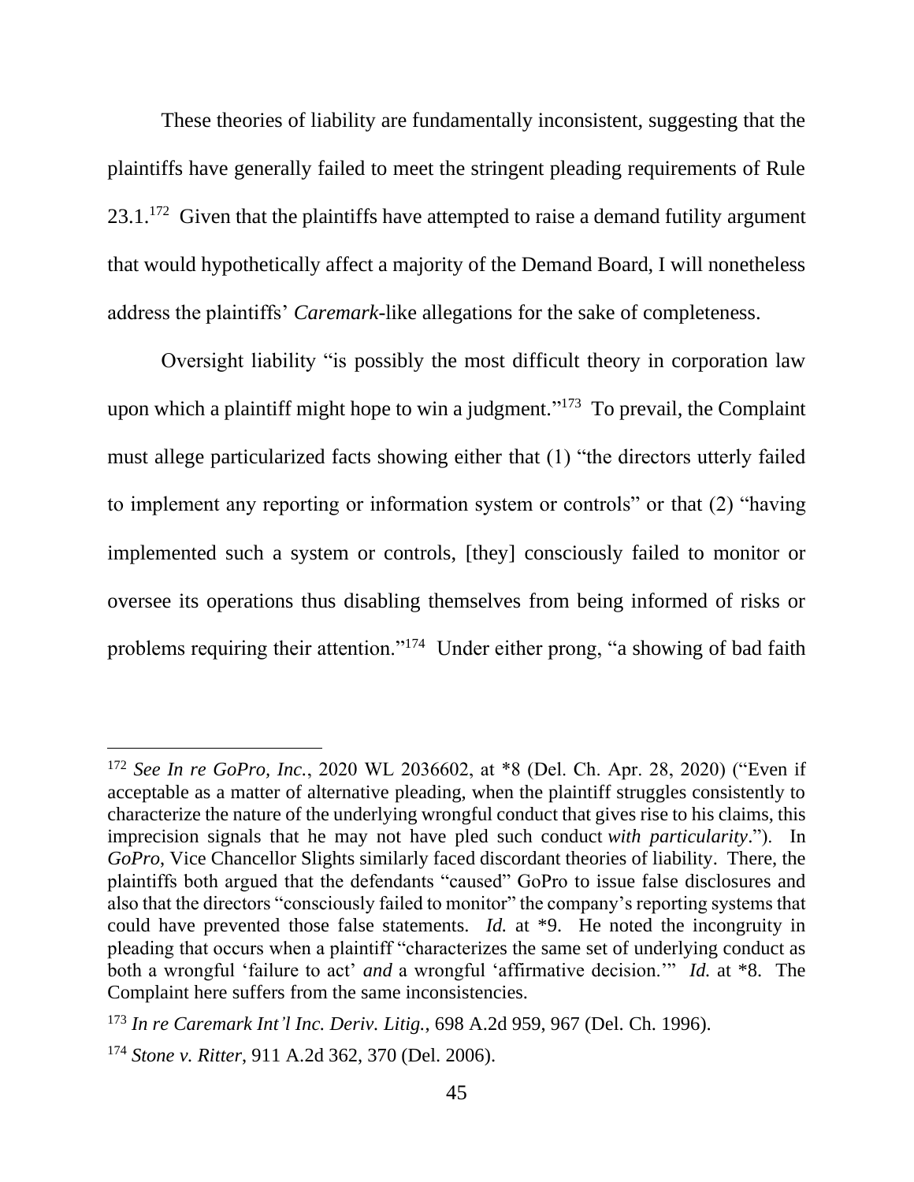These theories of liability are fundamentally inconsistent, suggesting that the plaintiffs have generally failed to meet the stringent pleading requirements of Rule 23.1.[172] Given that the plaintiffs have attempted to raise a demand futility argument that would hypothetically affect a majority of the Demand Board, I will nonetheless address the plaintiffs' *Caremark*-like allegations for the sake of completeness.

Oversight liability "is possibly the most difficult theory in corporation law upon which a plaintiff might hope to win a judgment."[173] To prevail, the Complaint must allege particularized facts showing either that (1) "the directors utterly failed to implement any reporting or information system or controls" or that (2) "having implemented such a system or controls, [they] consciously failed to monitor or oversee its operations thus disabling themselves from being informed of risks or problems requiring their attention."[174] Under either prong, "a showing of bad faith

---

[172] *See In re GoPro, Inc.*, 2020 WL 2036602, at *8 (Del. Ch. Apr. 28, 2020) ("Even if acceptable as a matter of alternative pleading, when the plaintiff struggles consistently to characterize the nature of the underlying wrongful conduct that gives rise to his claims, this imprecision signals that he may not have pled such conduct *with particularity*."). In *GoPro*, Vice Chancellor Slights similarly faced discordant theories of liability. There, the plaintiffs both argued that the defendants "caused" GoPro to issue false disclosures and also that the directors "consciously failed to monitor" the company's reporting systems that could have prevented those false statements. *Id.* at *9. He noted the incongruity in pleading that occurs when a plaintiff "characterizes the same set of underlying conduct as both a wrongful 'failure to act' *and* a wrongful 'affirmative decision.'" *Id.* at *8. The Complaint here suffers from the same inconsistencies.

[173] *In re Caremark Int'l Inc. Deriv. Litig.*, 698 A.2d 959, 967 (Del. Ch. 1996).

[174] *Stone v. Ritter*, 911 A.2d 362, 370 (Del. 2006).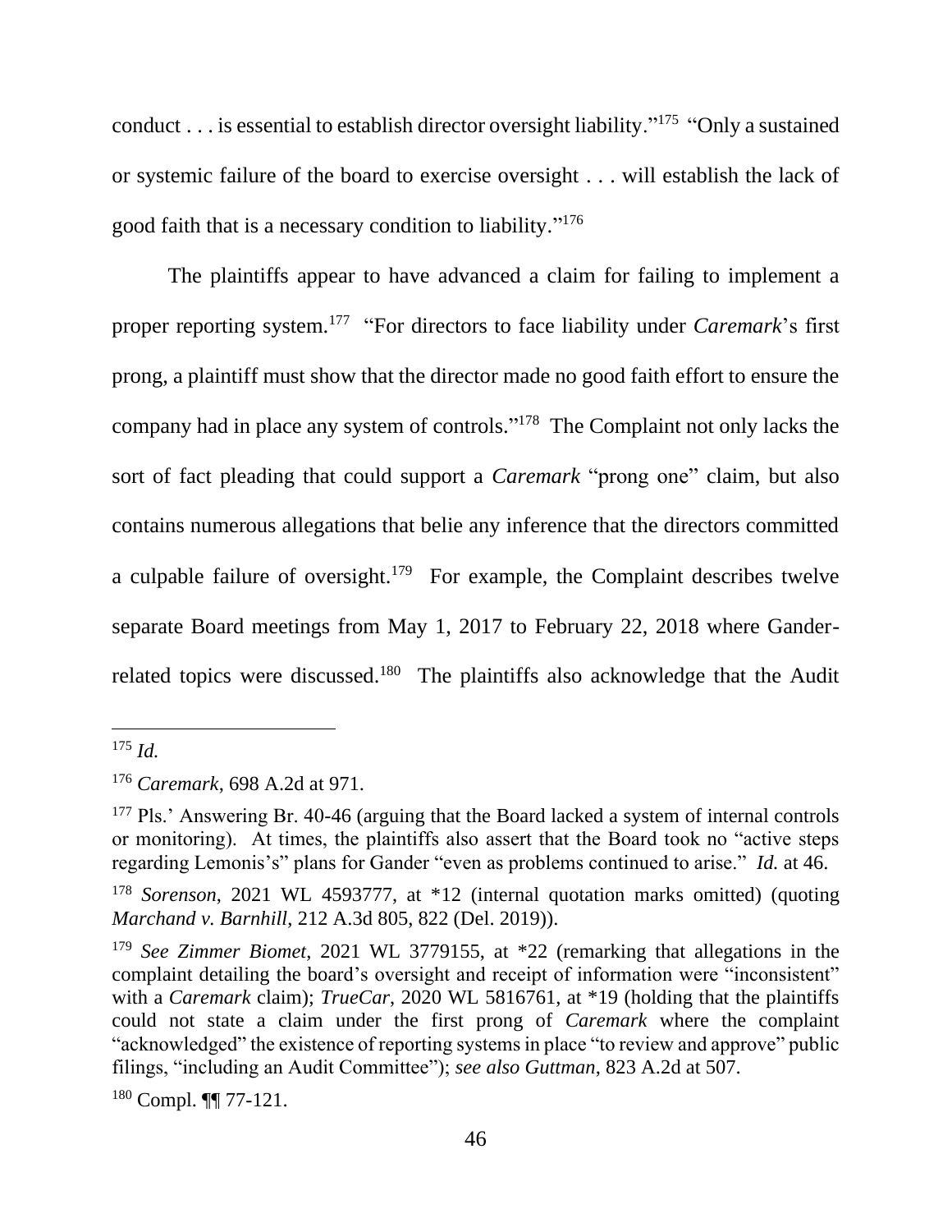conduct . . . is essential to establish director oversight liability."[175] "Only a sustained or systemic failure of the board to exercise oversight . . . will establish the lack of good faith that is a necessary condition to liability."[176]

The plaintiffs appear to have advanced a claim for failing to implement a proper reporting system.[177] "For directors to face liability under *Caremark*'s first prong, a plaintiff must show that the director made no good faith effort to ensure the company had in place any system of controls."[178] The Complaint not only lacks the sort of fact pleading that could support a *Caremark* "prong one" claim, but also contains numerous allegations that belie any inference that the directors committed a culpable failure of oversight.[179] For example, the Complaint describes twelve separate Board meetings from May 1, 2017 to February 22, 2018 where Gander-related topics were discussed.[180] The plaintiffs also acknowledge that the Audit

---

[175] *Id.*

[176] *Caremark*, 698 A.2d at 971.

[177] Pls.' Answering Br. 40-46 (arguing that the Board lacked a system of internal controls or monitoring). At times, the plaintiffs also assert that the Board took no "active steps regarding Lemonis's" plans for Gander "even as problems continued to arise." *Id.* at 46.

[178] *Sorenson*, 2021 WL 4593777, at *12 (internal quotation marks omitted) (quoting *Marchand v. Barnhill*, 212 A.3d 805, 822 (Del. 2019)).

[179] *See Zimmer Biomet*, 2021 WL 3779155, at *22 (remarking that allegations in the complaint detailing the board's oversight and receipt of information were "inconsistent" with a *Caremark* claim); *TrueCar*, 2020 WL 5816761, at *19 (holding that the plaintiffs could not state a claim under the first prong of *Caremark* where the complaint "acknowledged" the existence of reporting systems in place "to review and approve" public filings, "including an Audit Committee"); *see also Guttman*, 823 A.2d at 507.

[180] Compl. ¶¶ 77-121.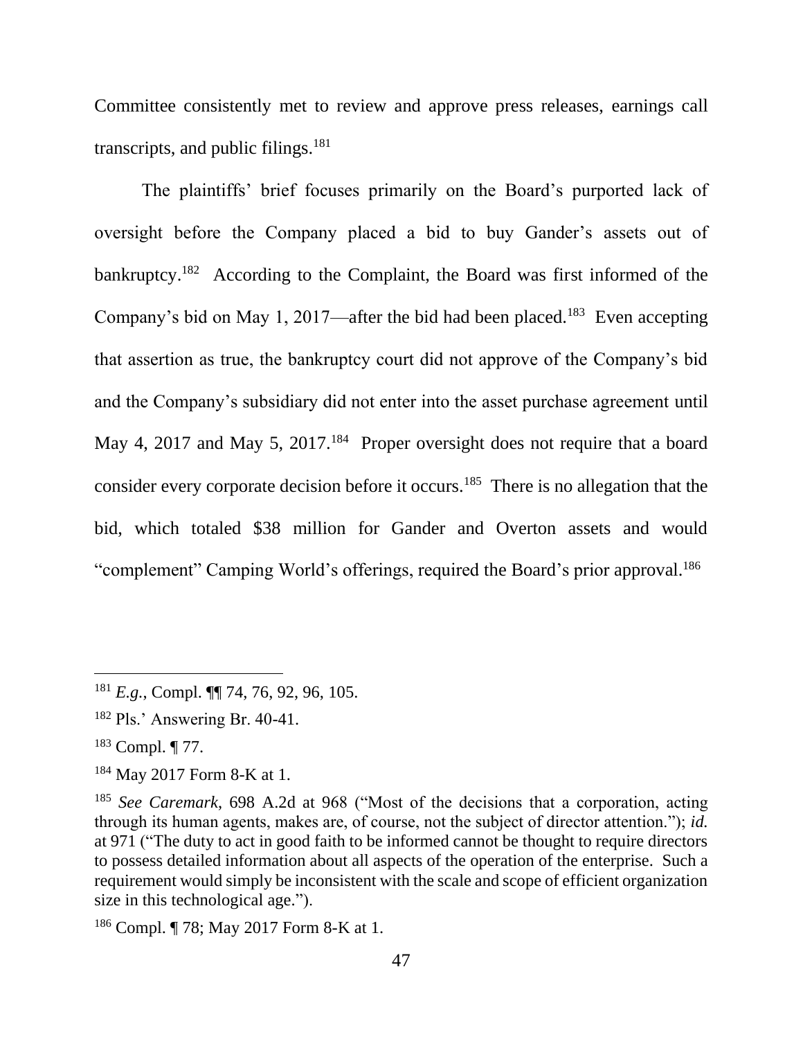Committee consistently met to review and approve press releases, earnings call transcripts, and public filings.[181]

The plaintiffs' brief focuses primarily on the Board's purported lack of oversight before the Company placed a bid to buy Gander's assets out of bankruptcy.[182] According to the Complaint, the Board was first informed of the Company's bid on May 1, 2017—after the bid had been placed.[183] Even accepting that assertion as true, the bankruptcy court did not approve of the Company's bid and the Company's subsidiary did not enter into the asset purchase agreement until May 4, 2017 and May 5, 2017.[184] Proper oversight does not require that a board consider every corporate decision before it occurs.[185] There is no allegation that the bid, which totaled $38 million for Gander and Overton assets and would "complement" Camping World's offerings, required the Board's prior approval.[186]

---

[181] *E.g.*, Compl. ¶¶ 74, 76, 92, 96, 105.

[182] Pls.' Answering Br. 40-41.

[183] Compl. ¶ 77.

[184] May 2017 Form 8-K at 1.

[185] *See Caremark*, 698 A.2d at 968 ("Most of the decisions that a corporation, acting through its human agents, makes are, of course, not the subject of director attention."); *id.* at 971 ("The duty to act in good faith to be informed cannot be thought to require directors to possess detailed information about all aspects of the operation of the enterprise. Such a requirement would simply be inconsistent with the scale and scope of efficient organization size in this technological age.").

[186] Compl. ¶ 78; May 2017 Form 8-K at 1.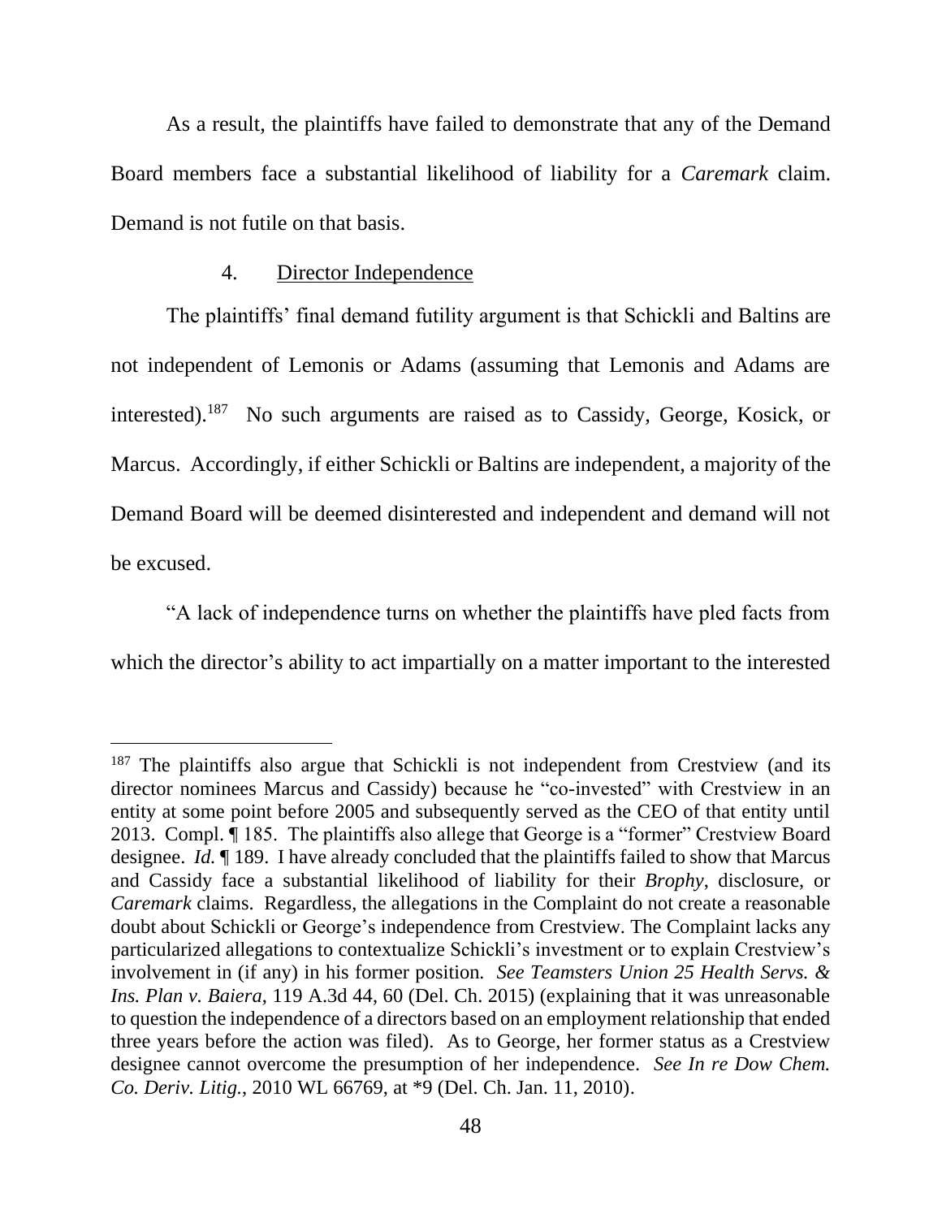As a result, the plaintiffs have failed to demonstrate that any of the Demand Board members face a substantial likelihood of liability for a *Caremark* claim. Demand is not futile on that basis.

4. Director Independence

The plaintiffs' final demand futility argument is that Schickli and Baltins are not independent of Lemonis or Adams (assuming that Lemonis and Adams are interested).[187] No such arguments are raised as to Cassidy, George, Kosick, or Marcus. Accordingly, if either Schickli or Baltins are independent, a majority of the Demand Board will be deemed disinterested and independent and demand will not be excused.

"A lack of independence turns on whether the plaintiffs have pled facts from which the director's ability to act impartially on a matter important to the interested

---

[187] The plaintiffs also argue that Schickli is not independent from Crestview (and its director nominees Marcus and Cassidy) because he "co-invested" with Crestview in an entity at some point before 2005 and subsequently served as the CEO of that entity until 2013. Compl. ¶ 185. The plaintiffs also allege that George is a "former" Crestview Board designee. *Id.* ¶ 189. I have already concluded that the plaintiffs failed to show that Marcus and Cassidy face a substantial likelihood of liability for their *Brophy*, disclosure, or *Caremark* claims. Regardless, the allegations in the Complaint do not create a reasonable doubt about Schickli or George's independence from Crestview. The Complaint lacks any particularized allegations to contextualize Schickli's investment or to explain Crestview's involvement in (if any) in his former position. *See Teamsters Union 25 Health Servs. & Ins. Plan v. Baiera*, 119 A.3d 44, 60 (Del. Ch. 2015) (explaining that it was unreasonable to question the independence of a directors based on an employment relationship that ended three years before the action was filed). As to George, her former status as a Crestview designee cannot overcome the presumption of her independence. *See In re Dow Chem. Co. Deriv. Litig.*, 2010 WL 66769, at *9 (Del. Ch. Jan. 11, 2010).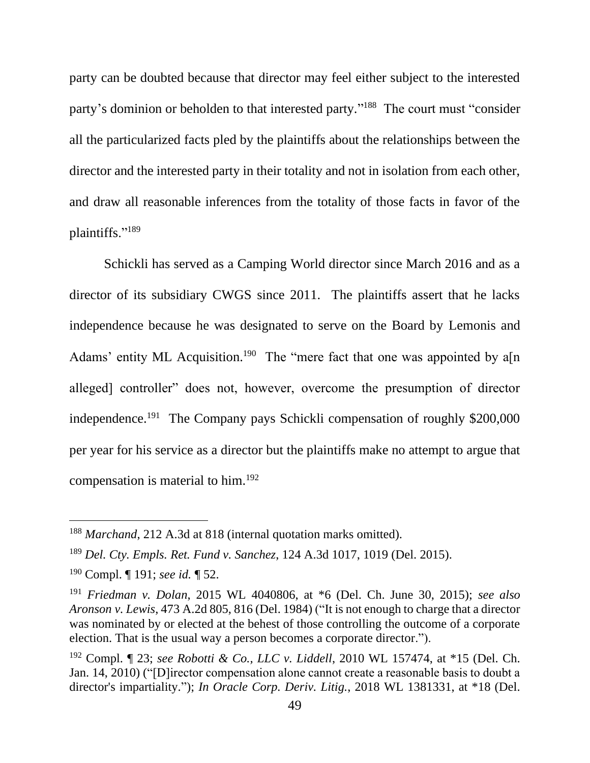party can be doubted because that director may feel either subject to the interested party's dominion or beholden to that interested party."[188] The court must "consider all the particularized facts pled by the plaintiffs about the relationships between the director and the interested party in their totality and not in isolation from each other, and draw all reasonable inferences from the totality of those facts in favor of the plaintiffs."[189]

Schickli has served as a Camping World director since March 2016 and as a director of its subsidiary CWGS since 2011. The plaintiffs assert that he lacks independence because he was designated to serve on the Board by Lemonis and Adams' entity ML Acquisition.[190] The "mere fact that one was appointed by a[n alleged] controller" does not, however, overcome the presumption of director independence.[191] The Company pays Schickli compensation of roughly $200,000 per year for his service as a director but the plaintiffs make no attempt to argue that compensation is material to him.[192]

---

[188] *Marchand*, 212 A.3d at 818 (internal quotation marks omitted).

[189] *Del. Cty. Empls. Ret. Fund v. Sanchez*, 124 A.3d 1017, 1019 (Del. 2015).

[190] Compl. ¶ 191; *see id.* ¶ 52.

[191] *Friedman v. Dolan*, 2015 WL 4040806, at *6 (Del. Ch. June 30, 2015); *see also Aronson v. Lewis*, 473 A.2d 805, 816 (Del. 1984) ("It is not enough to charge that a director was nominated by or elected at the behest of those controlling the outcome of a corporate election. That is the usual way a person becomes a corporate director.").

[192] Compl. ¶ 23; *see Robotti & Co., LLC v. Liddell*, 2010 WL 157474, at *15 (Del. Ch. Jan. 14, 2010) ("[D]irector compensation alone cannot create a reasonable basis to doubt a director's impartiality."); *In Oracle Corp. Deriv. Litig.*, 2018 WL 1381331, at *18 (Del.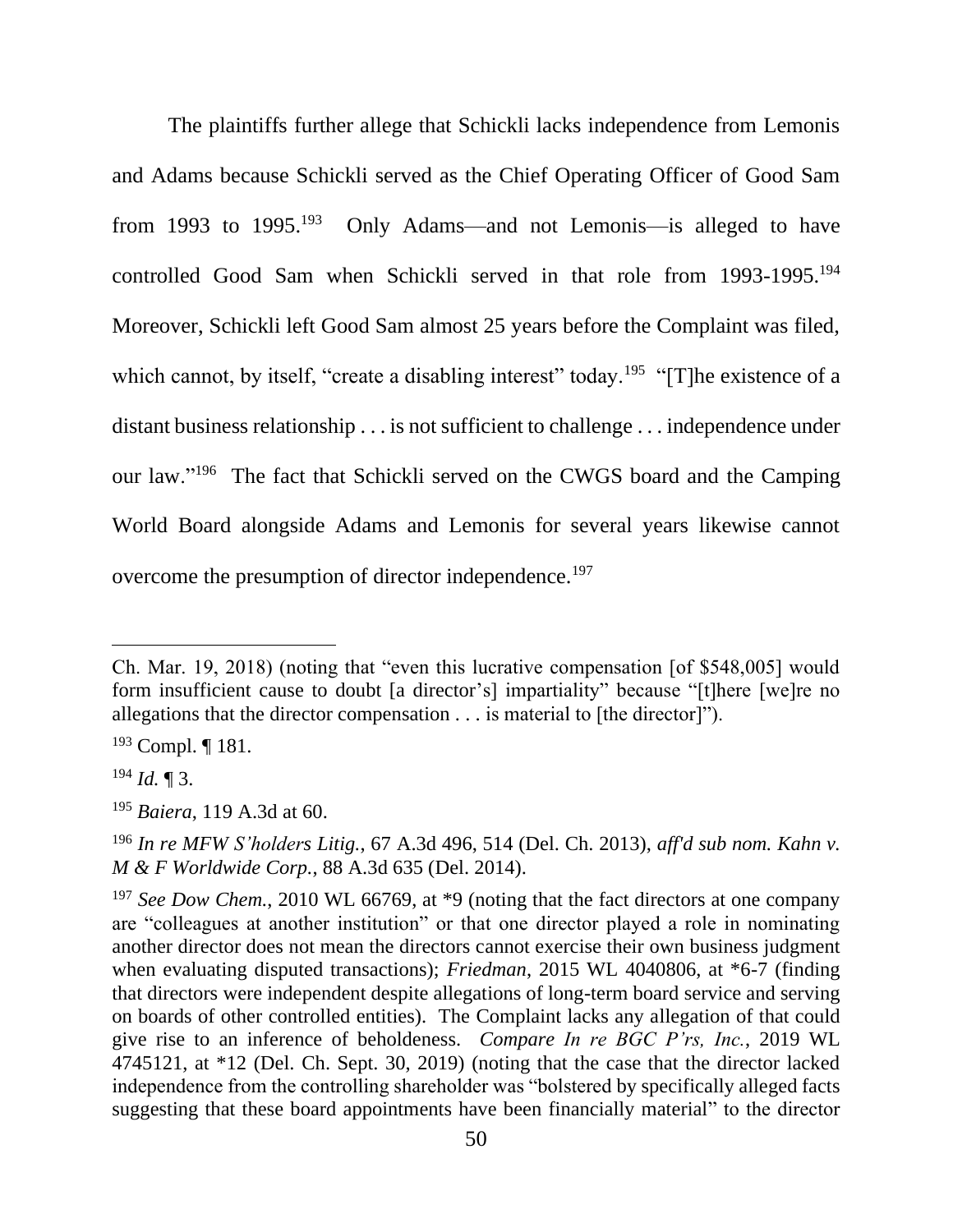The plaintiffs further allege that Schickli lacks independence from Lemonis and Adams because Schickli served as the Chief Operating Officer of Good Sam from 1993 to 1995.[193] Only Adams—and not Lemonis—is alleged to have controlled Good Sam when Schickli served in that role from 1993-1995.[194] Moreover, Schickli left Good Sam almost 25 years before the Complaint was filed, which cannot, by itself, "create a disabling interest" today.[195] "[T]he existence of a distant business relationship . . . is not sufficient to challenge . . . independence under our law."[196] The fact that Schickli served on the CWGS board and the Camping World Board alongside Adams and Lemonis for several years likewise cannot overcome the presumption of director independence.[197]

---

Ch. Mar. 19, 2018) (noting that "even this lucrative compensation [of $548,005] would form insufficient cause to doubt [a director's] impartiality" because "[t]here [we]re no allegations that the director compensation . . . is material to [the director]").

[193] Compl. ¶ 181.

[194] *Id.* ¶ 3.

[195] *Baiera*, 119 A.3d at 60.

[196] *In re MFW S'holders Litig.*, 67 A.3d 496, 514 (Del. Ch. 2013), *aff'd sub nom. Kahn v. M & F Worldwide Corp.*, 88 A.3d 635 (Del. 2014).

[197] *See Dow Chem.*, 2010 WL 66769, at *9 (noting that the fact directors at one company are "colleagues at another institution" or that one director played a role in nominating another director does not mean the directors cannot exercise their own business judgment when evaluating disputed transactions); *Friedman*, 2015 WL 4040806, at *6-7 (finding that directors were independent despite allegations of long-term board service and serving on boards of other controlled entities). The Complaint lacks any allegation of that could give rise to an inference of beholdeness. *Compare In re BGC P'rs, Inc.*, 2019 WL 4745121, at *12 (Del. Ch. Sept. 30, 2019) (noting that the case that the director lacked independence from the controlling shareholder was "bolstered by specifically alleged facts suggesting that these board appointments have been financially material" to the director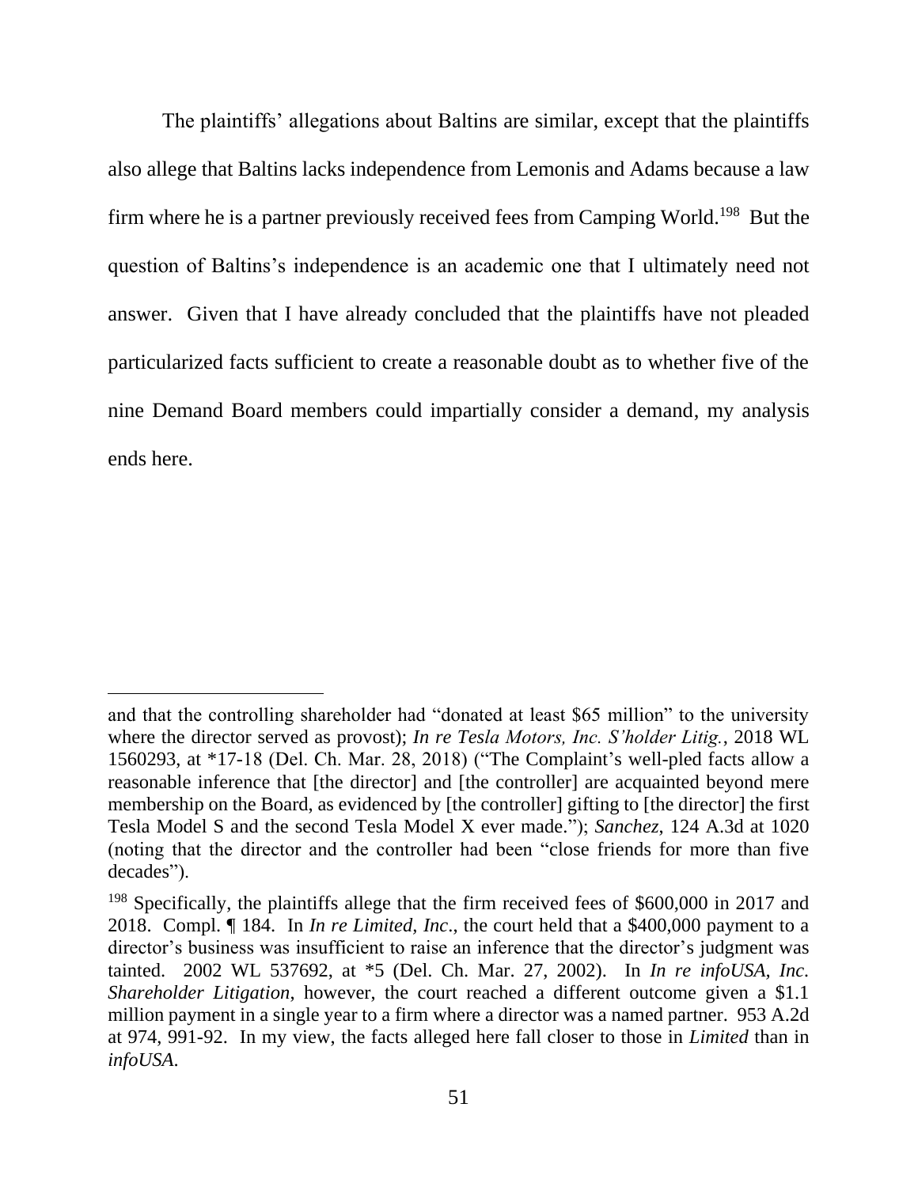The plaintiffs' allegations about Baltins are similar, except that the plaintiffs also allege that Baltins lacks independence from Lemonis and Adams because a law firm where he is a partner previously received fees from Camping World.[198] But the question of Baltins's independence is an academic one that I ultimately need not answer. Given that I have already concluded that the plaintiffs have not pleaded particularized facts sufficient to create a reasonable doubt as to whether five of the nine Demand Board members could impartially consider a demand, my analysis ends here.

---

and that the controlling shareholder had "donated at least $65 million" to the university where the director served as provost); *In re Tesla Motors, Inc. S'holder Litig.*, 2018 WL 1560293, at *17-18 (Del. Ch. Mar. 28, 2018) ("The Complaint's well-pled facts allow a reasonable inference that [the director] and [the controller] are acquainted beyond mere membership on the Board, as evidenced by [the controller] gifting to [the director] the first Tesla Model S and the second Tesla Model X ever made."); *Sanchez*, 124 A.3d at 1020 (noting that the director and the controller had been "close friends for more than five decades").

[198] Specifically, the plaintiffs allege that the firm received fees of $600,000 in 2017 and 2018. Compl. ¶ 184. In *In re Limited, Inc*., the court held that a $400,000 payment to a director's business was insufficient to raise an inference that the director's judgment was tainted. 2002 WL 537692, at *5 (Del. Ch. Mar. 27, 2002). In *In re infoUSA, Inc. Shareholder Litigation*, however, the court reached a different outcome given a $1.1 million payment in a single year to a firm where a director was a named partner. 953 A.2d at 974, 991-92. In my view, the facts alleged here fall closer to those in *Limited* than in *infoUSA*.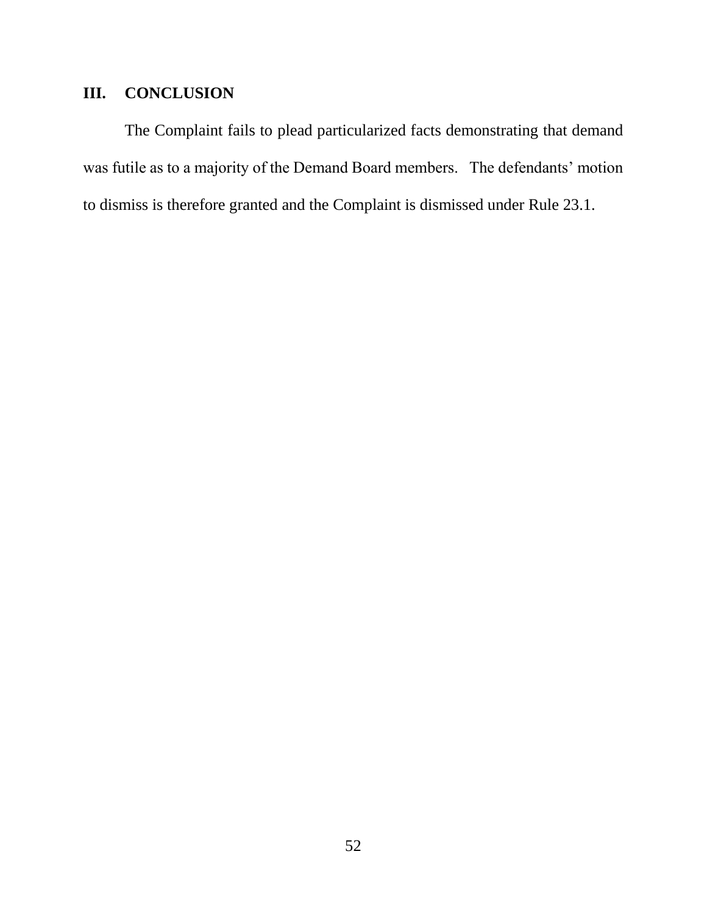## III. CONCLUSION

The Complaint fails to plead particularized facts demonstrating that demand was futile as to a majority of the Demand Board members. The defendants' motion to dismiss is therefore granted and the Complaint is dismissed under Rule 23.1.